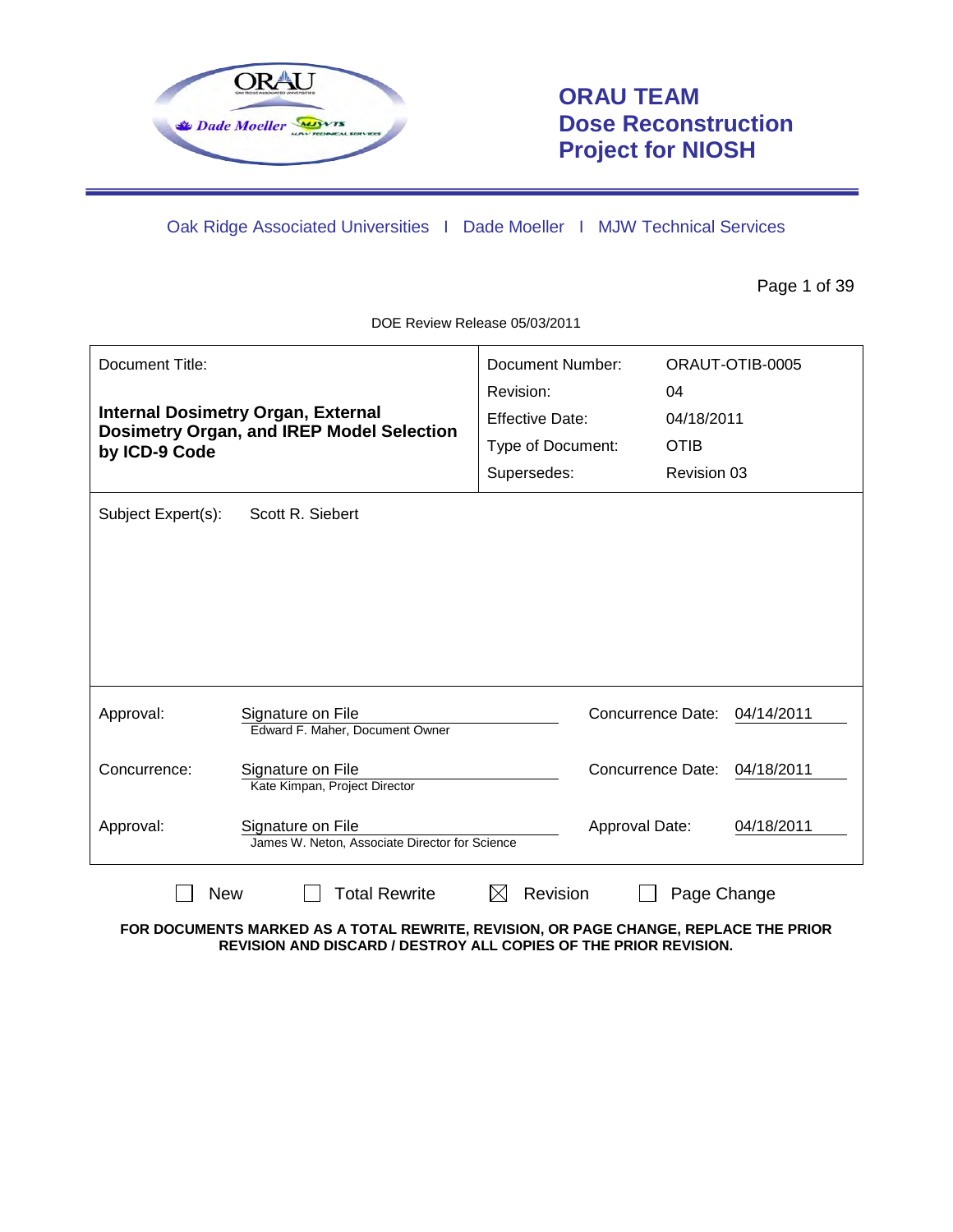# ORAU TEAM Dose Reconstruction Project for NIOSH

Oak Ridge Associated Universities | Dade Moeller | MJW Technical Services

DOE Review Release 05/03/2011

| Document Title: | Document Number: | ORAUT-OTIB-0005 |
|---|---|---|
| **Internal Dosimetry Organ, External Dosimetry Organ, and IREP Model Selection by ICD-9 Code** | Revision: | 04 |
| | Effective Date: | 04/18/2011 |
| | Type of Document: | OTIB |
| | Supersedes: | Revision 03 |

Subject Expert(s): Scott R. Siebert

| | | | |
|---|---|---|---|
| Approval: | Signature on File<br>Edward F. Maher, Document Owner | Concurrence Date: | 04/14/2011 |
| Concurrence: | Signature on File<br>Kate Kimpan, Project Director | Concurrence Date: | 04/18/2011 |
| Approval: | Signature on File<br>James W. Neton, Associate Director for Science | Approval Date: | 04/18/2011 |

☐ New ☐ Total Rewrite ☒ Revision ☐ Page Change

**FOR DOCUMENTS MARKED AS A TOTAL REWRITE, REVISION, OR PAGE CHANGE, REPLACE THE PRIOR REVISION AND DISCARD / DESTROY ALL COPIES OF THE PRIOR REVISION.**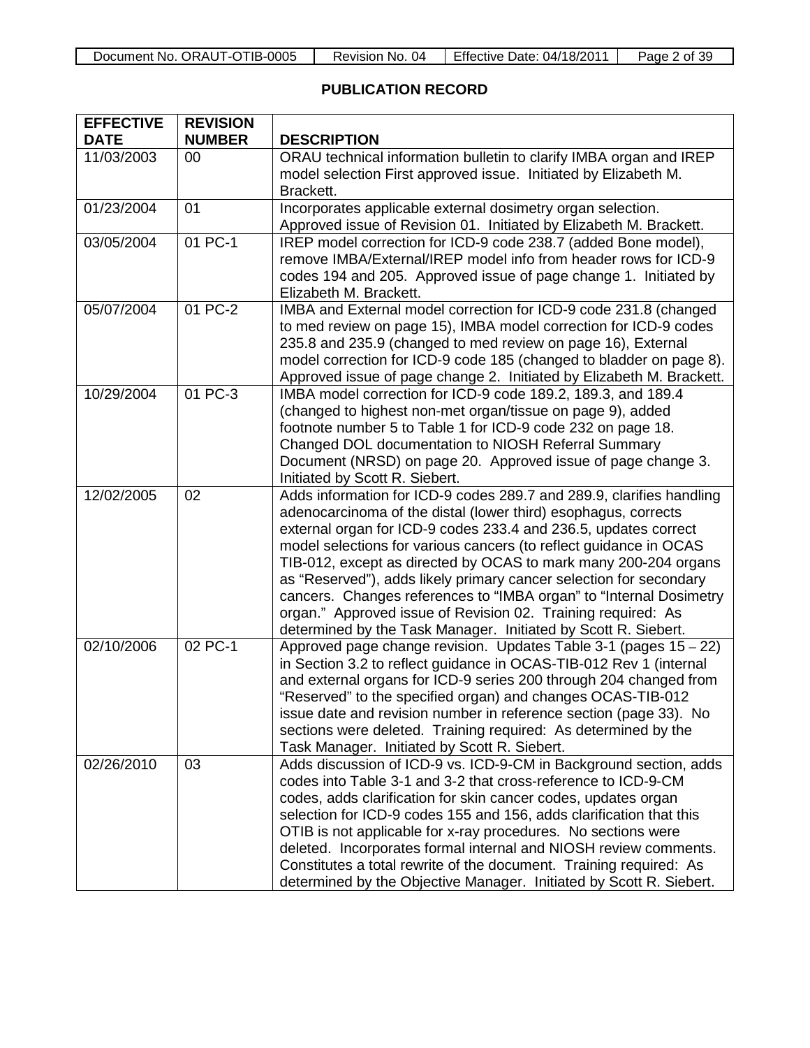## PUBLICATION RECORD

| EFFECTIVE DATE | REVISION NUMBER | DESCRIPTION |
|---|---|---|
| 11/03/2003 | 00 | ORAU technical information bulletin to clarify IMBA organ and IREP model selection First approved issue. Initiated by Elizabeth M. Brackett. |
| 01/23/2004 | 01 | Incorporates applicable external dosimetry organ selection. Approved issue of Revision 01. Initiated by Elizabeth M. Brackett. |
| 03/05/2004 | 01 PC-1 | IREP model correction for ICD-9 code 238.7 (added Bone model), remove IMBA/External/IREP model info from header rows for ICD-9 codes 194 and 205. Approved issue of page change 1. Initiated by Elizabeth M. Brackett. |
| 05/07/2004 | 01 PC-2 | IMBA and External model correction for ICD-9 code 231.8 (changed to med review on page 15), IMBA model correction for ICD-9 codes 235.8 and 235.9 (changed to med review on page 16), External model correction for ICD-9 code 185 (changed to bladder on page 8). Approved issue of page change 2. Initiated by Elizabeth M. Brackett. |
| 10/29/2004 | 01 PC-3 | IMBA model correction for ICD-9 code 189.2, 189.3, and 189.4 (changed to highest non-met organ/tissue on page 9), added footnote number 5 to Table 1 for ICD-9 code 232 on page 18. Changed DOL documentation to NIOSH Referral Summary Document (NRSD) on page 20. Approved issue of page change 3. Initiated by Scott R. Siebert. |
| 12/02/2005 | 02 | Adds information for ICD-9 codes 289.7 and 289.9, clarifies handling adenocarcinoma of the distal (lower third) esophagus, corrects external organ for ICD-9 codes 233.4 and 236.5, updates correct model selections for various cancers (to reflect guidance in OCAS TIB-012, except as directed by OCAS to mark many 200-204 organs as "Reserved"), adds likely primary cancer selection for secondary cancers. Changes references to "IMBA organ" to "Internal Dosimetry organ." Approved issue of Revision 02. Training required: As determined by the Task Manager. Initiated by Scott R. Siebert. |
| 02/10/2006 | 02 PC-1 | Approved page change revision. Updates Table 3-1 (pages 15 – 22) in Section 3.2 to reflect guidance in OCAS-TIB-012 Rev 1 (internal and external organs for ICD-9 series 200 through 204 changed from "Reserved" to the specified organ) and changes OCAS-TIB-012 issue date and revision number in reference section (page 33). No sections were deleted. Training required: As determined by the Task Manager. Initiated by Scott R. Siebert. |
| 02/26/2010 | 03 | Adds discussion of ICD-9 vs. ICD-9-CM in Background section, adds codes into Table 3-1 and 3-2 that cross-reference to ICD-9-CM codes, adds clarification for skin cancer codes, updates organ selection for ICD-9 codes 155 and 156, adds clarification that this OTIB is not applicable for x-ray procedures. No sections were deleted. Incorporates formal internal and NIOSH review comments. Constitutes a total rewrite of the document. Training required: As determined by the Objective Manager. Initiated by Scott R. Siebert. |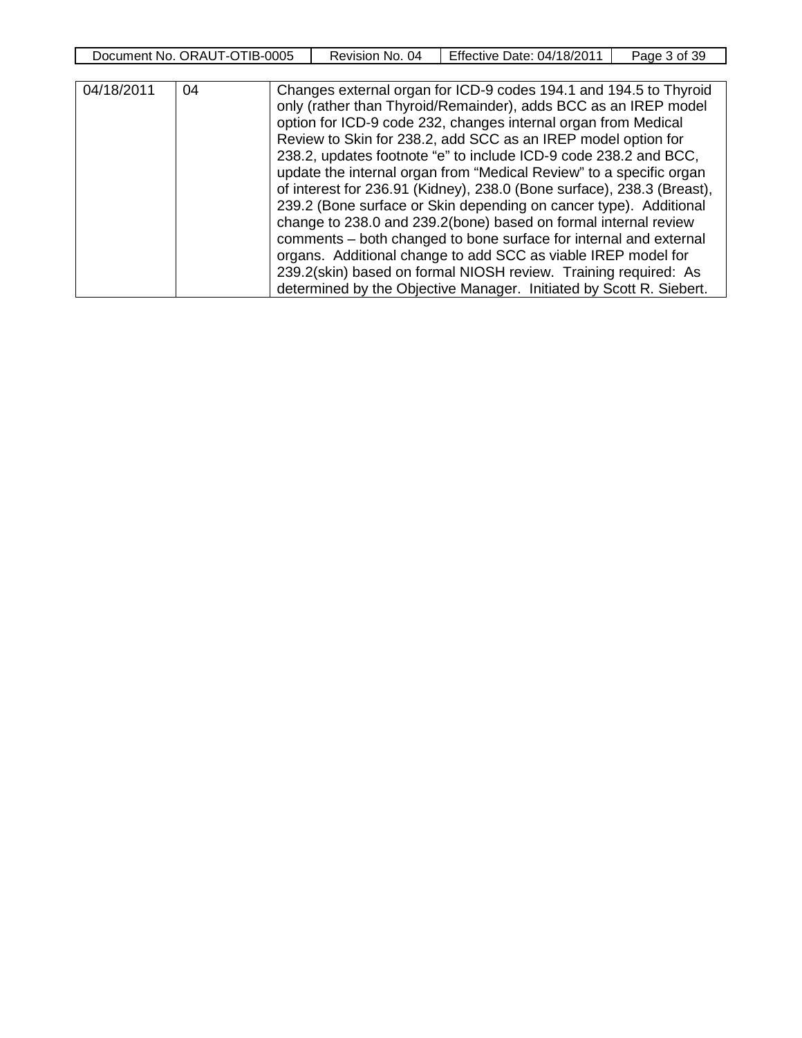| | | |
|---|---|---|
| 04/18/2011 | 04 | Changes external organ for ICD-9 codes 194.1 and 194.5 to Thyroid only (rather than Thyroid/Remainder), adds BCC as an IREP model option for ICD-9 code 232, changes internal organ from Medical Review to Skin for 238.2, add SCC as an IREP model option for 238.2, updates footnote “e” to include ICD-9 code 238.2 and BCC, update the internal organ from “Medical Review” to a specific organ of interest for 236.91 (Kidney), 238.0 (Bone surface), 238.3 (Breast), 239.2 (Bone surface or Skin depending on cancer type). Additional change to 238.0 and 239.2(bone) based on formal internal review comments – both changed to bone surface for internal and external organs. Additional change to add SCC as viable IREP model for 239.2(skin) based on formal NIOSH review. Training required: As determined by the Objective Manager. Initiated by Scott R. Siebert. |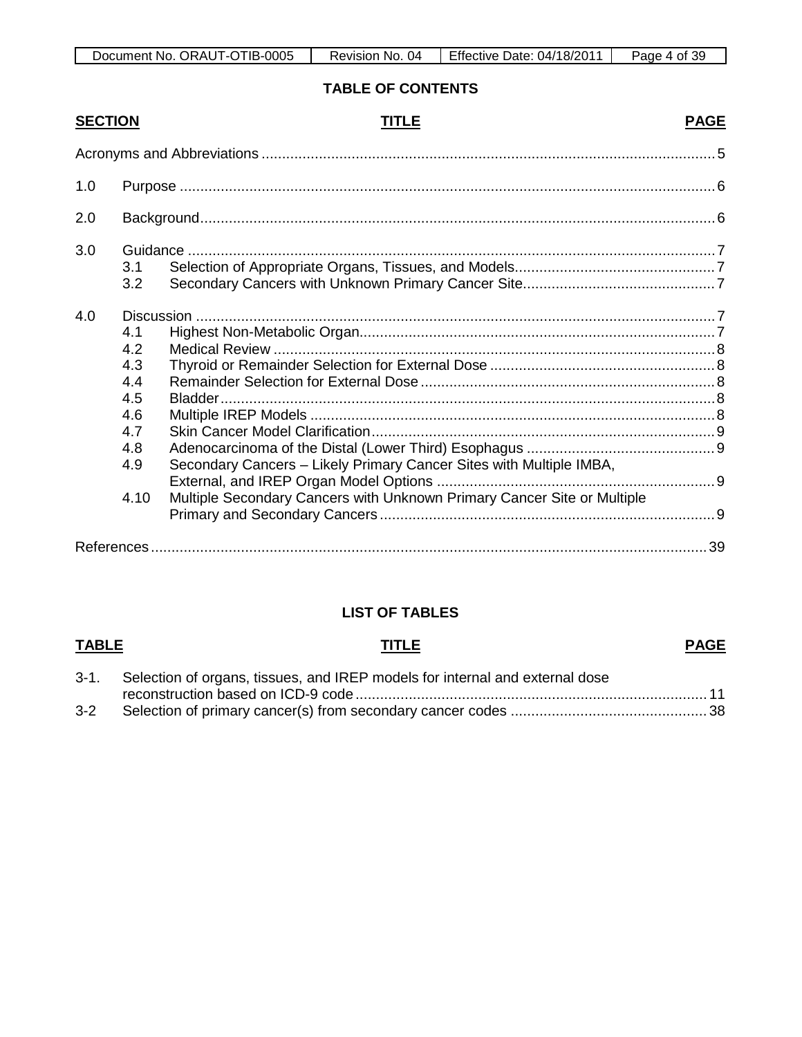## TABLE OF CONTENTS

| SECTION | | TITLE | PAGE |
|---|---|---|---|
| Acronyms and Abbreviations | | | 5 |
| 1.0 | Purpose | | 6 |
| 2.0 | Background | | 6 |
| 3.0 | Guidance | | 7 |
| | 3.1 | Selection of Appropriate Organs, Tissues, and Models | 7 |
| | 3.2 | Secondary Cancers with Unknown Primary Cancer Site | 7 |
| 4.0 | Discussion | | 7 |
| | 4.1 | Highest Non-Metabolic Organ | 7 |
| | 4.2 | Medical Review | 8 |
| | 4.3 | Thyroid or Remainder Selection for External Dose | 8 |
| | 4.4 | Remainder Selection for External Dose | 8 |
| | 4.5 | Bladder | 8 |
| | 4.6 | Multiple IREP Models | 8 |
| | 4.7 | Skin Cancer Model Clarification | 9 |
| | 4.8 | Adenocarcinoma of the Distal (Lower Third) Esophagus | 9 |
| | 4.9 | Secondary Cancers – Likely Primary Cancer Sites with Multiple IMBA, External, and IREP Organ Model Options | 9 |
| | 4.10 | Multiple Secondary Cancers with Unknown Primary Cancer Site or Multiple Primary and Secondary Cancers | 9 |
| References | | | 39 |

## LIST OF TABLES

| TABLE | TITLE | PAGE |
|---|---|---|
| 3-1. | Selection of organs, tissues, and IREP models for internal and external dose reconstruction based on ICD-9 code | 11 |
| 3-2 | Selection of primary cancer(s) from secondary cancer codes | 38 |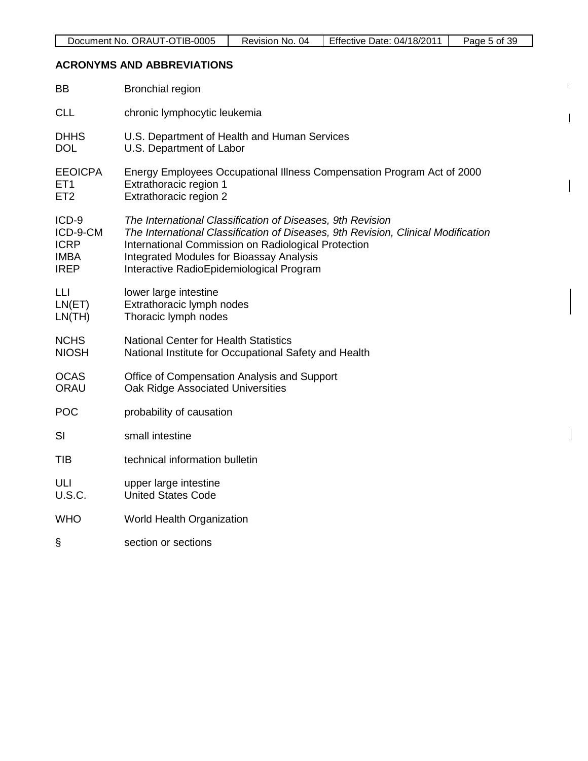## ACRONYMS AND ABBREVIATIONS

| | |
|---|---|
| BB | Bronchial region |
| CLL | chronic lymphocytic leukemia |
| DHHS | U.S. Department of Health and Human Services |
| DOL | U.S. Department of Labor |
| EEOICPA | Energy Employees Occupational Illness Compensation Program Act of 2000 |
| ET1 | Extrathoracic region 1 |
| ET2 | Extrathoracic region 2 |
| ICD-9 | *The International Classification of Diseases, 9th Revision* |
| ICD-9-CM | *The International Classification of Diseases, 9th Revision, Clinical Modification* |
| ICRP | International Commission on Radiological Protection |
| IMBA | Integrated Modules for Bioassay Analysis |
| IREP | Interactive RadioEpidemiological Program |
| LLI | lower large intestine |
| LN(ET) | Extrathoracic lymph nodes |
| LN(TH) | Thoracic lymph nodes |
| NCHS | National Center for Health Statistics |
| NIOSH | National Institute for Occupational Safety and Health |
| OCAS | Office of Compensation Analysis and Support |
| ORAU | Oak Ridge Associated Universities |
| POC | probability of causation |
| SI | small intestine |
| TIB | technical information bulletin |
| ULI | upper large intestine |
| U.S.C. | United States Code |
| WHO | World Health Organization |
| § | section or sections |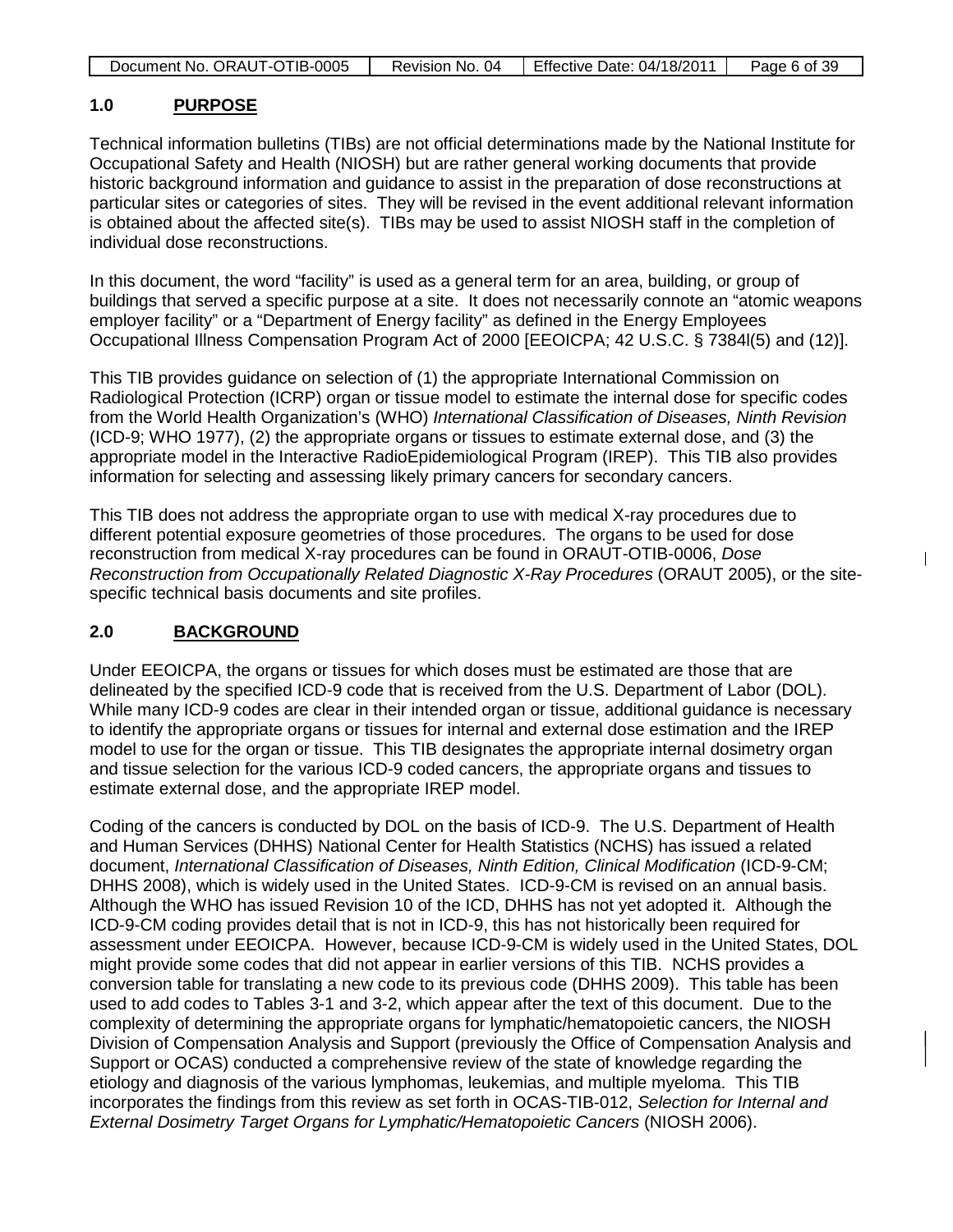## 1.0 PURPOSE

Technical information bulletins (TIBs) are not official determinations made by the National Institute for Occupational Safety and Health (NIOSH) but are rather general working documents that provide historic background information and guidance to assist in the preparation of dose reconstructions at particular sites or categories of sites. They will be revised in the event additional relevant information is obtained about the affected site(s). TIBs may be used to assist NIOSH staff in the completion of individual dose reconstructions.

In this document, the word "facility" is used as a general term for an area, building, or group of buildings that served a specific purpose at a site. It does not necessarily connote an "atomic weapons employer facility" or a "Department of Energy facility" as defined in the Energy Employees Occupational Illness Compensation Program Act of 2000 [EEOICPA; 42 U.S.C. § 7384l(5) and (12)].

This TIB provides guidance on selection of (1) the appropriate International Commission on Radiological Protection (ICRP) organ or tissue model to estimate the internal dose for specific codes from the World Health Organization's (WHO) *International Classification of Diseases, Ninth Revision* (ICD-9; WHO 1977), (2) the appropriate organs or tissues to estimate external dose, and (3) the appropriate model in the Interactive RadioEpidemiological Program (IREP). This TIB also provides information for selecting and assessing likely primary cancers for secondary cancers.

This TIB does not address the appropriate organ to use with medical X-ray procedures due to different potential exposure geometries of those procedures. The organs to be used for dose reconstruction from medical X-ray procedures can be found in ORAUT-OTIB-0006, *Dose Reconstruction from Occupationally Related Diagnostic X-Ray Procedures* (ORAUT 2005), or the site-specific technical basis documents and site profiles.

## 2.0 BACKGROUND

Under EEOICPA, the organs or tissues for which doses must be estimated are those that are delineated by the specified ICD-9 code that is received from the U.S. Department of Labor (DOL). While many ICD-9 codes are clear in their intended organ or tissue, additional guidance is necessary to identify the appropriate organs or tissues for internal and external dose estimation and the IREP model to use for the organ or tissue. This TIB designates the appropriate internal dosimetry organ and tissue selection for the various ICD-9 coded cancers, the appropriate organs and tissues to estimate external dose, and the appropriate IREP model.

Coding of the cancers is conducted by DOL on the basis of ICD-9. The U.S. Department of Health and Human Services (DHHS) National Center for Health Statistics (NCHS) has issued a related document, *International Classification of Diseases, Ninth Edition, Clinical Modification* (ICD-9-CM; DHHS 2008), which is widely used in the United States. ICD-9-CM is revised on an annual basis. Although the WHO has issued Revision 10 of the ICD, DHHS has not yet adopted it. Although the ICD-9-CM coding provides detail that is not in ICD-9, this has not historically been required for assessment under EEOICPA. However, because ICD-9-CM is widely used in the United States, DOL might provide some codes that did not appear in earlier versions of this TIB. NCHS provides a conversion table for translating a new code to its previous code (DHHS 2009). This table has been used to add codes to Tables 3-1 and 3-2, which appear after the text of this document. Due to the complexity of determining the appropriate organs for lymphatic/hematopoietic cancers, the NIOSH Division of Compensation Analysis and Support (previously the Office of Compensation Analysis and Support or OCAS) conducted a comprehensive review of the state of knowledge regarding the etiology and diagnosis of the various lymphomas, leukemias, and multiple myeloma. This TIB incorporates the findings from this review as set forth in OCAS-TIB-012, *Selection for Internal and External Dosimetry Target Organs for Lymphatic/Hematopoietic Cancers* (NIOSH 2006).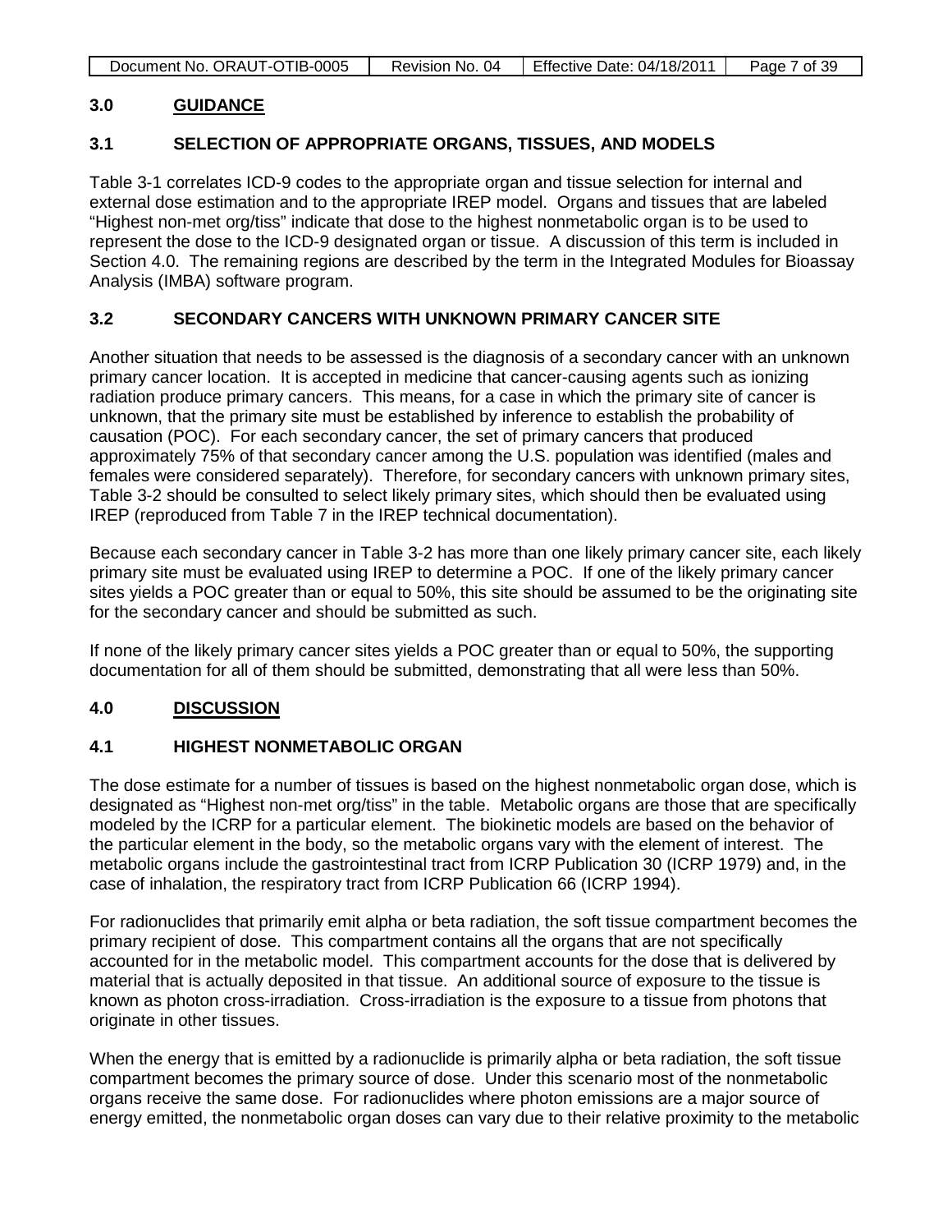## 3.0 GUIDANCE

### 3.1 SELECTION OF APPROPRIATE ORGANS, TISSUES, AND MODELS

Table 3-1 correlates ICD-9 codes to the appropriate organ and tissue selection for internal and external dose estimation and to the appropriate IREP model. Organs and tissues that are labeled "Highest non-met org/tiss" indicate that dose to the highest nonmetabolic organ is to be used to represent the dose to the ICD-9 designated organ or tissue. A discussion of this term is included in Section 4.0. The remaining regions are described by the term in the Integrated Modules for Bioassay Analysis (IMBA) software program.

### 3.2 SECONDARY CANCERS WITH UNKNOWN PRIMARY CANCER SITE

Another situation that needs to be assessed is the diagnosis of a secondary cancer with an unknown primary cancer location. It is accepted in medicine that cancer-causing agents such as ionizing radiation produce primary cancers. This means, for a case in which the primary site of cancer is unknown, that the primary site must be established by inference to establish the probability of causation (POC). For each secondary cancer, the set of primary cancers that produced approximately 75% of that secondary cancer among the U.S. population was identified (males and females were considered separately). Therefore, for secondary cancers with unknown primary sites, Table 3-2 should be consulted to select likely primary sites, which should then be evaluated using IREP (reproduced from Table 7 in the IREP technical documentation).

Because each secondary cancer in Table 3-2 has more than one likely primary cancer site, each likely primary site must be evaluated using IREP to determine a POC. If one of the likely primary cancer sites yields a POC greater than or equal to 50%, this site should be assumed to be the originating site for the secondary cancer and should be submitted as such.

If none of the likely primary cancer sites yields a POC greater than or equal to 50%, the supporting documentation for all of them should be submitted, demonstrating that all were less than 50%.

## 4.0 DISCUSSION

### 4.1 HIGHEST NONMETABOLIC ORGAN

The dose estimate for a number of tissues is based on the highest nonmetabolic organ dose, which is designated as "Highest non-met org/tiss" in the table. Metabolic organs are those that are specifically modeled by the ICRP for a particular element. The biokinetic models are based on the behavior of the particular element in the body, so the metabolic organs vary with the element of interest. The metabolic organs include the gastrointestinal tract from ICRP Publication 30 (ICRP 1979) and, in the case of inhalation, the respiratory tract from ICRP Publication 66 (ICRP 1994).

For radionuclides that primarily emit alpha or beta radiation, the soft tissue compartment becomes the primary recipient of dose. This compartment contains all the organs that are not specifically accounted for in the metabolic model. This compartment accounts for the dose that is delivered by material that is actually deposited in that tissue. An additional source of exposure to the tissue is known as photon cross-irradiation. Cross-irradiation is the exposure to a tissue from photons that originate in other tissues.

When the energy that is emitted by a radionuclide is primarily alpha or beta radiation, the soft tissue compartment becomes the primary source of dose. Under this scenario most of the nonmetabolic organs receive the same dose. For radionuclides where photon emissions are a major source of energy emitted, the nonmetabolic organ doses can vary due to their relative proximity to the metabolic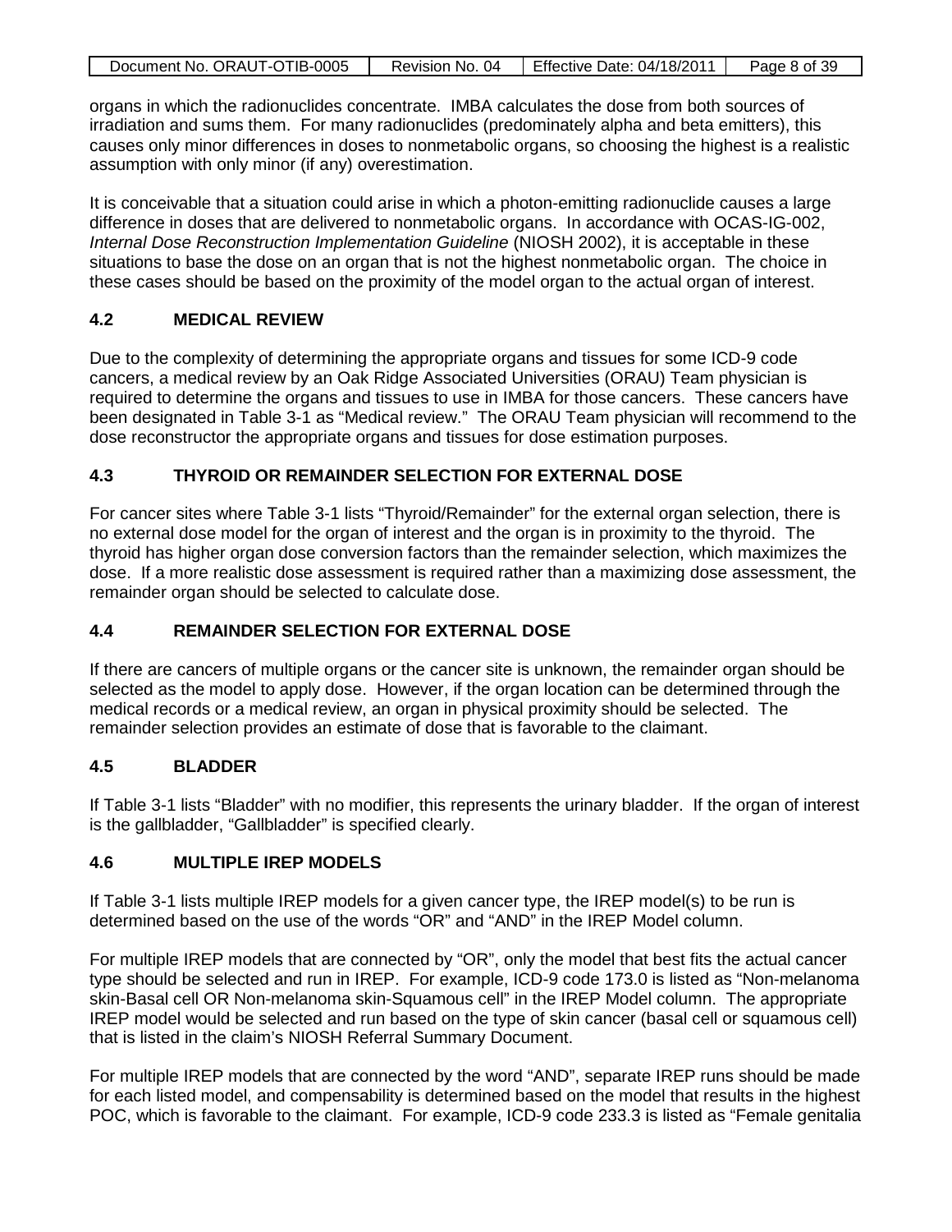organs in which the radionuclides concentrate. IMBA calculates the dose from both sources of irradiation and sums them. For many radionuclides (predominately alpha and beta emitters), this causes only minor differences in doses to nonmetabolic organs, so choosing the highest is a realistic assumption with only minor (if any) overestimation.

It is conceivable that a situation could arise in which a photon-emitting radionuclide causes a large difference in doses that are delivered to nonmetabolic organs. In accordance with OCAS-IG-002, *Internal Dose Reconstruction Implementation Guideline* (NIOSH 2002), it is acceptable in these situations to base the dose on an organ that is not the highest nonmetabolic organ. The choice in these cases should be based on the proximity of the model organ to the actual organ of interest.

## 4.2 MEDICAL REVIEW

Due to the complexity of determining the appropriate organs and tissues for some ICD-9 code cancers, a medical review by an Oak Ridge Associated Universities (ORAU) Team physician is required to determine the organs and tissues to use in IMBA for those cancers. These cancers have been designated in Table 3-1 as "Medical review." The ORAU Team physician will recommend to the dose reconstructor the appropriate organs and tissues for dose estimation purposes.

## 4.3 THYROID OR REMAINDER SELECTION FOR EXTERNAL DOSE

For cancer sites where Table 3-1 lists "Thyroid/Remainder" for the external organ selection, there is no external dose model for the organ of interest and the organ is in proximity to the thyroid. The thyroid has higher organ dose conversion factors than the remainder selection, which maximizes the dose. If a more realistic dose assessment is required rather than a maximizing dose assessment, the remainder organ should be selected to calculate dose.

## 4.4 REMAINDER SELECTION FOR EXTERNAL DOSE

If there are cancers of multiple organs or the cancer site is unknown, the remainder organ should be selected as the model to apply dose. However, if the organ location can be determined through the medical records or a medical review, an organ in physical proximity should be selected. The remainder selection provides an estimate of dose that is favorable to the claimant.

## 4.5 BLADDER

If Table 3-1 lists "Bladder" with no modifier, this represents the urinary bladder. If the organ of interest is the gallbladder, "Gallbladder" is specified clearly.

## 4.6 MULTIPLE IREP MODELS

If Table 3-1 lists multiple IREP models for a given cancer type, the IREP model(s) to be run is determined based on the use of the words "OR" and "AND" in the IREP Model column.

For multiple IREP models that are connected by "OR", only the model that best fits the actual cancer type should be selected and run in IREP. For example, ICD-9 code 173.0 is listed as "Non-melanoma skin-Basal cell OR Non-melanoma skin-Squamous cell" in the IREP Model column. The appropriate IREP model would be selected and run based on the type of skin cancer (basal cell or squamous cell) that is listed in the claim's NIOSH Referral Summary Document.

For multiple IREP models that are connected by the word "AND", separate IREP runs should be made for each listed model, and compensability is determined based on the model that results in the highest POC, which is favorable to the claimant. For example, ICD-9 code 233.3 is listed as "Female genitalia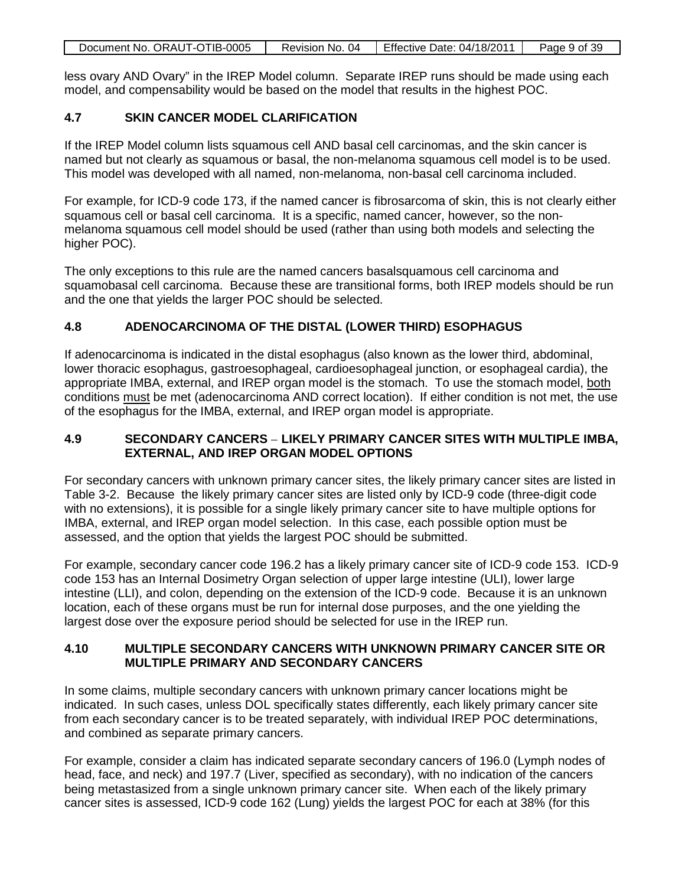less ovary AND Ovary" in the IREP Model column. Separate IREP runs should be made using each model, and compensability would be based on the model that results in the highest POC.

## 4.7 SKIN CANCER MODEL CLARIFICATION

If the IREP Model column lists squamous cell AND basal cell carcinomas, and the skin cancer is named but not clearly as squamous or basal, the non-melanoma squamous cell model is to be used. This model was developed with all named, non-melanoma, non-basal cell carcinoma included.

For example, for ICD-9 code 173, if the named cancer is fibrosarcoma of skin, this is not clearly either squamous cell or basal cell carcinoma. It is a specific, named cancer, however, so the non-melanoma squamous cell model should be used (rather than using both models and selecting the higher POC).

The only exceptions to this rule are the named cancers basalsquamous cell carcinoma and squamobasal cell carcinoma. Because these are transitional forms, both IREP models should be run and the one that yields the larger POC should be selected.

## 4.8 ADENOCARCINOMA OF THE DISTAL (LOWER THIRD) ESOPHAGUS

If adenocarcinoma is indicated in the distal esophagus (also known as the lower third, abdominal, lower thoracic esophagus, gastroesophageal, cardioesophageal junction, or esophageal cardia), the appropriate IMBA, external, and IREP organ model is the stomach. To use the stomach model, both conditions must be met (adenocarcinoma AND correct location). If either condition is not met, the use of the esophagus for the IMBA, external, and IREP organ model is appropriate.

## 4.9 SECONDARY CANCERS – LIKELY PRIMARY CANCER SITES WITH MULTIPLE IMBA, EXTERNAL, AND IREP ORGAN MODEL OPTIONS

For secondary cancers with unknown primary cancer sites, the likely primary cancer sites are listed in Table 3-2. Because the likely primary cancer sites are listed only by ICD-9 code (three-digit code with no extensions), it is possible for a single likely primary cancer site to have multiple options for IMBA, external, and IREP organ model selection. In this case, each possible option must be assessed, and the option that yields the largest POC should be submitted.

For example, secondary cancer code 196.2 has a likely primary cancer site of ICD-9 code 153. ICD-9 code 153 has an Internal Dosimetry Organ selection of upper large intestine (ULI), lower large intestine (LLI), and colon, depending on the extension of the ICD-9 code. Because it is an unknown location, each of these organs must be run for internal dose purposes, and the one yielding the largest dose over the exposure period should be selected for use in the IREP run.

## 4.10 MULTIPLE SECONDARY CANCERS WITH UNKNOWN PRIMARY CANCER SITE OR MULTIPLE PRIMARY AND SECONDARY CANCERS

In some claims, multiple secondary cancers with unknown primary cancer locations might be indicated. In such cases, unless DOL specifically states differently, each likely primary cancer site from each secondary cancer is to be treated separately, with individual IREP POC determinations, and combined as separate primary cancers.

For example, consider a claim has indicated separate secondary cancers of 196.0 (Lymph nodes of head, face, and neck) and 197.7 (Liver, specified as secondary), with no indication of the cancers being metastasized from a single unknown primary cancer site. When each of the likely primary cancer sites is assessed, ICD-9 code 162 (Lung) yields the largest POC for each at 38% (for this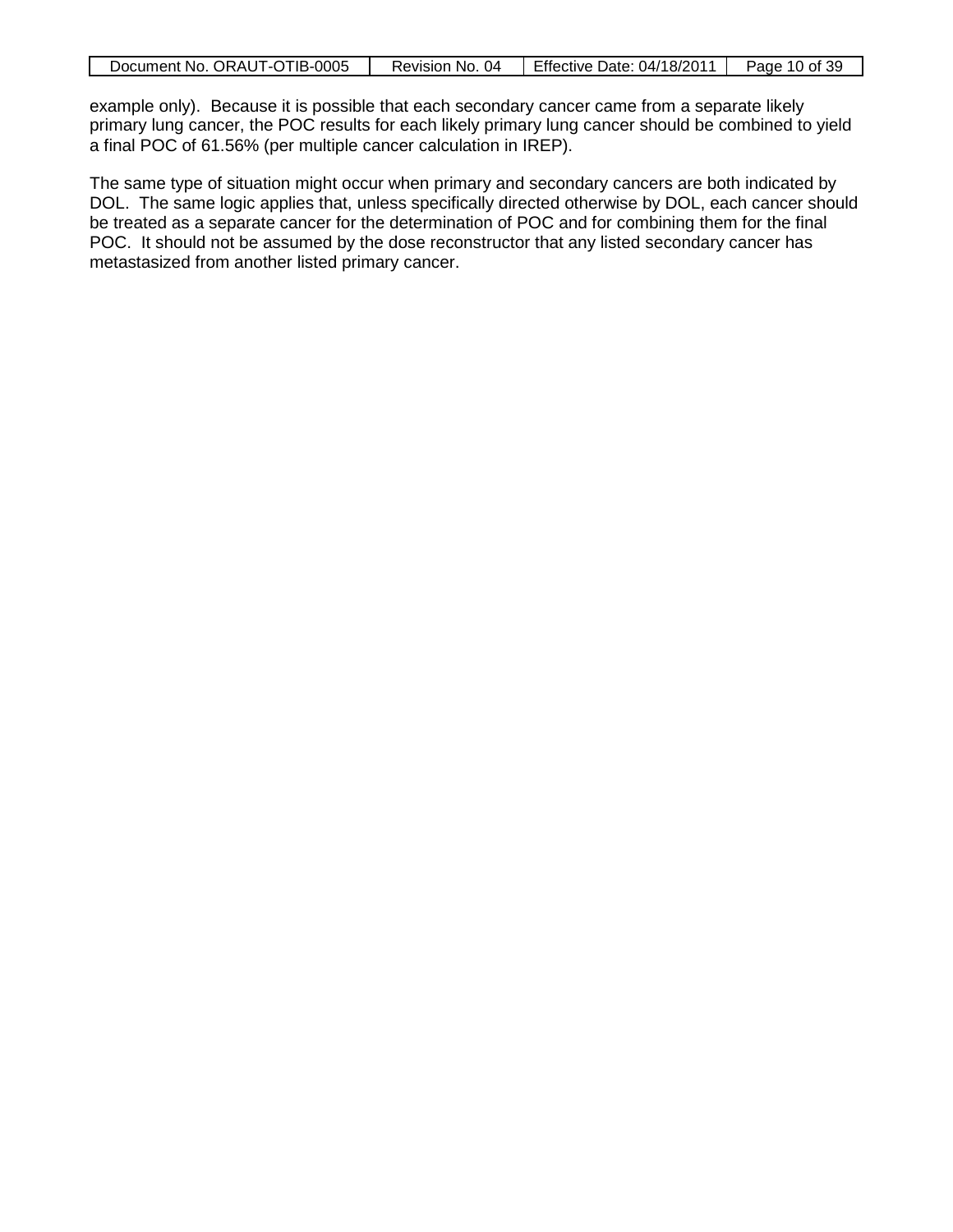example only). Because it is possible that each secondary cancer came from a separate likely primary lung cancer, the POC results for each likely primary lung cancer should be combined to yield a final POC of 61.56% (per multiple cancer calculation in IREP).

The same type of situation might occur when primary and secondary cancers are both indicated by DOL. The same logic applies that, unless specifically directed otherwise by DOL, each cancer should be treated as a separate cancer for the determination of POC and for combining them for the final POC. It should not be assumed by the dose reconstructor that any listed secondary cancer has metastasized from another listed primary cancer.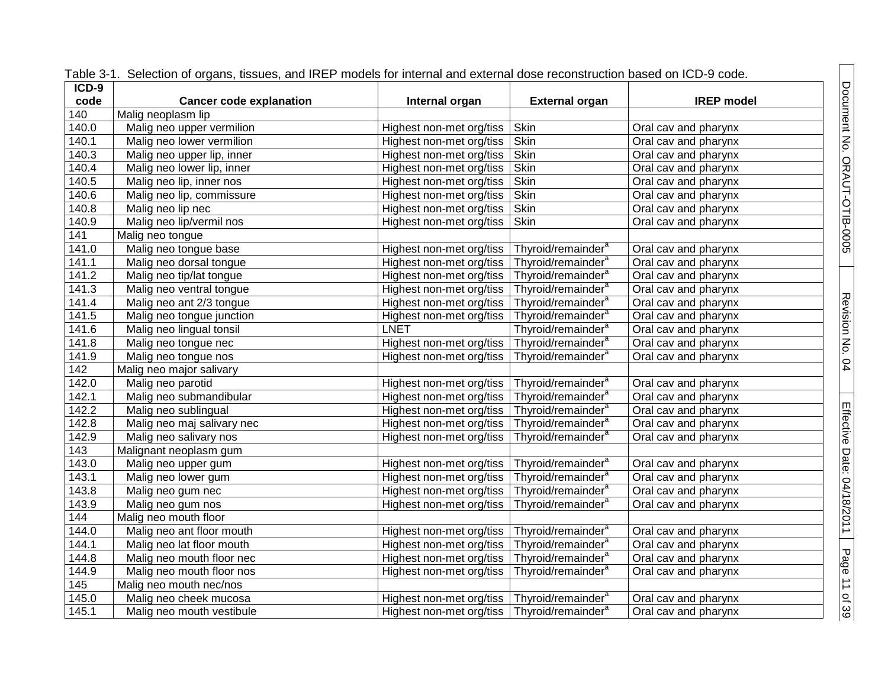Table 3-1. Selection of organs, tissues, and IREP models for internal and external dose reconstruction based on ICD-9 code.

| ICD-9 code | Cancer code explanation | Internal organ | External organ | IREP model |
|---|---|---|---|---|
| 140 | Malig neoplasm lip | | | |
| 140.0 | Malig neo upper vermilion | Highest non-met org/tiss | Skin | Oral cav and pharynx |
| 140.1 | Malig neo lower vermilion | Highest non-met org/tiss | Skin | Oral cav and pharynx |
| 140.3 | Malig neo upper lip, inner | Highest non-met org/tiss | Skin | Oral cav and pharynx |
| 140.4 | Malig neo lower lip, inner | Highest non-met org/tiss | Skin | Oral cav and pharynx |
| 140.5 | Malig neo lip, inner nos | Highest non-met org/tiss | Skin | Oral cav and pharynx |
| 140.6 | Malig neo lip, commissure | Highest non-met org/tiss | Skin | Oral cav and pharynx |
| 140.8 | Malig neo lip nec | Highest non-met org/tiss | Skin | Oral cav and pharynx |
| 140.9 | Malig neo lip/vermil nos | Highest non-met org/tiss | Skin | Oral cav and pharynx |
| 141 | Malig neo tongue | | | |
| 141.0 | Malig neo tongue base | Highest non-met org/tiss | Thyroid/remainder[a] | Oral cav and pharynx |
| 141.1 | Malig neo dorsal tongue | Highest non-met org/tiss | Thyroid/remainder[a] | Oral cav and pharynx |
| 141.2 | Malig neo tip/lat tongue | Highest non-met org/tiss | Thyroid/remainder[a] | Oral cav and pharynx |
| 141.3 | Malig neo ventral tongue | Highest non-met org/tiss | Thyroid/remainder[a] | Oral cav and pharynx |
| 141.4 | Malig neo ant 2/3 tongue | Highest non-met org/tiss | Thyroid/remainder[a] | Oral cav and pharynx |
| 141.5 | Malig neo tongue junction | Highest non-met org/tiss | Thyroid/remainder[a] | Oral cav and pharynx |
| 141.6 | Malig neo lingual tonsil | LNET | Thyroid/remainder[a] | Oral cav and pharynx |
| 141.8 | Malig neo tongue nec | Highest non-met org/tiss | Thyroid/remainder[a] | Oral cav and pharynx |
| 141.9 | Malig neo tongue nos | Highest non-met org/tiss | Thyroid/remainder[a] | Oral cav and pharynx |
| 142 | Malig neo major salivary | | | |
| 142.0 | Malig neo parotid | Highest non-met org/tiss | Thyroid/remainder[a] | Oral cav and pharynx |
| 142.1 | Malig neo submandibular | Highest non-met org/tiss | Thyroid/remainder[a] | Oral cav and pharynx |
| 142.2 | Malig neo sublingual | Highest non-met org/tiss | Thyroid/remainder[a] | Oral cav and pharynx |
| 142.8 | Malig neo maj salivary nec | Highest non-met org/tiss | Thyroid/remainder[a] | Oral cav and pharynx |
| 142.9 | Malig neo salivary nos | Highest non-met org/tiss | Thyroid/remainder[a] | Oral cav and pharynx |
| 143 | Malignant neoplasm gum | | | |
| 143.0 | Malig neo upper gum | Highest non-met org/tiss | Thyroid/remainder[a] | Oral cav and pharynx |
| 143.1 | Malig neo lower gum | Highest non-met org/tiss | Thyroid/remainder[a] | Oral cav and pharynx |
| 143.8 | Malig neo gum nec | Highest non-met org/tiss | Thyroid/remainder[a] | Oral cav and pharynx |
| 143.9 | Malig neo gum nos | Highest non-met org/tiss | Thyroid/remainder[a] | Oral cav and pharynx |
| 144 | Malig neo mouth floor | | | |
| 144.0 | Malig neo ant floor mouth | Highest non-met org/tiss | Thyroid/remainder[a] | Oral cav and pharynx |
| 144.1 | Malig neo lat floor mouth | Highest non-met org/tiss | Thyroid/remainder[a] | Oral cav and pharynx |
| 144.8 | Malig neo mouth floor nec | Highest non-met org/tiss | Thyroid/remainder[a] | Oral cav and pharynx |
| 144.9 | Malig neo mouth floor nos | Highest non-met org/tiss | Thyroid/remainder[a] | Oral cav and pharynx |
| 145 | Malig neo mouth nec/nos | | | |
| 145.0 | Malig neo cheek mucosa | Highest non-met org/tiss | Thyroid/remainder[a] | Oral cav and pharynx |
| 145.1 | Malig neo mouth vestibule | Highest non-met org/tiss | Thyroid/remainder[a] | Oral cav and pharynx |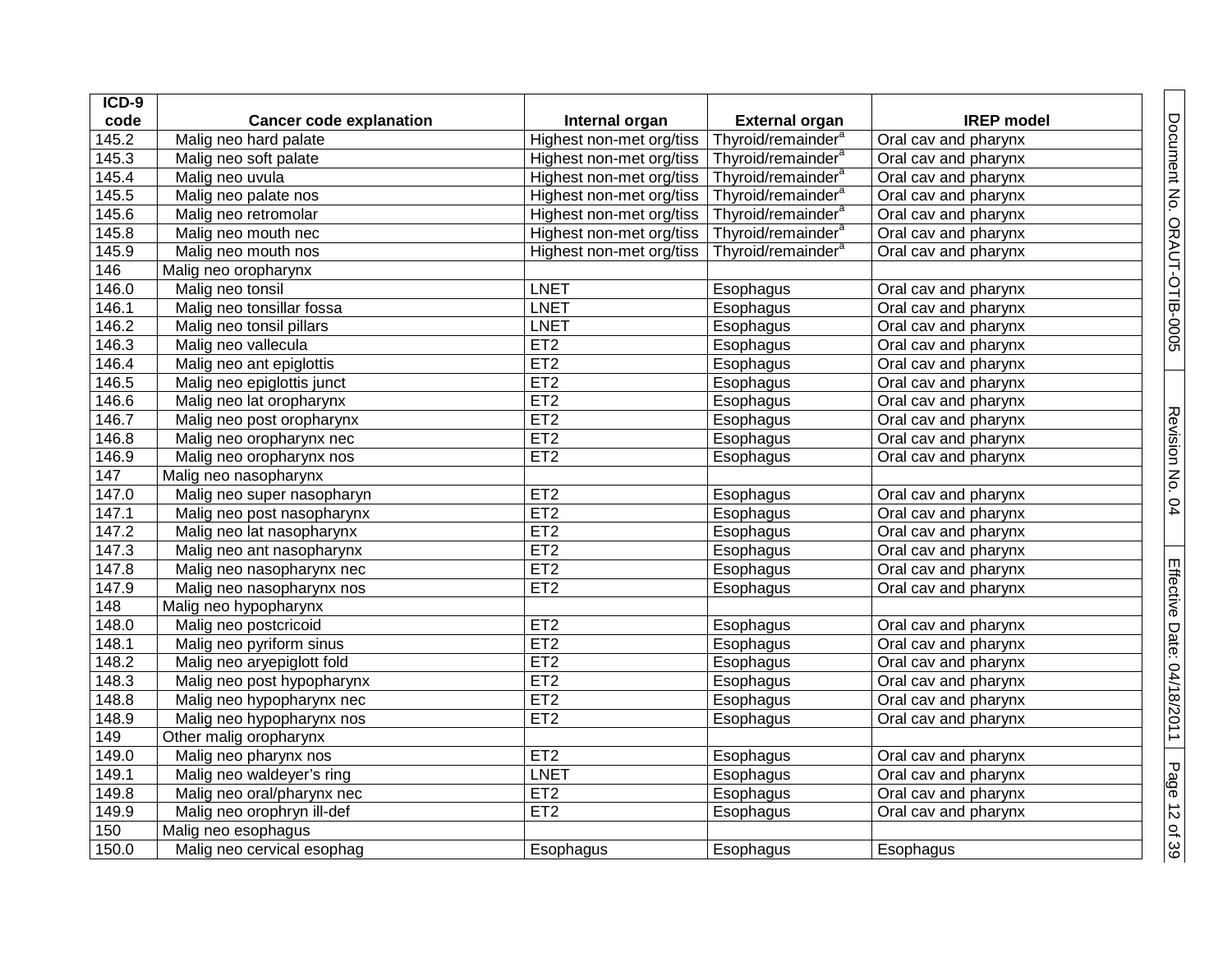| ICD-9 code | Cancer code explanation | Internal organ | External organ | IREP model |
|---|---|---|---|---|
| 145.2 | Malig neo hard palate | Highest non-met org/tiss | Thyroid/remainder[a] | Oral cav and pharynx |
| 145.3 | Malig neo soft palate | Highest non-met org/tiss | Thyroid/remainder[a] | Oral cav and pharynx |
| 145.4 | Malig neo uvula | Highest non-met org/tiss | Thyroid/remainder[a] | Oral cav and pharynx |
| 145.5 | Malig neo palate nos | Highest non-met org/tiss | Thyroid/remainder[a] | Oral cav and pharynx |
| 145.6 | Malig neo retromolar | Highest non-met org/tiss | Thyroid/remainder[a] | Oral cav and pharynx |
| 145.8 | Malig neo mouth nec | Highest non-met org/tiss | Thyroid/remainder[a] | Oral cav and pharynx |
| 145.9 | Malig neo mouth nos | Highest non-met org/tiss | Thyroid/remainder[a] | Oral cav and pharynx |
| 146 | Malig neo oropharynx | | | |
| 146.0 | Malig neo tonsil | LNET | Esophagus | Oral cav and pharynx |
| 146.1 | Malig neo tonsillar fossa | LNET | Esophagus | Oral cav and pharynx |
| 146.2 | Malig neo tonsil pillars | LNET | Esophagus | Oral cav and pharynx |
| 146.3 | Malig neo vallecula | ET2 | Esophagus | Oral cav and pharynx |
| 146.4 | Malig neo ant epiglottis | ET2 | Esophagus | Oral cav and pharynx |
| 146.5 | Malig neo epiglottis junct | ET2 | Esophagus | Oral cav and pharynx |
| 146.6 | Malig neo lat oropharynx | ET2 | Esophagus | Oral cav and pharynx |
| 146.7 | Malig neo post oropharynx | ET2 | Esophagus | Oral cav and pharynx |
| 146.8 | Malig neo oropharynx nec | ET2 | Esophagus | Oral cav and pharynx |
| 146.9 | Malig neo oropharynx nos | ET2 | Esophagus | Oral cav and pharynx |
| 147 | Malig neo nasopharynx | | | |
| 147.0 | Malig neo super nasopharyn | ET2 | Esophagus | Oral cav and pharynx |
| 147.1 | Malig neo post nasopharynx | ET2 | Esophagus | Oral cav and pharynx |
| 147.2 | Malig neo lat nasopharynx | ET2 | Esophagus | Oral cav and pharynx |
| 147.3 | Malig neo ant nasopharynx | ET2 | Esophagus | Oral cav and pharynx |
| 147.8 | Malig neo nasopharynx nec | ET2 | Esophagus | Oral cav and pharynx |
| 147.9 | Malig neo nasopharynx nos | ET2 | Esophagus | Oral cav and pharynx |
| 148 | Malig neo hypopharynx | | | |
| 148.0 | Malig neo postcricoid | ET2 | Esophagus | Oral cav and pharynx |
| 148.1 | Malig neo pyriform sinus | ET2 | Esophagus | Oral cav and pharynx |
| 148.2 | Malig neo aryepiglott fold | ET2 | Esophagus | Oral cav and pharynx |
| 148.3 | Malig neo post hypopharynx | ET2 | Esophagus | Oral cav and pharynx |
| 148.8 | Malig neo hypopharynx nec | ET2 | Esophagus | Oral cav and pharynx |
| 148.9 | Malig neo hypopharynx nos | ET2 | Esophagus | Oral cav and pharynx |
| 149 | Other malig oropharynx | | | |
| 149.0 | Malig neo pharynx nos | ET2 | Esophagus | Oral cav and pharynx |
| 149.1 | Malig neo waldeyer's ring | LNET | Esophagus | Oral cav and pharynx |
| 149.8 | Malig neo oral/pharynx nec | ET2 | Esophagus | Oral cav and pharynx |
| 149.9 | Malig neo orophryn ill-def | ET2 | Esophagus | Oral cav and pharynx |
| 150 | Malig neo esophagus | | | |
| 150.0 | Malig neo cervical esophag | Esophagus | Esophagus | Esophagus |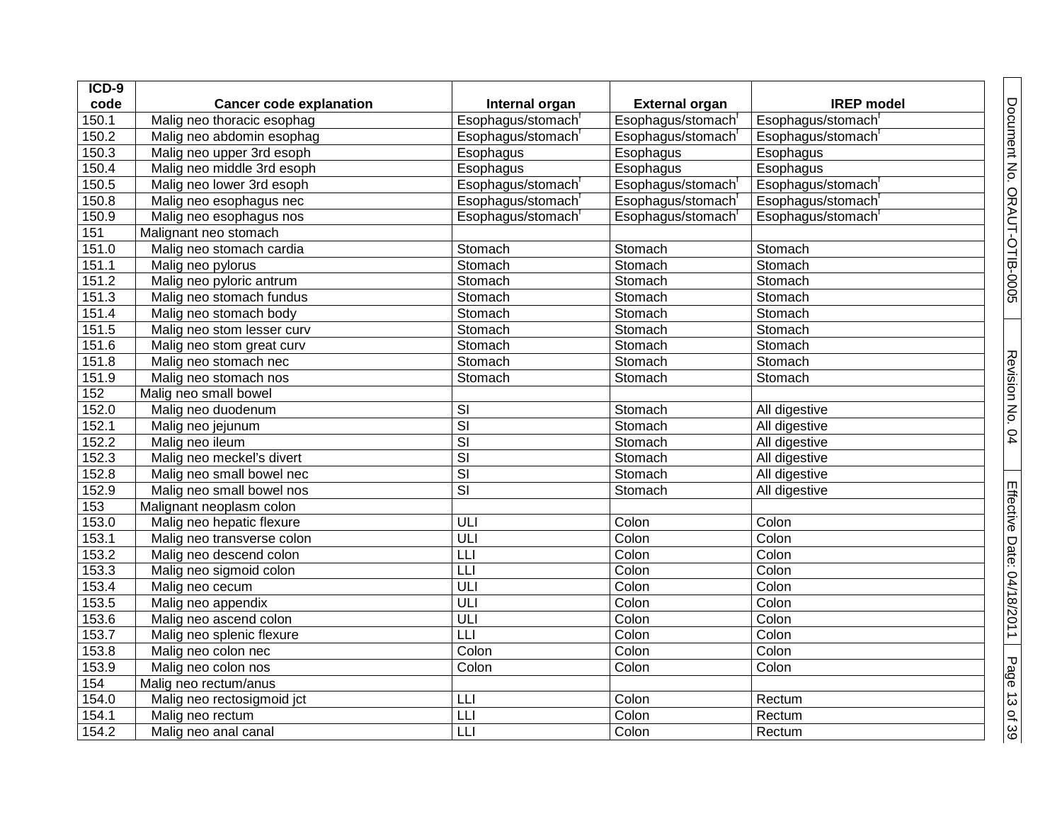| ICD-9 code | Cancer code explanation | Internal organ | External organ | IREP model |
|---|---|---|---|---|
| 150.1 | Malig neo thoracic esophag | Esophagus/stomach[f] | Esophagus/stomach[f] | Esophagus/stomach[f] |
| 150.2 | Malig neo abdomin esophag | Esophagus/stomach[f] | Esophagus/stomach[f] | Esophagus/stomach[f] |
| 150.3 | Malig neo upper 3rd esoph | Esophagus | Esophagus | Esophagus |
| 150.4 | Malig neo middle 3rd esoph | Esophagus | Esophagus | Esophagus |
| 150.5 | Malig neo lower 3rd esoph | Esophagus/stomach[f] | Esophagus/stomach[f] | Esophagus/stomach[f] |
| 150.8 | Malig neo esophagus nec | Esophagus/stomach[f] | Esophagus/stomach[f] | Esophagus/stomach[f] |
| 150.9 | Malig neo esophagus nos | Esophagus/stomach[f] | Esophagus/stomach[f] | Esophagus/stomach[f] |
| 151 | Malignant neo stomach | | | |
| 151.0 | Malig neo stomach cardia | Stomach | Stomach | Stomach |
| 151.1 | Malig neo pylorus | Stomach | Stomach | Stomach |
| 151.2 | Malig neo pyloric antrum | Stomach | Stomach | Stomach |
| 151.3 | Malig neo stomach fundus | Stomach | Stomach | Stomach |
| 151.4 | Malig neo stomach body | Stomach | Stomach | Stomach |
| 151.5 | Malig neo stom lesser curv | Stomach | Stomach | Stomach |
| 151.6 | Malig neo stom great curv | Stomach | Stomach | Stomach |
| 151.8 | Malig neo stomach nec | Stomach | Stomach | Stomach |
| 151.9 | Malig neo stomach nos | Stomach | Stomach | Stomach |
| 152 | Malig neo small bowel | | | |
| 152.0 | Malig neo duodenum | SI | Stomach | All digestive |
| 152.1 | Malig neo jejunum | SI | Stomach | All digestive |
| 152.2 | Malig neo ileum | SI | Stomach | All digestive |
| 152.3 | Malig neo meckel's divert | SI | Stomach | All digestive |
| 152.8 | Malig neo small bowel nec | SI | Stomach | All digestive |
| 152.9 | Malig neo small bowel nos | SI | Stomach | All digestive |
| 153 | Malignant neoplasm colon | | | |
| 153.0 | Malig neo hepatic flexure | ULI | Colon | Colon |
| 153.1 | Malig neo transverse colon | ULI | Colon | Colon |
| 153.2 | Malig neo descend colon | LLI | Colon | Colon |
| 153.3 | Malig neo sigmoid colon | LLI | Colon | Colon |
| 153.4 | Malig neo cecum | ULI | Colon | Colon |
| 153.5 | Malig neo appendix | ULI | Colon | Colon |
| 153.6 | Malig neo ascend colon | ULI | Colon | Colon |
| 153.7 | Malig neo splenic flexure | LLI | Colon | Colon |
| 153.8 | Malig neo colon nec | Colon | Colon | Colon |
| 153.9 | Malig neo colon nos | Colon | Colon | Colon |
| 154 | Malig neo rectum/anus | | | |
| 154.0 | Malig neo rectosigmoid jct | LLI | Colon | Rectum |
| 154.1 | Malig neo rectum | LLI | Colon | Rectum |
| 154.2 | Malig neo anal canal | LLI | Colon | Rectum |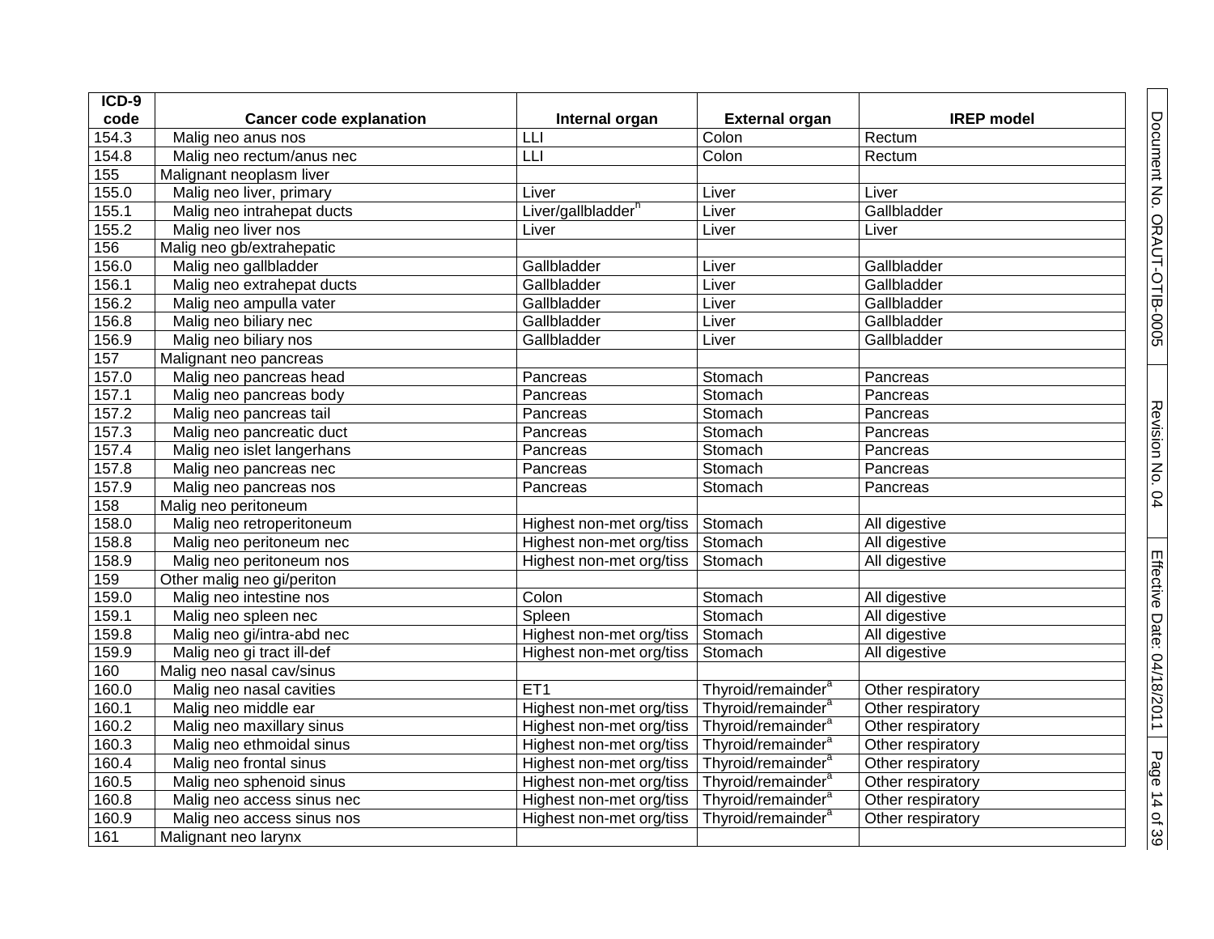| ICD-9 code | Cancer code explanation | Internal organ | External organ | IREP model |
|---|---|---|---|---|
| 154.3 | Malig neo anus nos | LLI | Colon | Rectum |
| 154.8 | Malig neo rectum/anus nec | LLI | Colon | Rectum |
| 155 | Malignant neoplasm liver | | | |
| 155.0 | Malig neo liver, primary | Liver | Liver | Liver |
| 155.1 | Malig neo intrahepat ducts | Liver/gallbladder[n] | Liver | Gallbladder |
| 155.2 | Malig neo liver nos | Liver | Liver | Liver |
| 156 | Malig neo gb/extrahepatic | | | |
| 156.0 | Malig neo gallbladder | Gallbladder | Liver | Gallbladder |
| 156.1 | Malig neo extrahepat ducts | Gallbladder | Liver | Gallbladder |
| 156.2 | Malig neo ampulla vater | Gallbladder | Liver | Gallbladder |
| 156.8 | Malig neo biliary nec | Gallbladder | Liver | Gallbladder |
| 156.9 | Malig neo biliary nos | Gallbladder | Liver | Gallbladder |
| 157 | Malignant neo pancreas | | | |
| 157.0 | Malig neo pancreas head | Pancreas | Stomach | Pancreas |
| 157.1 | Malig neo pancreas body | Pancreas | Stomach | Pancreas |
| 157.2 | Malig neo pancreas tail | Pancreas | Stomach | Pancreas |
| 157.3 | Malig neo pancreatic duct | Pancreas | Stomach | Pancreas |
| 157.4 | Malig neo islet langerhans | Pancreas | Stomach | Pancreas |
| 157.8 | Malig neo pancreas nec | Pancreas | Stomach | Pancreas |
| 157.9 | Malig neo pancreas nos | Pancreas | Stomach | Pancreas |
| 158 | Malig neo peritoneum | | | |
| 158.0 | Malig neo retroperitoneum | Highest non-met org/tiss | Stomach | All digestive |
| 158.8 | Malig neo peritoneum nec | Highest non-met org/tiss | Stomach | All digestive |
| 158.9 | Malig neo peritoneum nos | Highest non-met org/tiss | Stomach | All digestive |
| 159 | Other malig neo gi/periton | | | |
| 159.0 | Malig neo intestine nos | Colon | Stomach | All digestive |
| 159.1 | Malig neo spleen nec | Spleen | Stomach | All digestive |
| 159.8 | Malig neo gi/intra-abd nec | Highest non-met org/tiss | Stomach | All digestive |
| 159.9 | Malig neo gi tract ill-def | Highest non-met org/tiss | Stomach | All digestive |
| 160 | Malig neo nasal cav/sinus | | | |
| 160.0 | Malig neo nasal cavities | ET1 | Thyroid/remainder[a] | Other respiratory |
| 160.1 | Malig neo middle ear | Highest non-met org/tiss | Thyroid/remainder[a] | Other respiratory |
| 160.2 | Malig neo maxillary sinus | Highest non-met org/tiss | Thyroid/remainder[a] | Other respiratory |
| 160.3 | Malig neo ethmoidal sinus | Highest non-met org/tiss | Thyroid/remainder[a] | Other respiratory |
| 160.4 | Malig neo frontal sinus | Highest non-met org/tiss | Thyroid/remainder[a] | Other respiratory |
| 160.5 | Malig neo sphenoid sinus | Highest non-met org/tiss | Thyroid/remainder[a] | Other respiratory |
| 160.8 | Malig neo access sinus nec | Highest non-met org/tiss | Thyroid/remainder[a] | Other respiratory |
| 160.9 | Malig neo access sinus nos | Highest non-met org/tiss | Thyroid/remainder[a] | Other respiratory |
| 161 | Malignant neo larynx | | | |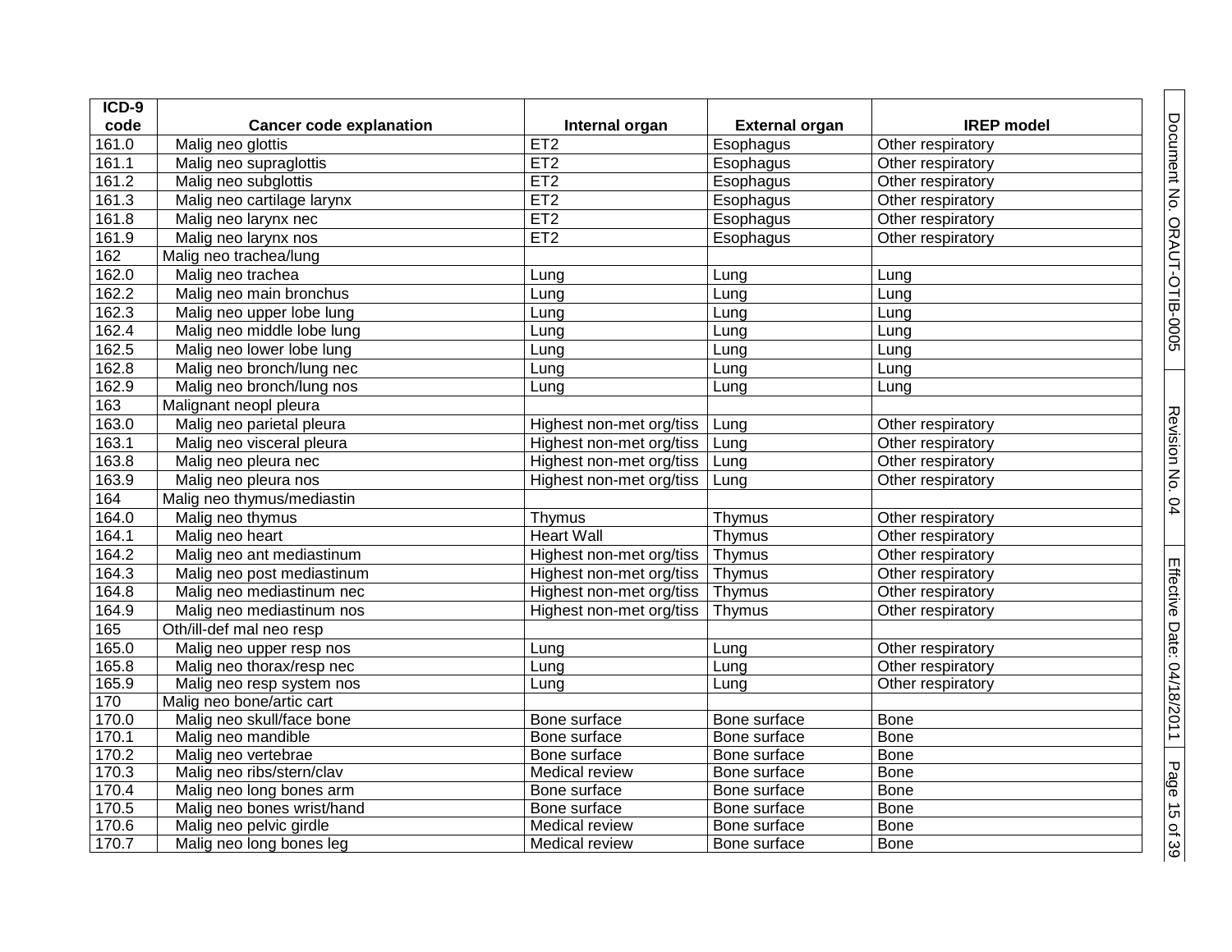| ICD-9 code | Cancer code explanation | Internal organ | External organ | IREP model |
|---|---|---|---|---|
| 161.0 | Malig neo glottis | ET2 | Esophagus | Other respiratory |
| 161.1 | Malig neo supraglottis | ET2 | Esophagus | Other respiratory |
| 161.2 | Malig neo subglottis | ET2 | Esophagus | Other respiratory |
| 161.3 | Malig neo cartilage larynx | ET2 | Esophagus | Other respiratory |
| 161.8 | Malig neo larynx nec | ET2 | Esophagus | Other respiratory |
| 161.9 | Malig neo larynx nos | ET2 | Esophagus | Other respiratory |
| 162 | Malig neo trachea/lung | | | |
| 162.0 | Malig neo trachea | Lung | Lung | Lung |
| 162.2 | Malig neo main bronchus | Lung | Lung | Lung |
| 162.3 | Malig neo upper lobe lung | Lung | Lung | Lung |
| 162.4 | Malig neo middle lobe lung | Lung | Lung | Lung |
| 162.5 | Malig neo lower lobe lung | Lung | Lung | Lung |
| 162.8 | Malig neo bronch/lung nec | Lung | Lung | Lung |
| 162.9 | Malig neo bronch/lung nos | Lung | Lung | Lung |
| 163 | Malignant neopl pleura | | | |
| 163.0 | Malig neo parietal pleura | Highest non-met org/tiss | Lung | Other respiratory |
| 163.1 | Malig neo visceral pleura | Highest non-met org/tiss | Lung | Other respiratory |
| 163.8 | Malig neo pleura nec | Highest non-met org/tiss | Lung | Other respiratory |
| 163.9 | Malig neo pleura nos | Highest non-met org/tiss | Lung | Other respiratory |
| 164 | Malig neo thymus/mediastin | | | |
| 164.0 | Malig neo thymus | Thymus | Thymus | Other respiratory |
| 164.1 | Malig neo heart | Heart Wall | Thymus | Other respiratory |
| 164.2 | Malig neo ant mediastinum | Highest non-met org/tiss | Thymus | Other respiratory |
| 164.3 | Malig neo post mediastinum | Highest non-met org/tiss | Thymus | Other respiratory |
| 164.8 | Malig neo mediastinum nec | Highest non-met org/tiss | Thymus | Other respiratory |
| 164.9 | Malig neo mediastinum nos | Highest non-met org/tiss | Thymus | Other respiratory |
| 165 | Oth/ill-def mal neo resp | | | |
| 165.0 | Malig neo upper resp nos | Lung | Lung | Other respiratory |
| 165.8 | Malig neo thorax/resp nec | Lung | Lung | Other respiratory |
| 165.9 | Malig neo resp system nos | Lung | Lung | Other respiratory |
| 170 | Malig neo bone/artic cart | | | |
| 170.0 | Malig neo skull/face bone | Bone surface | Bone surface | Bone |
| 170.1 | Malig neo mandible | Bone surface | Bone surface | Bone |
| 170.2 | Malig neo vertebrae | Bone surface | Bone surface | Bone |
| 170.3 | Malig neo ribs/stern/clav | Medical review | Bone surface | Bone |
| 170.4 | Malig neo long bones arm | Bone surface | Bone surface | Bone |
| 170.5 | Malig neo bones wrist/hand | Bone surface | Bone surface | Bone |
| 170.6 | Malig neo pelvic girdle | Medical review | Bone surface | Bone |
| 170.7 | Malig neo long bones leg | Medical review | Bone surface | Bone |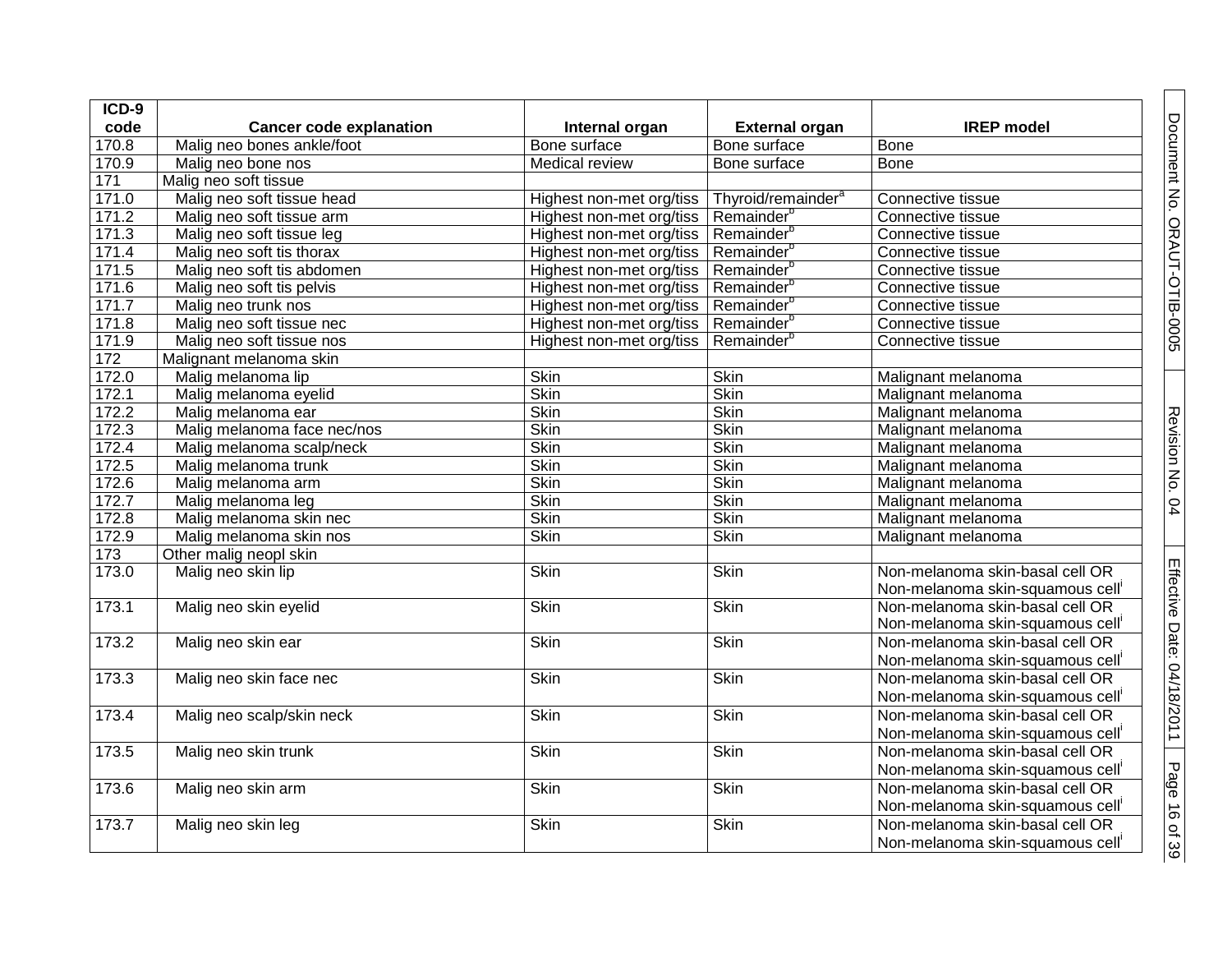| ICD-9 code | Cancer code explanation | Internal organ | External organ | IREP model |
|---|---|---|---|---|
| 170.8 | Malig neo bones ankle/foot | Bone surface | Bone surface | Bone |
| 170.9 | Malig neo bone nos | Medical review | Bone surface | Bone |
| 171 | Malig neo soft tissue | | | |
| 171.0 | Malig neo soft tissue head | Highest non-met org/tiss | Thyroid/remainder[a] | Connective tissue |
| 171.2 | Malig neo soft tissue arm | Highest non-met org/tiss | Remainder[b] | Connective tissue |
| 171.3 | Malig neo soft tissue leg | Highest non-met org/tiss | Remainder[b] | Connective tissue |
| 171.4 | Malig neo soft tis thorax | Highest non-met org/tiss | Remainder[b] | Connective tissue |
| 171.5 | Malig neo soft tis abdomen | Highest non-met org/tiss | Remainder[b] | Connective tissue |
| 171.6 | Malig neo soft tis pelvis | Highest non-met org/tiss | Remainder[b] | Connective tissue |
| 171.7 | Malig neo trunk nos | Highest non-met org/tiss | Remainder[b] | Connective tissue |
| 171.8 | Malig neo soft tissue nec | Highest non-met org/tiss | Remainder[b] | Connective tissue |
| 171.9 | Malig neo soft tissue nos | Highest non-met org/tiss | Remainder[b] | Connective tissue |
| 172 | Malignant melanoma skin | | | |
| 172.0 | Malig melanoma lip | Skin | Skin | Malignant melanoma |
| 172.1 | Malig melanoma eyelid | Skin | Skin | Malignant melanoma |
| 172.2 | Malig melanoma ear | Skin | Skin | Malignant melanoma |
| 172.3 | Malig melanoma face nec/nos | Skin | Skin | Malignant melanoma |
| 172.4 | Malig melanoma scalp/neck | Skin | Skin | Malignant melanoma |
| 172.5 | Malig melanoma trunk | Skin | Skin | Malignant melanoma |
| 172.6 | Malig melanoma arm | Skin | Skin | Malignant melanoma |
| 172.7 | Malig melanoma leg | Skin | Skin | Malignant melanoma |
| 172.8 | Malig melanoma skin nec | Skin | Skin | Malignant melanoma |
| 172.9 | Malig melanoma skin nos | Skin | Skin | Malignant melanoma |
| 173 | Other malig neopl skin | | | |
| 173.0 | Malig neo skin lip | Skin | Skin | Non-melanoma skin-basal cell OR Non-melanoma skin-squamous cell[i] |
| 173.1 | Malig neo skin eyelid | Skin | Skin | Non-melanoma skin-basal cell OR Non-melanoma skin-squamous cell[i] |
| 173.2 | Malig neo skin ear | Skin | Skin | Non-melanoma skin-basal cell OR Non-melanoma skin-squamous cell[i] |
| 173.3 | Malig neo skin face nec | Skin | Skin | Non-melanoma skin-basal cell OR Non-melanoma skin-squamous cell[i] |
| 173.4 | Malig neo scalp/skin neck | Skin | Skin | Non-melanoma skin-basal cell OR Non-melanoma skin-squamous cell[i] |
| 173.5 | Malig neo skin trunk | Skin | Skin | Non-melanoma skin-basal cell OR Non-melanoma skin-squamous cell[i] |
| 173.6 | Malig neo skin arm | Skin | Skin | Non-melanoma skin-basal cell OR Non-melanoma skin-squamous cell[i] |
| 173.7 | Malig neo skin leg | Skin | Skin | Non-melanoma skin-basal cell OR Non-melanoma skin-squamous cell[i] |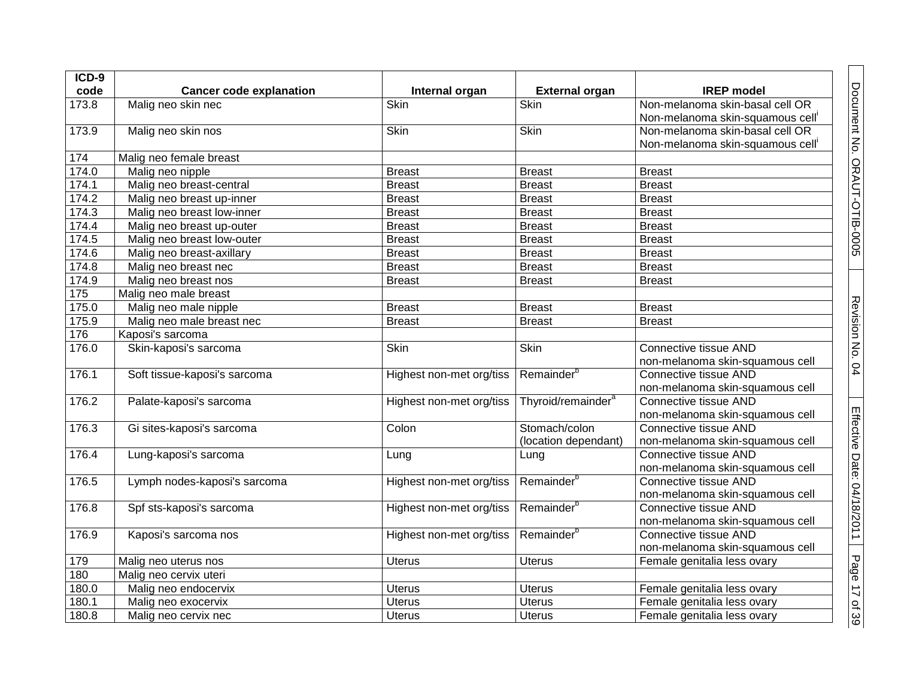| ICD-9 code | Cancer code explanation | Internal organ | External organ | IREP model |
|---|---|---|---|---|
| 173.8 | Malig neo skin nec | Skin | Skin | Non-melanoma skin-basal cell OR Non-melanoma skin-squamous cell[i] |
| 173.9 | Malig neo skin nos | Skin | Skin | Non-melanoma skin-basal cell OR Non-melanoma skin-squamous cell[i] |
| 174 | Malig neo female breast | | | |
| 174.0 | Malig neo nipple | Breast | Breast | Breast |
| 174.1 | Malig neo breast-central | Breast | Breast | Breast |
| 174.2 | Malig neo breast up-inner | Breast | Breast | Breast |
| 174.3 | Malig neo breast low-inner | Breast | Breast | Breast |
| 174.4 | Malig neo breast up-outer | Breast | Breast | Breast |
| 174.5 | Malig neo breast low-outer | Breast | Breast | Breast |
| 174.6 | Malig neo breast-axillary | Breast | Breast | Breast |
| 174.8 | Malig neo breast nec | Breast | Breast | Breast |
| 174.9 | Malig neo breast nos | Breast | Breast | Breast |
| 175 | Malig neo male breast | | | |
| 175.0 | Malig neo male nipple | Breast | Breast | Breast |
| 175.9 | Malig neo male breast nec | Breast | Breast | Breast |
| 176 | Kaposi's sarcoma | | | |
| 176.0 | Skin-kaposi's sarcoma | Skin | Skin | Connective tissue AND non-melanoma skin-squamous cell |
| 176.1 | Soft tissue-kaposi's sarcoma | Highest non-met org/tiss | Remainder[b] | Connective tissue AND non-melanoma skin-squamous cell |
| 176.2 | Palate-kaposi's sarcoma | Highest non-met org/tiss | Thyroid/remainder[a] | Connective tissue AND non-melanoma skin-squamous cell |
| 176.3 | Gi sites-kaposi's sarcoma | Colon | Stomach/colon (location dependant) | Connective tissue AND non-melanoma skin-squamous cell |
| 176.4 | Lung-kaposi's sarcoma | Lung | Lung | Connective tissue AND non-melanoma skin-squamous cell |
| 176.5 | Lymph nodes-kaposi's sarcoma | Highest non-met org/tiss | Remainder[b] | Connective tissue AND non-melanoma skin-squamous cell |
| 176.8 | Spf sts-kaposi's sarcoma | Highest non-met org/tiss | Remainder[b] | Connective tissue AND non-melanoma skin-squamous cell |
| 176.9 | Kaposi's sarcoma nos | Highest non-met org/tiss | Remainder[b] | Connective tissue AND non-melanoma skin-squamous cell |
| 179 | Malig neo uterus nos | Uterus | Uterus | Female genitalia less ovary |
| 180 | Malig neo cervix uteri | | | |
| 180.0 | Malig neo endocervix | Uterus | Uterus | Female genitalia less ovary |
| 180.1 | Malig neo exocervix | Uterus | Uterus | Female genitalia less ovary |
| 180.8 | Malig neo cervix nec | Uterus | Uterus | Female genitalia less ovary |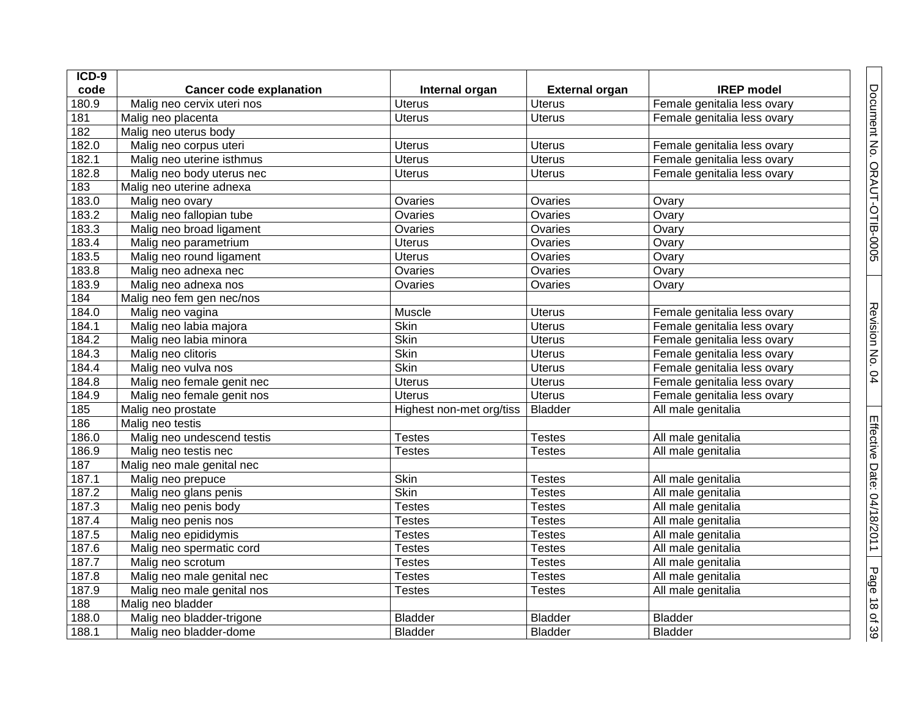| ICD-9 code | Cancer code explanation | Internal organ | External organ | IREP model |
|---|---|---|---|---|
| 180.9 | Malig neo cervix uteri nos | Uterus | Uterus | Female genitalia less ovary |
| 181 | Malig neo placenta | Uterus | Uterus | Female genitalia less ovary |
| 182 | Malig neo uterus body | | | |
| 182.0 | Malig neo corpus uteri | Uterus | Uterus | Female genitalia less ovary |
| 182.1 | Malig neo uterine isthmus | Uterus | Uterus | Female genitalia less ovary |
| 182.8 | Malig neo body uterus nec | Uterus | Uterus | Female genitalia less ovary |
| 183 | Malig neo uterine adnexa | | | |
| 183.0 | Malig neo ovary | Ovaries | Ovaries | Ovary |
| 183.2 | Malig neo fallopian tube | Ovaries | Ovaries | Ovary |
| 183.3 | Malig neo broad ligament | Ovaries | Ovaries | Ovary |
| 183.4 | Malig neo parametrium | Uterus | Ovaries | Ovary |
| 183.5 | Malig neo round ligament | Uterus | Ovaries | Ovary |
| 183.8 | Malig neo adnexa nec | Ovaries | Ovaries | Ovary |
| 183.9 | Malig neo adnexa nos | Ovaries | Ovaries | Ovary |
| 184 | Malig neo fem gen nec/nos | | | |
| 184.0 | Malig neo vagina | Muscle | Uterus | Female genitalia less ovary |
| 184.1 | Malig neo labia majora | Skin | Uterus | Female genitalia less ovary |
| 184.2 | Malig neo labia minora | Skin | Uterus | Female genitalia less ovary |
| 184.3 | Malig neo clitoris | Skin | Uterus | Female genitalia less ovary |
| 184.4 | Malig neo vulva nos | Skin | Uterus | Female genitalia less ovary |
| 184.8 | Malig neo female genit nec | Uterus | Uterus | Female genitalia less ovary |
| 184.9 | Malig neo female genit nos | Uterus | Uterus | Female genitalia less ovary |
| 185 | Malig neo prostate | Highest non-met org/tiss | Bladder | All male genitalia |
| 186 | Malig neo testis | | | |
| 186.0 | Malig neo undescend testis | Testes | Testes | All male genitalia |
| 186.9 | Malig neo testis nec | Testes | Testes | All male genitalia |
| 187 | Malig neo male genital nec | | | |
| 187.1 | Malig neo prepuce | Skin | Testes | All male genitalia |
| 187.2 | Malig neo glans penis | Skin | Testes | All male genitalia |
| 187.3 | Malig neo penis body | Testes | Testes | All male genitalia |
| 187.4 | Malig neo penis nos | Testes | Testes | All male genitalia |
| 187.5 | Malig neo epididymis | Testes | Testes | All male genitalia |
| 187.6 | Malig neo spermatic cord | Testes | Testes | All male genitalia |
| 187.7 | Malig neo scrotum | Testes | Testes | All male genitalia |
| 187.8 | Malig neo male genital nec | Testes | Testes | All male genitalia |
| 187.9 | Malig neo male genital nos | Testes | Testes | All male genitalia |
| 188 | Malig neo bladder | | | |
| 188.0 | Malig neo bladder-trigone | Bladder | Bladder | Bladder |
| 188.1 | Malig neo bladder-dome | Bladder | Bladder | Bladder |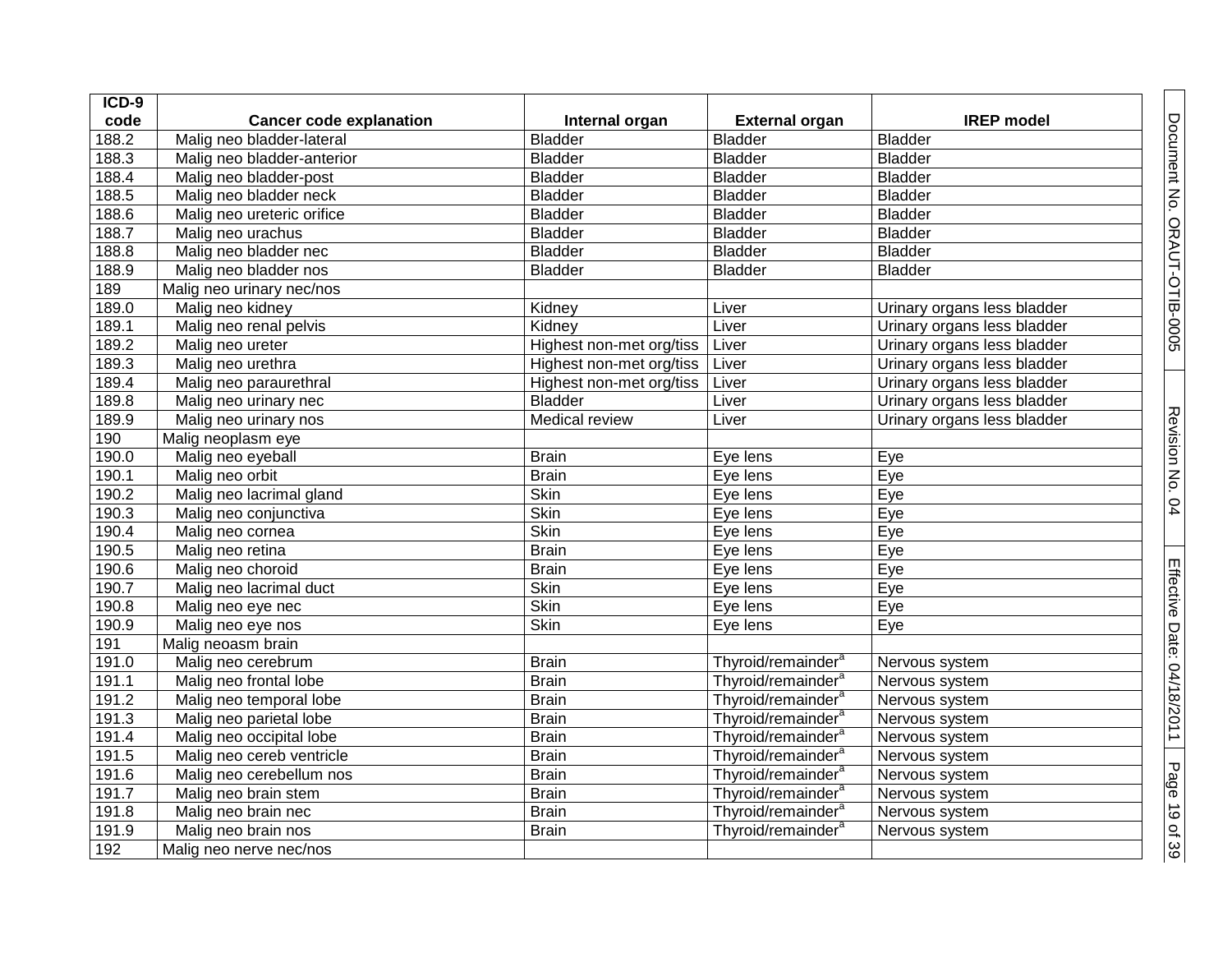| ICD-9 code | Cancer code explanation | Internal organ | External organ | IREP model |
|---|---|---|---|---|
| 188.2 | Malig neo bladder-lateral | Bladder | Bladder | Bladder |
| 188.3 | Malig neo bladder-anterior | Bladder | Bladder | Bladder |
| 188.4 | Malig neo bladder-post | Bladder | Bladder | Bladder |
| 188.5 | Malig neo bladder neck | Bladder | Bladder | Bladder |
| 188.6 | Malig neo ureteric orifice | Bladder | Bladder | Bladder |
| 188.7 | Malig neo urachus | Bladder | Bladder | Bladder |
| 188.8 | Malig neo bladder nec | Bladder | Bladder | Bladder |
| 188.9 | Malig neo bladder nos | Bladder | Bladder | Bladder |
| 189 | Malig neo urinary nec/nos | | | |
| 189.0 | Malig neo kidney | Kidney | Liver | Urinary organs less bladder |
| 189.1 | Malig neo renal pelvis | Kidney | Liver | Urinary organs less bladder |
| 189.2 | Malig neo ureter | Highest non-met org/tiss | Liver | Urinary organs less bladder |
| 189.3 | Malig neo urethra | Highest non-met org/tiss | Liver | Urinary organs less bladder |
| 189.4 | Malig neo paraurethral | Highest non-met org/tiss | Liver | Urinary organs less bladder |
| 189.8 | Malig neo urinary nec | Bladder | Liver | Urinary organs less bladder |
| 189.9 | Malig neo urinary nos | Medical review | Liver | Urinary organs less bladder |
| 190 | Malig neoplasm eye | | | |
| 190.0 | Malig neo eyeball | Brain | Eye lens | Eye |
| 190.1 | Malig neo orbit | Brain | Eye lens | Eye |
| 190.2 | Malig neo lacrimal gland | Skin | Eye lens | Eye |
| 190.3 | Malig neo conjunctiva | Skin | Eye lens | Eye |
| 190.4 | Malig neo cornea | Skin | Eye lens | Eye |
| 190.5 | Malig neo retina | Brain | Eye lens | Eye |
| 190.6 | Malig neo choroid | Brain | Eye lens | Eye |
| 190.7 | Malig neo lacrimal duct | Skin | Eye lens | Eye |
| 190.8 | Malig neo eye nec | Skin | Eye lens | Eye |
| 190.9 | Malig neo eye nos | Skin | Eye lens | Eye |
| 191 | Malig neoasm brain | | | |
| 191.0 | Malig neo cerebrum | Brain | Thyroid/remainder[a] | Nervous system |
| 191.1 | Malig neo frontal lobe | Brain | Thyroid/remainder[a] | Nervous system |
| 191.2 | Malig neo temporal lobe | Brain | Thyroid/remainder[a] | Nervous system |
| 191.3 | Malig neo parietal lobe | Brain | Thyroid/remainder[a] | Nervous system |
| 191.4 | Malig neo occipital lobe | Brain | Thyroid/remainder[a] | Nervous system |
| 191.5 | Malig neo cereb ventricle | Brain | Thyroid/remainder[a] | Nervous system |
| 191.6 | Malig neo cerebellum nos | Brain | Thyroid/remainder[a] | Nervous system |
| 191.7 | Malig neo brain stem | Brain | Thyroid/remainder[a] | Nervous system |
| 191.8 | Malig neo brain nec | Brain | Thyroid/remainder[a] | Nervous system |
| 191.9 | Malig neo brain nos | Brain | Thyroid/remainder[a] | Nervous system |
| 192 | Malig neo nerve nec/nos | | | |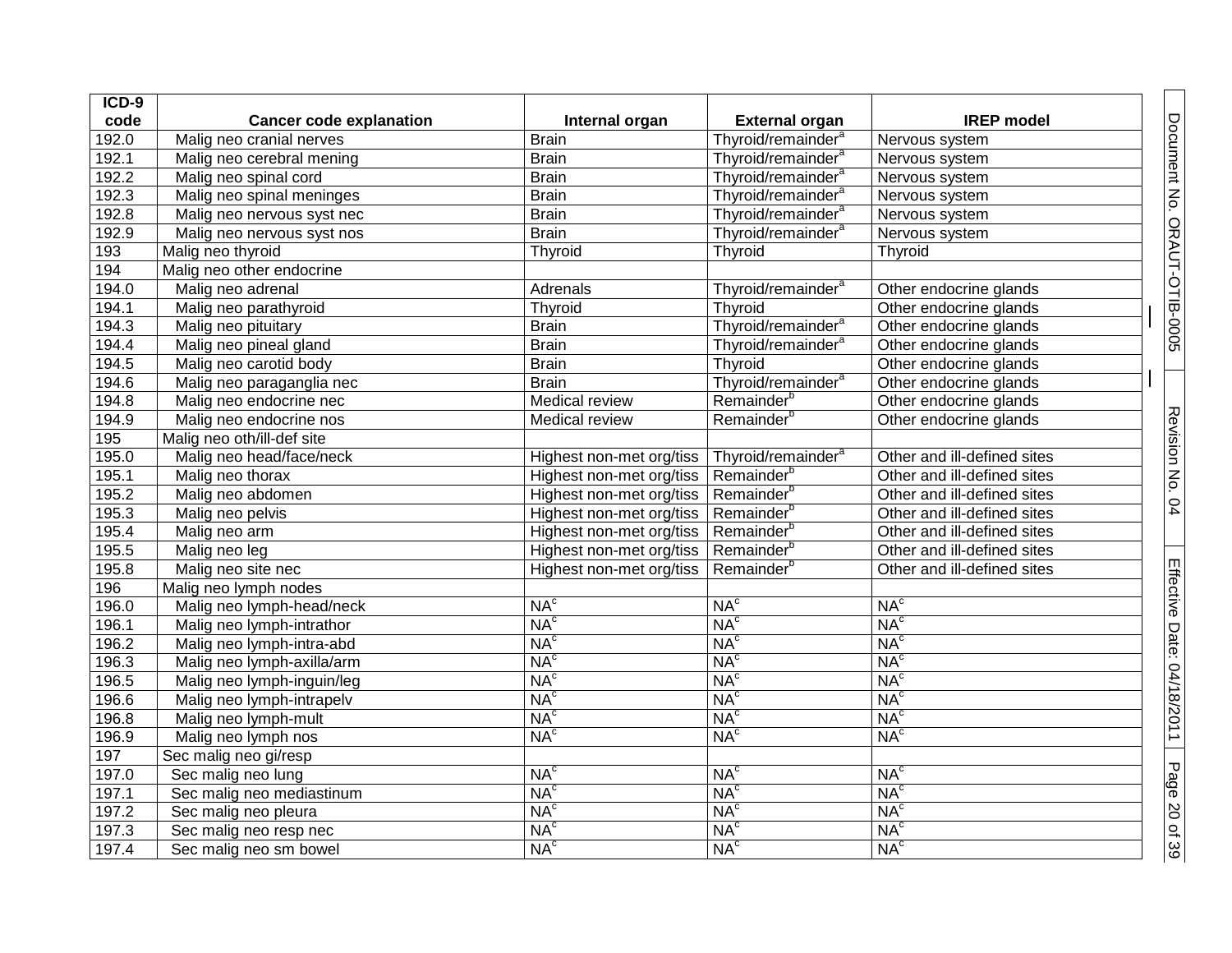| ICD-9 code | Cancer code explanation | Internal organ | External organ | IREP model |
|---|---|---|---|---|
| 192.0 | Malig neo cranial nerves | Brain | Thyroid/remainder[a] | Nervous system |
| 192.1 | Malig neo cerebral mening | Brain | Thyroid/remainder[a] | Nervous system |
| 192.2 | Malig neo spinal cord | Brain | Thyroid/remainder[a] | Nervous system |
| 192.3 | Malig neo spinal meninges | Brain | Thyroid/remainder[a] | Nervous system |
| 192.8 | Malig neo nervous syst nec | Brain | Thyroid/remainder[a] | Nervous system |
| 192.9 | Malig neo nervous syst nos | Brain | Thyroid/remainder[a] | Nervous system |
| 193 | Malig neo thyroid | Thyroid | Thyroid | Thyroid |
| 194 | Malig neo other endocrine | | | |
| 194.0 | Malig neo adrenal | Adrenals | Thyroid/remainder[a] | Other endocrine glands |
| 194.1 | Malig neo parathyroid | Thyroid | Thyroid | Other endocrine glands |
| 194.3 | Malig neo pituitary | Brain | Thyroid/remainder[a] | Other endocrine glands |
| 194.4 | Malig neo pineal gland | Brain | Thyroid/remainder[a] | Other endocrine glands |
| 194.5 | Malig neo carotid body | Brain | Thyroid | Other endocrine glands |
| 194.6 | Malig neo paraganglia nec | Brain | Thyroid/remainder[a] | Other endocrine glands |
| 194.8 | Malig neo endocrine nec | Medical review | Remainder[b] | Other endocrine glands |
| 194.9 | Malig neo endocrine nos | Medical review | Remainder[b] | Other endocrine glands |
| 195 | Malig neo oth/ill-def site | | | |
| 195.0 | Malig neo head/face/neck | Highest non-met org/tiss | Thyroid/remainder[a] | Other and ill-defined sites |
| 195.1 | Malig neo thorax | Highest non-met org/tiss | Remainder[b] | Other and ill-defined sites |
| 195.2 | Malig neo abdomen | Highest non-met org/tiss | Remainder[b] | Other and ill-defined sites |
| 195.3 | Malig neo pelvis | Highest non-met org/tiss | Remainder[b] | Other and ill-defined sites |
| 195.4 | Malig neo arm | Highest non-met org/tiss | Remainder[b] | Other and ill-defined sites |
| 195.5 | Malig neo leg | Highest non-met org/tiss | Remainder[b] | Other and ill-defined sites |
| 195.8 | Malig neo site nec | Highest non-met org/tiss | Remainder[b] | Other and ill-defined sites |
| 196 | Malig neo lymph nodes | | | |
| 196.0 | Malig neo lymph-head/neck | NA[c] | NA[c] | NA[c] |
| 196.1 | Malig neo lymph-intrathor | NA[c] | NA[c] | NA[c] |
| 196.2 | Malig neo lymph-intra-abd | NA[c] | NA[c] | NA[c] |
| 196.3 | Malig neo lymph-axilla/arm | NA[c] | NA[c] | NA[c] |
| 196.5 | Malig neo lymph-inguin/leg | NA[c] | NA[c] | NA[c] |
| 196.6 | Malig neo lymph-intrapelv | NA[c] | NA[c] | NA[c] |
| 196.8 | Malig neo lymph-mult | NA[c] | NA[c] | NA[c] |
| 196.9 | Malig neo lymph nos | NA[c] | NA[c] | NA[c] |
| 197 | Sec malig neo gi/resp | | | |
| 197.0 | Sec malig neo lung | NA[c] | NA[c] | NA[c] |
| 197.1 | Sec malig neo mediastinum | NA[c] | NA[c] | NA[c] |
| 197.2 | Sec malig neo pleura | NA[c] | NA[c] | NA[c] |
| 197.3 | Sec malig neo resp nec | NA[c] | NA[c] | NA[c] |
| 197.4 | Sec malig neo sm bowel | NA[c] | NA[c] | NA[c] |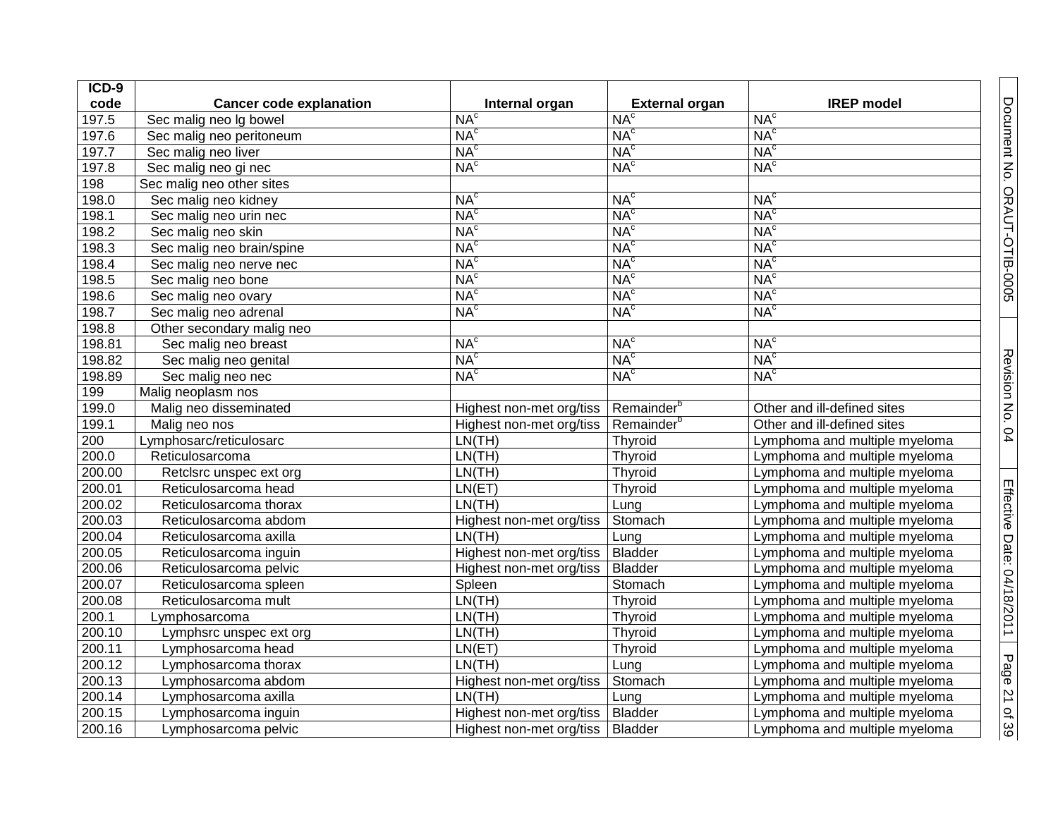| ICD-9 code | Cancer code explanation | Internal organ | External organ | IREP model |
|---|---|---|---|---|
| 197.5 | Sec malig neo lg bowel | NA[c] | NA[c] | NA[c] |
| 197.6 | Sec malig neo peritoneum | NA[c] | NA[c] | NA[c] |
| 197.7 | Sec malig neo liver | NA[c] | NA[c] | NA[c] |
| 197.8 | Sec malig neo gi nec | NA[c] | NA[c] | NA[c] |
| 198 | Sec malig neo other sites | | | |
| 198.0 | Sec malig neo kidney | NA[c] | NA[c] | NA[c] |
| 198.1 | Sec malig neo urin nec | NA[c] | NA[c] | NA[c] |
| 198.2 | Sec malig neo skin | NA[c] | NA[c] | NA[c] |
| 198.3 | Sec malig neo brain/spine | NA[c] | NA[c] | NA[c] |
| 198.4 | Sec malig neo nerve nec | NA[c] | NA[c] | NA[c] |
| 198.5 | Sec malig neo bone | NA[c] | NA[c] | NA[c] |
| 198.6 | Sec malig neo ovary | NA[c] | NA[c] | NA[c] |
| 198.7 | Sec malig neo adrenal | NA[c] | NA[c] | NA[c] |
| 198.8 | Other secondary malig neo | | | |
| 198.81 | Sec malig neo breast | NA[c] | NA[c] | NA[c] |
| 198.82 | Sec malig neo genital | NA[c] | NA[c] | NA[c] |
| 198.89 | Sec malig neo nec | NA[c] | NA[c] | NA[c] |
| 199 | Malig neoplasm nos | | | |
| 199.0 | Malig neo disseminated | Highest non-met org/tiss | Remainder[b] | Other and ill-defined sites |
| 199.1 | Malig neo nos | Highest non-met org/tiss | Remainder[b] | Other and ill-defined sites |
| 200 | Lymphosarc/reticulosarc | LN(TH) | Thyroid | Lymphoma and multiple myeloma |
| 200.0 | Reticulosarcoma | LN(TH) | Thyroid | Lymphoma and multiple myeloma |
| 200.00 | Retclsrc unspec ext org | LN(TH) | Thyroid | Lymphoma and multiple myeloma |
| 200.01 | Reticulosarcoma head | LN(ET) | Thyroid | Lymphoma and multiple myeloma |
| 200.02 | Reticulosarcoma thorax | LN(TH) | Lung | Lymphoma and multiple myeloma |
| 200.03 | Reticulosarcoma abdom | Highest non-met org/tiss | Stomach | Lymphoma and multiple myeloma |
| 200.04 | Reticulosarcoma axilla | LN(TH) | Lung | Lymphoma and multiple myeloma |
| 200.05 | Reticulosarcoma inguin | Highest non-met org/tiss | Bladder | Lymphoma and multiple myeloma |
| 200.06 | Reticulosarcoma pelvic | Highest non-met org/tiss | Bladder | Lymphoma and multiple myeloma |
| 200.07 | Reticulosarcoma spleen | Spleen | Stomach | Lymphoma and multiple myeloma |
| 200.08 | Reticulosarcoma mult | LN(TH) | Thyroid | Lymphoma and multiple myeloma |
| 200.1 | Lymphosarcoma | LN(TH) | Thyroid | Lymphoma and multiple myeloma |
| 200.10 | Lymphsrc unspec ext org | LN(TH) | Thyroid | Lymphoma and multiple myeloma |
| 200.11 | Lymphosarcoma head | LN(ET) | Thyroid | Lymphoma and multiple myeloma |
| 200.12 | Lymphosarcoma thorax | LN(TH) | Lung | Lymphoma and multiple myeloma |
| 200.13 | Lymphosarcoma abdom | Highest non-met org/tiss | Stomach | Lymphoma and multiple myeloma |
| 200.14 | Lymphosarcoma axilla | LN(TH) | Lung | Lymphoma and multiple myeloma |
| 200.15 | Lymphosarcoma inguin | Highest non-met org/tiss | Bladder | Lymphoma and multiple myeloma |
| 200.16 | Lymphosarcoma pelvic | Highest non-met org/tiss | Bladder | Lymphoma and multiple myeloma |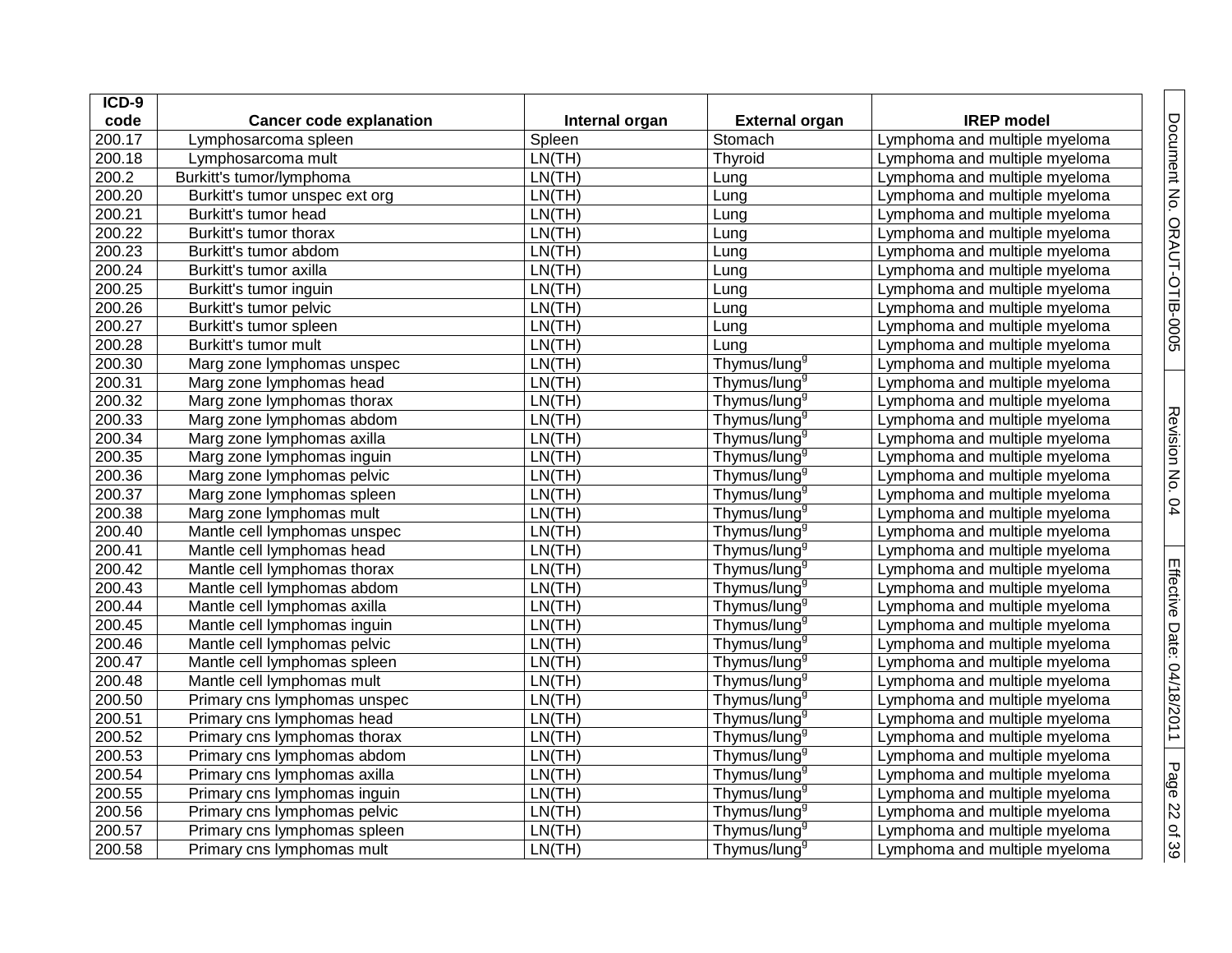| ICD-9 code | Cancer code explanation | Internal organ | External organ | IREP model |
|---|---|---|---|---|
| 200.17 | Lymphosarcoma spleen | Spleen | Stomach | Lymphoma and multiple myeloma |
| 200.18 | Lymphosarcoma mult | LN(TH) | Thyroid | Lymphoma and multiple myeloma |
| 200.2 | Burkitt's tumor/lymphoma | LN(TH) | Lung | Lymphoma and multiple myeloma |
| 200.20 | Burkitt's tumor unspec ext org | LN(TH) | Lung | Lymphoma and multiple myeloma |
| 200.21 | Burkitt's tumor head | LN(TH) | Lung | Lymphoma and multiple myeloma |
| 200.22 | Burkitt's tumor thorax | LN(TH) | Lung | Lymphoma and multiple myeloma |
| 200.23 | Burkitt's tumor abdom | LN(TH) | Lung | Lymphoma and multiple myeloma |
| 200.24 | Burkitt's tumor axilla | LN(TH) | Lung | Lymphoma and multiple myeloma |
| 200.25 | Burkitt's tumor inguin | LN(TH) | Lung | Lymphoma and multiple myeloma |
| 200.26 | Burkitt's tumor pelvic | LN(TH) | Lung | Lymphoma and multiple myeloma |
| 200.27 | Burkitt's tumor spleen | LN(TH) | Lung | Lymphoma and multiple myeloma |
| 200.28 | Burkitt's tumor mult | LN(TH) | Lung | Lymphoma and multiple myeloma |
| 200.30 | Marg zone lymphomas unspec | LN(TH) | Thymus/lung[g] | Lymphoma and multiple myeloma |
| 200.31 | Marg zone lymphomas head | LN(TH) | Thymus/lung[g] | Lymphoma and multiple myeloma |
| 200.32 | Marg zone lymphomas thorax | LN(TH) | Thymus/lung[g] | Lymphoma and multiple myeloma |
| 200.33 | Marg zone lymphomas abdom | LN(TH) | Thymus/lung[g] | Lymphoma and multiple myeloma |
| 200.34 | Marg zone lymphomas axilla | LN(TH) | Thymus/lung[g] | Lymphoma and multiple myeloma |
| 200.35 | Marg zone lymphomas inguin | LN(TH) | Thymus/lung[g] | Lymphoma and multiple myeloma |
| 200.36 | Marg zone lymphomas pelvic | LN(TH) | Thymus/lung[g] | Lymphoma and multiple myeloma |
| 200.37 | Marg zone lymphomas spleen | LN(TH) | Thymus/lung[g] | Lymphoma and multiple myeloma |
| 200.38 | Marg zone lymphomas mult | LN(TH) | Thymus/lung[g] | Lymphoma and multiple myeloma |
| 200.40 | Mantle cell lymphomas unspec | LN(TH) | Thymus/lung[g] | Lymphoma and multiple myeloma |
| 200.41 | Mantle cell lymphomas head | LN(TH) | Thymus/lung[g] | Lymphoma and multiple myeloma |
| 200.42 | Mantle cell lymphomas thorax | LN(TH) | Thymus/lung[g] | Lymphoma and multiple myeloma |
| 200.43 | Mantle cell lymphomas abdom | LN(TH) | Thymus/lung[g] | Lymphoma and multiple myeloma |
| 200.44 | Mantle cell lymphomas axilla | LN(TH) | Thymus/lung[g] | Lymphoma and multiple myeloma |
| 200.45 | Mantle cell lymphomas inguin | LN(TH) | Thymus/lung[g] | Lymphoma and multiple myeloma |
| 200.46 | Mantle cell lymphomas pelvic | LN(TH) | Thymus/lung[g] | Lymphoma and multiple myeloma |
| 200.47 | Mantle cell lymphomas spleen | LN(TH) | Thymus/lung[g] | Lymphoma and multiple myeloma |
| 200.48 | Mantle cell lymphomas mult | LN(TH) | Thymus/lung[g] | Lymphoma and multiple myeloma |
| 200.50 | Primary cns lymphomas unspec | LN(TH) | Thymus/lung[g] | Lymphoma and multiple myeloma |
| 200.51 | Primary cns lymphomas head | LN(TH) | Thymus/lung[g] | Lymphoma and multiple myeloma |
| 200.52 | Primary cns lymphomas thorax | LN(TH) | Thymus/lung[g] | Lymphoma and multiple myeloma |
| 200.53 | Primary cns lymphomas abdom | LN(TH) | Thymus/lung[g] | Lymphoma and multiple myeloma |
| 200.54 | Primary cns lymphomas axilla | LN(TH) | Thymus/lung[g] | Lymphoma and multiple myeloma |
| 200.55 | Primary cns lymphomas inguin | LN(TH) | Thymus/lung[g] | Lymphoma and multiple myeloma |
| 200.56 | Primary cns lymphomas pelvic | LN(TH) | Thymus/lung[g] | Lymphoma and multiple myeloma |
| 200.57 | Primary cns lymphomas spleen | LN(TH) | Thymus/lung[g] | Lymphoma and multiple myeloma |
| 200.58 | Primary cns lymphomas mult | LN(TH) | Thymus/lung[g] | Lymphoma and multiple myeloma |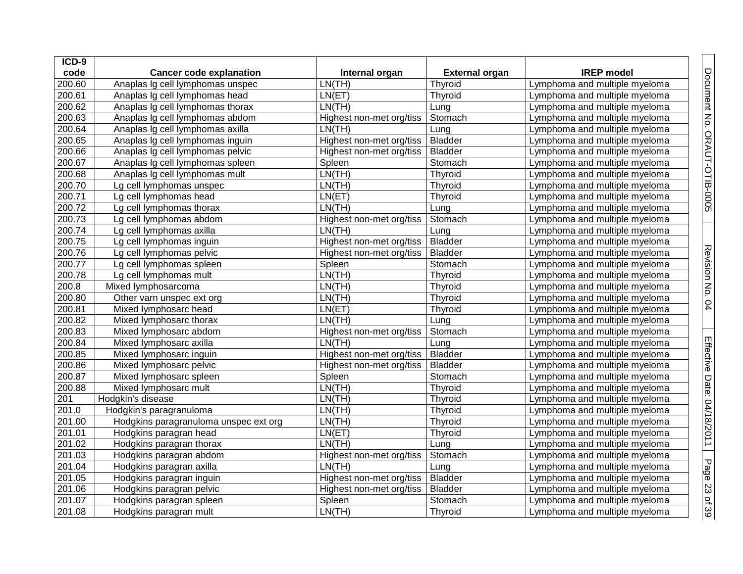| ICD-9 code | Cancer code explanation | Internal organ | External organ | IREP model |
|---|---|---|---|---|
| 200.60 | Anaplas lg cell lymphomas unspec | LN(TH) | Thyroid | Lymphoma and multiple myeloma |
| 200.61 | Anaplas lg cell lymphomas head | LN(ET) | Thyroid | Lymphoma and multiple myeloma |
| 200.62 | Anaplas lg cell lymphomas thorax | LN(TH) | Lung | Lymphoma and multiple myeloma |
| 200.63 | Anaplas lg cell lymphomas abdom | Highest non-met org/tiss | Stomach | Lymphoma and multiple myeloma |
| 200.64 | Anaplas lg cell lymphomas axilla | LN(TH) | Lung | Lymphoma and multiple myeloma |
| 200.65 | Anaplas lg cell lymphomas inguin | Highest non-met org/tiss | Bladder | Lymphoma and multiple myeloma |
| 200.66 | Anaplas lg cell lymphomas pelvic | Highest non-met org/tiss | Bladder | Lymphoma and multiple myeloma |
| 200.67 | Anaplas lg cell lymphomas spleen | Spleen | Stomach | Lymphoma and multiple myeloma |
| 200.68 | Anaplas lg cell lymphomas mult | LN(TH) | Thyroid | Lymphoma and multiple myeloma |
| 200.70 | Lg cell lymphomas unspec | LN(TH) | Thyroid | Lymphoma and multiple myeloma |
| 200.71 | Lg cell lymphomas head | LN(ET) | Thyroid | Lymphoma and multiple myeloma |
| 200.72 | Lg cell lymphomas thorax | LN(TH) | Lung | Lymphoma and multiple myeloma |
| 200.73 | Lg cell lymphomas abdom | Highest non-met org/tiss | Stomach | Lymphoma and multiple myeloma |
| 200.74 | Lg cell lymphomas axilla | LN(TH) | Lung | Lymphoma and multiple myeloma |
| 200.75 | Lg cell lymphomas inguin | Highest non-met org/tiss | Bladder | Lymphoma and multiple myeloma |
| 200.76 | Lg cell lymphomas pelvic | Highest non-met org/tiss | Bladder | Lymphoma and multiple myeloma |
| 200.77 | Lg cell lymphomas spleen | Spleen | Stomach | Lymphoma and multiple myeloma |
| 200.78 | Lg cell lymphomas mult | LN(TH) | Thyroid | Lymphoma and multiple myeloma |
| 200.8 | Mixed lymphosarcoma | LN(TH) | Thyroid | Lymphoma and multiple myeloma |
| 200.80 | Other varn unspec ext org | LN(TH) | Thyroid | Lymphoma and multiple myeloma |
| 200.81 | Mixed lymphosarc head | LN(ET) | Thyroid | Lymphoma and multiple myeloma |
| 200.82 | Mixed lymphosarc thorax | LN(TH) | Lung | Lymphoma and multiple myeloma |
| 200.83 | Mixed lymphosarc abdom | Highest non-met org/tiss | Stomach | Lymphoma and multiple myeloma |
| 200.84 | Mixed lymphosarc axilla | LN(TH) | Lung | Lymphoma and multiple myeloma |
| 200.85 | Mixed lymphosarc inguin | Highest non-met org/tiss | Bladder | Lymphoma and multiple myeloma |
| 200.86 | Mixed lymphosarc pelvic | Highest non-met org/tiss | Bladder | Lymphoma and multiple myeloma |
| 200.87 | Mixed lymphosarc spleen | Spleen | Stomach | Lymphoma and multiple myeloma |
| 200.88 | Mixed lymphosarc mult | LN(TH) | Thyroid | Lymphoma and multiple myeloma |
| 201 | Hodgkin's disease | LN(TH) | Thyroid | Lymphoma and multiple myeloma |
| 201.0 | Hodgkin's paragranuloma | LN(TH) | Thyroid | Lymphoma and multiple myeloma |
| 201.00 | Hodgkins paragranuloma unspec ext org | LN(TH) | Thyroid | Lymphoma and multiple myeloma |
| 201.01 | Hodgkins paragran head | LN(ET) | Thyroid | Lymphoma and multiple myeloma |
| 201.02 | Hodgkins paragran thorax | LN(TH) | Lung | Lymphoma and multiple myeloma |
| 201.03 | Hodgkins paragran abdom | Highest non-met org/tiss | Stomach | Lymphoma and multiple myeloma |
| 201.04 | Hodgkins paragran axilla | LN(TH) | Lung | Lymphoma and multiple myeloma |
| 201.05 | Hodgkins paragran inguin | Highest non-met org/tiss | Bladder | Lymphoma and multiple myeloma |
| 201.06 | Hodgkins paragran pelvic | Highest non-met org/tiss | Bladder | Lymphoma and multiple myeloma |
| 201.07 | Hodgkins paragran spleen | Spleen | Stomach | Lymphoma and multiple myeloma |
| 201.08 | Hodgkins paragran mult | LN(TH) | Thyroid | Lymphoma and multiple myeloma |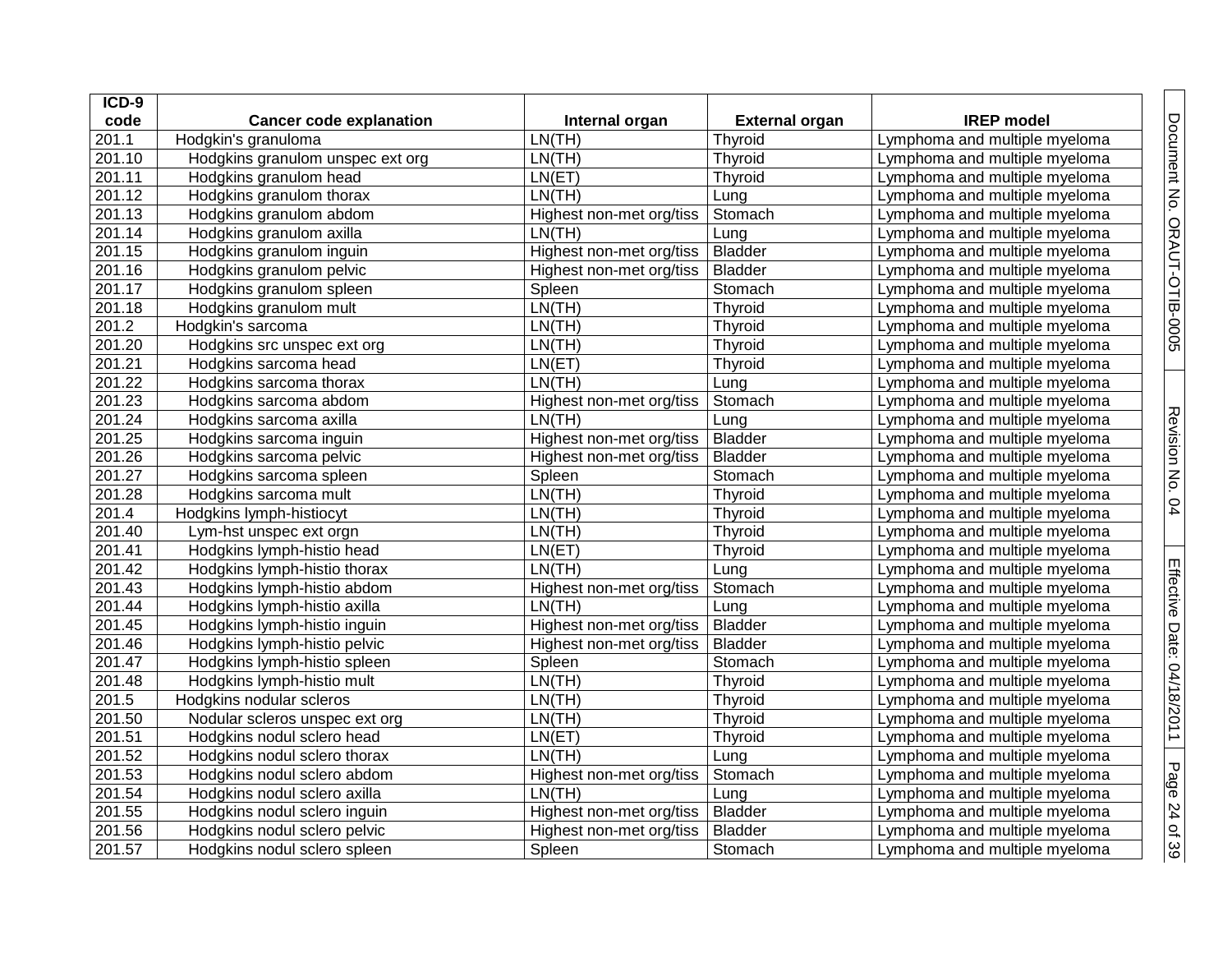| ICD-9 code | Cancer code explanation | Internal organ | External organ | IREP model |
|---|---|---|---|---|
| 201.1 | Hodgkin's granuloma | LN(TH) | Thyroid | Lymphoma and multiple myeloma |
| 201.10 | Hodgkins granulom unspec ext org | LN(TH) | Thyroid | Lymphoma and multiple myeloma |
| 201.11 | Hodgkins granulom head | LN(ET) | Thyroid | Lymphoma and multiple myeloma |
| 201.12 | Hodgkins granulom thorax | LN(TH) | Lung | Lymphoma and multiple myeloma |
| 201.13 | Hodgkins granulom abdom | Highest non-met org/tiss | Stomach | Lymphoma and multiple myeloma |
| 201.14 | Hodgkins granulom axilla | LN(TH) | Lung | Lymphoma and multiple myeloma |
| 201.15 | Hodgkins granulom inguin | Highest non-met org/tiss | Bladder | Lymphoma and multiple myeloma |
| 201.16 | Hodgkins granulom pelvic | Highest non-met org/tiss | Bladder | Lymphoma and multiple myeloma |
| 201.17 | Hodgkins granulom spleen | Spleen | Stomach | Lymphoma and multiple myeloma |
| 201.18 | Hodgkins granulom mult | LN(TH) | Thyroid | Lymphoma and multiple myeloma |
| 201.2 | Hodgkin's sarcoma | LN(TH) | Thyroid | Lymphoma and multiple myeloma |
| 201.20 | Hodgkins src unspec ext org | LN(TH) | Thyroid | Lymphoma and multiple myeloma |
| 201.21 | Hodgkins sarcoma head | LN(ET) | Thyroid | Lymphoma and multiple myeloma |
| 201.22 | Hodgkins sarcoma thorax | LN(TH) | Lung | Lymphoma and multiple myeloma |
| 201.23 | Hodgkins sarcoma abdom | Highest non-met org/tiss | Stomach | Lymphoma and multiple myeloma |
| 201.24 | Hodgkins sarcoma axilla | LN(TH) | Lung | Lymphoma and multiple myeloma |
| 201.25 | Hodgkins sarcoma inguin | Highest non-met org/tiss | Bladder | Lymphoma and multiple myeloma |
| 201.26 | Hodgkins sarcoma pelvic | Highest non-met org/tiss | Bladder | Lymphoma and multiple myeloma |
| 201.27 | Hodgkins sarcoma spleen | Spleen | Stomach | Lymphoma and multiple myeloma |
| 201.28 | Hodgkins sarcoma mult | LN(TH) | Thyroid | Lymphoma and multiple myeloma |
| 201.4 | Hodgkins lymph-histiocyt | LN(TH) | Thyroid | Lymphoma and multiple myeloma |
| 201.40 | Lym-hst unspec ext orgn | LN(TH) | Thyroid | Lymphoma and multiple myeloma |
| 201.41 | Hodgkins lymph-histio head | LN(ET) | Thyroid | Lymphoma and multiple myeloma |
| 201.42 | Hodgkins lymph-histio thorax | LN(TH) | Lung | Lymphoma and multiple myeloma |
| 201.43 | Hodgkins lymph-histio abdom | Highest non-met org/tiss | Stomach | Lymphoma and multiple myeloma |
| 201.44 | Hodgkins lymph-histio axilla | LN(TH) | Lung | Lymphoma and multiple myeloma |
| 201.45 | Hodgkins lymph-histio inguin | Highest non-met org/tiss | Bladder | Lymphoma and multiple myeloma |
| 201.46 | Hodgkins lymph-histio pelvic | Highest non-met org/tiss | Bladder | Lymphoma and multiple myeloma |
| 201.47 | Hodgkins lymph-histio spleen | Spleen | Stomach | Lymphoma and multiple myeloma |
| 201.48 | Hodgkins lymph-histio mult | LN(TH) | Thyroid | Lymphoma and multiple myeloma |
| 201.5 | Hodgkins nodular scleros | LN(TH) | Thyroid | Lymphoma and multiple myeloma |
| 201.50 | Nodular scleros unspec ext org | LN(TH) | Thyroid | Lymphoma and multiple myeloma |
| 201.51 | Hodgkins nodul sclero head | LN(ET) | Thyroid | Lymphoma and multiple myeloma |
| 201.52 | Hodgkins nodul sclero thorax | LN(TH) | Lung | Lymphoma and multiple myeloma |
| 201.53 | Hodgkins nodul sclero abdom | Highest non-met org/tiss | Stomach | Lymphoma and multiple myeloma |
| 201.54 | Hodgkins nodul sclero axilla | LN(TH) | Lung | Lymphoma and multiple myeloma |
| 201.55 | Hodgkins nodul sclero inguin | Highest non-met org/tiss | Bladder | Lymphoma and multiple myeloma |
| 201.56 | Hodgkins nodul sclero pelvic | Highest non-met org/tiss | Bladder | Lymphoma and multiple myeloma |
| 201.57 | Hodgkins nodul sclero spleen | Spleen | Stomach | Lymphoma and multiple myeloma |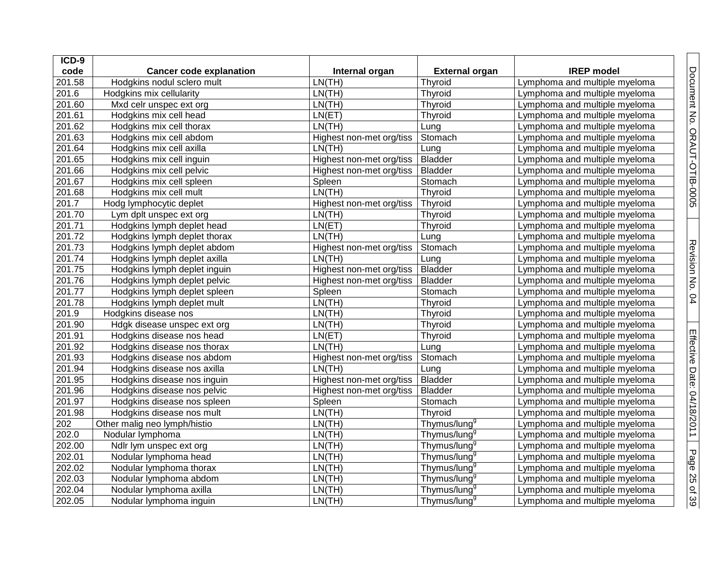| ICD-9 code | Cancer code explanation | Internal organ | External organ | IREP model |
|---|---|---|---|---|
| 201.58 | Hodgkins nodul sclero mult | LN(TH) | Thyroid | Lymphoma and multiple myeloma |
| 201.6 | Hodgkins mix cellularity | LN(TH) | Thyroid | Lymphoma and multiple myeloma |
| 201.60 | Mxd celr unspec ext org | LN(TH) | Thyroid | Lymphoma and multiple myeloma |
| 201.61 | Hodgkins mix cell head | LN(ET) | Thyroid | Lymphoma and multiple myeloma |
| 201.62 | Hodgkins mix cell thorax | LN(TH) | Lung | Lymphoma and multiple myeloma |
| 201.63 | Hodgkins mix cell abdom | Highest non-met org/tiss | Stomach | Lymphoma and multiple myeloma |
| 201.64 | Hodgkins mix cell axilla | LN(TH) | Lung | Lymphoma and multiple myeloma |
| 201.65 | Hodgkins mix cell inguin | Highest non-met org/tiss | Bladder | Lymphoma and multiple myeloma |
| 201.66 | Hodgkins mix cell pelvic | Highest non-met org/tiss | Bladder | Lymphoma and multiple myeloma |
| 201.67 | Hodgkins mix cell spleen | Spleen | Stomach | Lymphoma and multiple myeloma |
| 201.68 | Hodgkins mix cell mult | LN(TH) | Thyroid | Lymphoma and multiple myeloma |
| 201.7 | Hodg lymphocytic deplet | Highest non-met org/tiss | Thyroid | Lymphoma and multiple myeloma |
| 201.70 | Lym dplt unspec ext org | LN(TH) | Thyroid | Lymphoma and multiple myeloma |
| 201.71 | Hodgkins lymph deplet head | LN(ET) | Thyroid | Lymphoma and multiple myeloma |
| 201.72 | Hodgkins lymph deplet thorax | LN(TH) | Lung | Lymphoma and multiple myeloma |
| 201.73 | Hodgkins lymph deplet abdom | Highest non-met org/tiss | Stomach | Lymphoma and multiple myeloma |
| 201.74 | Hodgkins lymph deplet axilla | LN(TH) | Lung | Lymphoma and multiple myeloma |
| 201.75 | Hodgkins lymph deplet inguin | Highest non-met org/tiss | Bladder | Lymphoma and multiple myeloma |
| 201.76 | Hodgkins lymph deplet pelvic | Highest non-met org/tiss | Bladder | Lymphoma and multiple myeloma |
| 201.77 | Hodgkins lymph deplet spleen | Spleen | Stomach | Lymphoma and multiple myeloma |
| 201.78 | Hodgkins lymph deplet mult | LN(TH) | Thyroid | Lymphoma and multiple myeloma |
| 201.9 | Hodgkins disease nos | LN(TH) | Thyroid | Lymphoma and multiple myeloma |
| 201.90 | Hdgk disease unspec ext org | LN(TH) | Thyroid | Lymphoma and multiple myeloma |
| 201.91 | Hodgkins disease nos head | LN(ET) | Thyroid | Lymphoma and multiple myeloma |
| 201.92 | Hodgkins disease nos thorax | LN(TH) | Lung | Lymphoma and multiple myeloma |
| 201.93 | Hodgkins disease nos abdom | Highest non-met org/tiss | Stomach | Lymphoma and multiple myeloma |
| 201.94 | Hodgkins disease nos axilla | LN(TH) | Lung | Lymphoma and multiple myeloma |
| 201.95 | Hodgkins disease nos inguin | Highest non-met org/tiss | Bladder | Lymphoma and multiple myeloma |
| 201.96 | Hodgkins disease nos pelvic | Highest non-met org/tiss | Bladder | Lymphoma and multiple myeloma |
| 201.97 | Hodgkins disease nos spleen | Spleen | Stomach | Lymphoma and multiple myeloma |
| 201.98 | Hodgkins disease nos mult | LN(TH) | Thyroid | Lymphoma and multiple myeloma |
| 202 | Other malig neo lymph/histio | LN(TH) | Thymus/lung[g] | Lymphoma and multiple myeloma |
| 202.0 | Nodular lymphoma | LN(TH) | Thymus/lung[g] | Lymphoma and multiple myeloma |
| 202.00 | Ndlr lym unspec ext org | LN(TH) | Thymus/lung[g] | Lymphoma and multiple myeloma |
| 202.01 | Nodular lymphoma head | LN(TH) | Thymus/lung[g] | Lymphoma and multiple myeloma |
| 202.02 | Nodular lymphoma thorax | LN(TH) | Thymus/lung[g] | Lymphoma and multiple myeloma |
| 202.03 | Nodular lymphoma abdom | LN(TH) | Thymus/lung[g] | Lymphoma and multiple myeloma |
| 202.04 | Nodular lymphoma axilla | LN(TH) | Thymus/lung[g] | Lymphoma and multiple myeloma |
| 202.05 | Nodular lymphoma inguin | LN(TH) | Thymus/lung[g] | Lymphoma and multiple myeloma |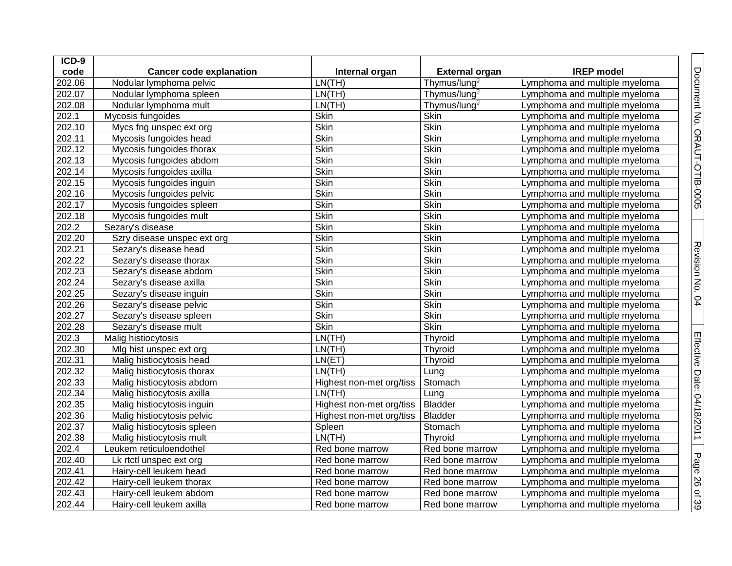| ICD-9 code | Cancer code explanation | Internal organ | External organ | IREP model |
|---|---|---|---|---|
| 202.06 | Nodular lymphoma pelvic | LN(TH) | Thymus/lung[g] | Lymphoma and multiple myeloma |
| 202.07 | Nodular lymphoma spleen | LN(TH) | Thymus/lung[g] | Lymphoma and multiple myeloma |
| 202.08 | Nodular lymphoma mult | LN(TH) | Thymus/lung[g] | Lymphoma and multiple myeloma |
| 202.1 | Mycosis fungoides | Skin | Skin | Lymphoma and multiple myeloma |
| 202.10 | Mycs fng unspec ext org | Skin | Skin | Lymphoma and multiple myeloma |
| 202.11 | Mycosis fungoides head | Skin | Skin | Lymphoma and multiple myeloma |
| 202.12 | Mycosis fungoides thorax | Skin | Skin | Lymphoma and multiple myeloma |
| 202.13 | Mycosis fungoides abdom | Skin | Skin | Lymphoma and multiple myeloma |
| 202.14 | Mycosis fungoides axilla | Skin | Skin | Lymphoma and multiple myeloma |
| 202.15 | Mycosis fungoides inguin | Skin | Skin | Lymphoma and multiple myeloma |
| 202.16 | Mycosis fungoides pelvic | Skin | Skin | Lymphoma and multiple myeloma |
| 202.17 | Mycosis fungoides spleen | Skin | Skin | Lymphoma and multiple myeloma |
| 202.18 | Mycosis fungoides mult | Skin | Skin | Lymphoma and multiple myeloma |
| 202.2 | Sezary's disease | Skin | Skin | Lymphoma and multiple myeloma |
| 202.20 | Szry disease unspec ext org | Skin | Skin | Lymphoma and multiple myeloma |
| 202.21 | Sezary's disease head | Skin | Skin | Lymphoma and multiple myeloma |
| 202.22 | Sezary's disease thorax | Skin | Skin | Lymphoma and multiple myeloma |
| 202.23 | Sezary's disease abdom | Skin | Skin | Lymphoma and multiple myeloma |
| 202.24 | Sezary's disease axilla | Skin | Skin | Lymphoma and multiple myeloma |
| 202.25 | Sezary's disease inguin | Skin | Skin | Lymphoma and multiple myeloma |
| 202.26 | Sezary's disease pelvic | Skin | Skin | Lymphoma and multiple myeloma |
| 202.27 | Sezary's disease spleen | Skin | Skin | Lymphoma and multiple myeloma |
| 202.28 | Sezary's disease mult | Skin | Skin | Lymphoma and multiple myeloma |
| 202.3 | Malig histiocytosis | LN(TH) | Thyroid | Lymphoma and multiple myeloma |
| 202.30 | Mlg hist unspec ext org | LN(TH) | Thyroid | Lymphoma and multiple myeloma |
| 202.31 | Malig histiocytosis head | LN(ET) | Thyroid | Lymphoma and multiple myeloma |
| 202.32 | Malig histiocytosis thorax | LN(TH) | Lung | Lymphoma and multiple myeloma |
| 202.33 | Malig histiocytosis abdom | Highest non-met org/tiss | Stomach | Lymphoma and multiple myeloma |
| 202.34 | Malig histiocytosis axilla | LN(TH) | Lung | Lymphoma and multiple myeloma |
| 202.35 | Malig histiocytosis inguin | Highest non-met org/tiss | Bladder | Lymphoma and multiple myeloma |
| 202.36 | Malig histiocytosis pelvic | Highest non-met org/tiss | Bladder | Lymphoma and multiple myeloma |
| 202.37 | Malig histiocytosis spleen | Spleen | Stomach | Lymphoma and multiple myeloma |
| 202.38 | Malig histiocytosis mult | LN(TH) | Thyroid | Lymphoma and multiple myeloma |
| 202.4 | Leukem reticuloendothel | Red bone marrow | Red bone marrow | Lymphoma and multiple myeloma |
| 202.40 | Lk rtctl unspec ext org | Red bone marrow | Red bone marrow | Lymphoma and multiple myeloma |
| 202.41 | Hairy-cell leukem head | Red bone marrow | Red bone marrow | Lymphoma and multiple myeloma |
| 202.42 | Hairy-cell leukem thorax | Red bone marrow | Red bone marrow | Lymphoma and multiple myeloma |
| 202.43 | Hairy-cell leukem abdom | Red bone marrow | Red bone marrow | Lymphoma and multiple myeloma |
| 202.44 | Hairy-cell leukem axilla | Red bone marrow | Red bone marrow | Lymphoma and multiple myeloma |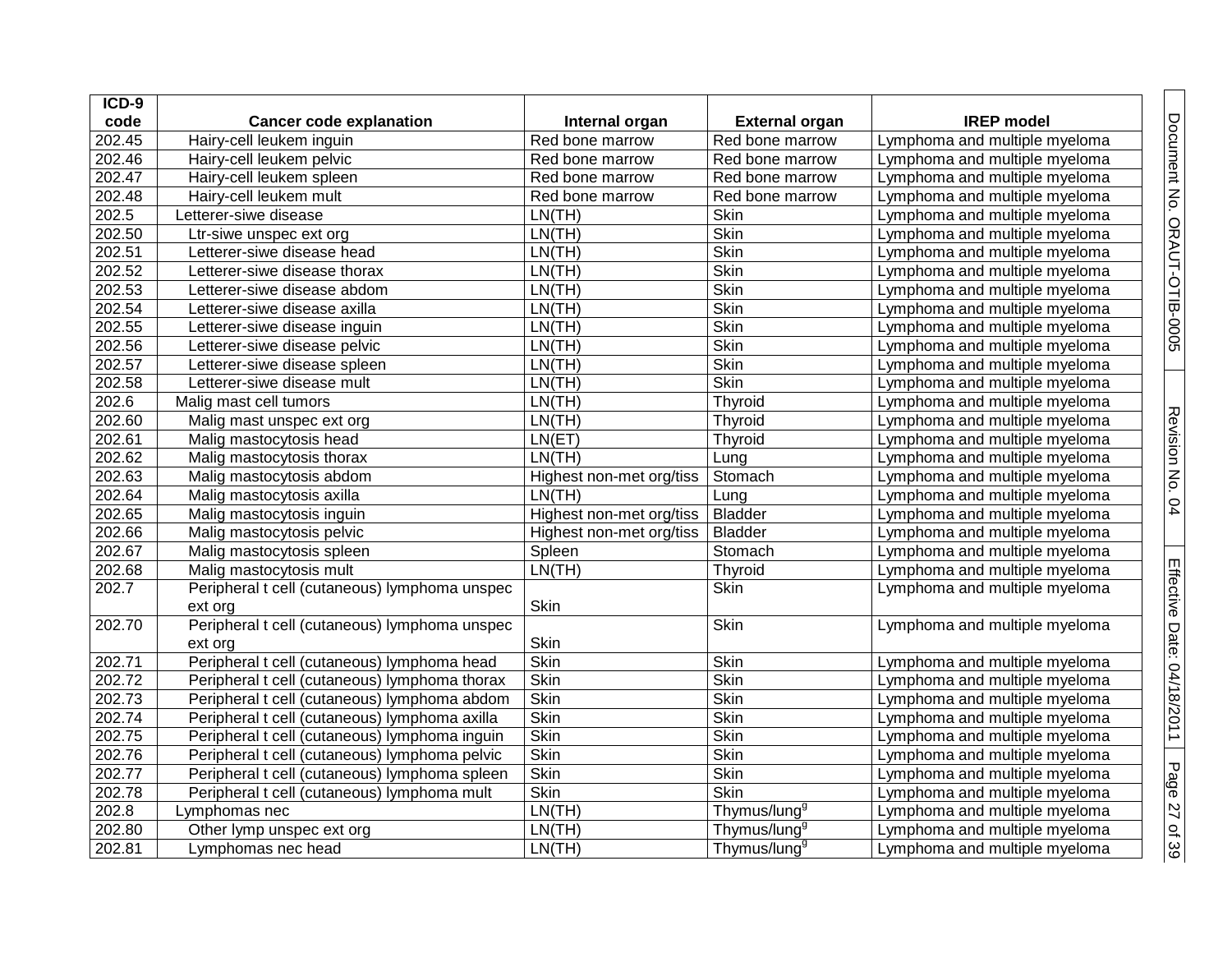| ICD-9 code | Cancer code explanation | Internal organ | External organ | IREP model |
|---|---|---|---|---|
| 202.45 | Hairy-cell leukem inguin | Red bone marrow | Red bone marrow | Lymphoma and multiple myeloma |
| 202.46 | Hairy-cell leukem pelvic | Red bone marrow | Red bone marrow | Lymphoma and multiple myeloma |
| 202.47 | Hairy-cell leukem spleen | Red bone marrow | Red bone marrow | Lymphoma and multiple myeloma |
| 202.48 | Hairy-cell leukem mult | Red bone marrow | Red bone marrow | Lymphoma and multiple myeloma |
| 202.5 | Letterer-siwe disease | LN(TH) | Skin | Lymphoma and multiple myeloma |
| 202.50 | Ltr-siwe unspec ext org | LN(TH) | Skin | Lymphoma and multiple myeloma |
| 202.51 | Letterer-siwe disease head | LN(TH) | Skin | Lymphoma and multiple myeloma |
| 202.52 | Letterer-siwe disease thorax | LN(TH) | Skin | Lymphoma and multiple myeloma |
| 202.53 | Letterer-siwe disease abdom | LN(TH) | Skin | Lymphoma and multiple myeloma |
| 202.54 | Letterer-siwe disease axilla | LN(TH) | Skin | Lymphoma and multiple myeloma |
| 202.55 | Letterer-siwe disease inguin | LN(TH) | Skin | Lymphoma and multiple myeloma |
| 202.56 | Letterer-siwe disease pelvic | LN(TH) | Skin | Lymphoma and multiple myeloma |
| 202.57 | Letterer-siwe disease spleen | LN(TH) | Skin | Lymphoma and multiple myeloma |
| 202.58 | Letterer-siwe disease mult | LN(TH) | Skin | Lymphoma and multiple myeloma |
| 202.6 | Malig mast cell tumors | LN(TH) | Thyroid | Lymphoma and multiple myeloma |
| 202.60 | Malig mast unspec ext org | LN(TH) | Thyroid | Lymphoma and multiple myeloma |
| 202.61 | Malig mastocytosis head | LN(ET) | Thyroid | Lymphoma and multiple myeloma |
| 202.62 | Malig mastocytosis thorax | LN(TH) | Lung | Lymphoma and multiple myeloma |
| 202.63 | Malig mastocytosis abdom | Highest non-met org/tiss | Stomach | Lymphoma and multiple myeloma |
| 202.64 | Malig mastocytosis axilla | LN(TH) | Lung | Lymphoma and multiple myeloma |
| 202.65 | Malig mastocytosis inguin | Highest non-met org/tiss | Bladder | Lymphoma and multiple myeloma |
| 202.66 | Malig mastocytosis pelvic | Highest non-met org/tiss | Bladder | Lymphoma and multiple myeloma |
| 202.67 | Malig mastocytosis spleen | Spleen | Stomach | Lymphoma and multiple myeloma |
| 202.68 | Malig mastocytosis mult | LN(TH) | Thyroid | Lymphoma and multiple myeloma |
| 202.7 | Peripheral t cell (cutaneous) lymphoma unspec ext org | Skin | Skin | Lymphoma and multiple myeloma |
| 202.70 | Peripheral t cell (cutaneous) lymphoma unspec ext org | Skin | Skin | Lymphoma and multiple myeloma |
| 202.71 | Peripheral t cell (cutaneous) lymphoma head | Skin | Skin | Lymphoma and multiple myeloma |
| 202.72 | Peripheral t cell (cutaneous) lymphoma thorax | Skin | Skin | Lymphoma and multiple myeloma |
| 202.73 | Peripheral t cell (cutaneous) lymphoma abdom | Skin | Skin | Lymphoma and multiple myeloma |
| 202.74 | Peripheral t cell (cutaneous) lymphoma axilla | Skin | Skin | Lymphoma and multiple myeloma |
| 202.75 | Peripheral t cell (cutaneous) lymphoma inguin | Skin | Skin | Lymphoma and multiple myeloma |
| 202.76 | Peripheral t cell (cutaneous) lymphoma pelvic | Skin | Skin | Lymphoma and multiple myeloma |
| 202.77 | Peripheral t cell (cutaneous) lymphoma spleen | Skin | Skin | Lymphoma and multiple myeloma |
| 202.78 | Peripheral t cell (cutaneous) lymphoma mult | Skin | Skin | Lymphoma and multiple myeloma |
| 202.8 | Lymphomas nec | LN(TH) | Thymus/lung[g] | Lymphoma and multiple myeloma |
| 202.80 | Other lymp unspec ext org | LN(TH) | Thymus/lung[g] | Lymphoma and multiple myeloma |
| 202.81 | Lymphomas nec head | LN(TH) | Thymus/lung[g] | Lymphoma and multiple myeloma |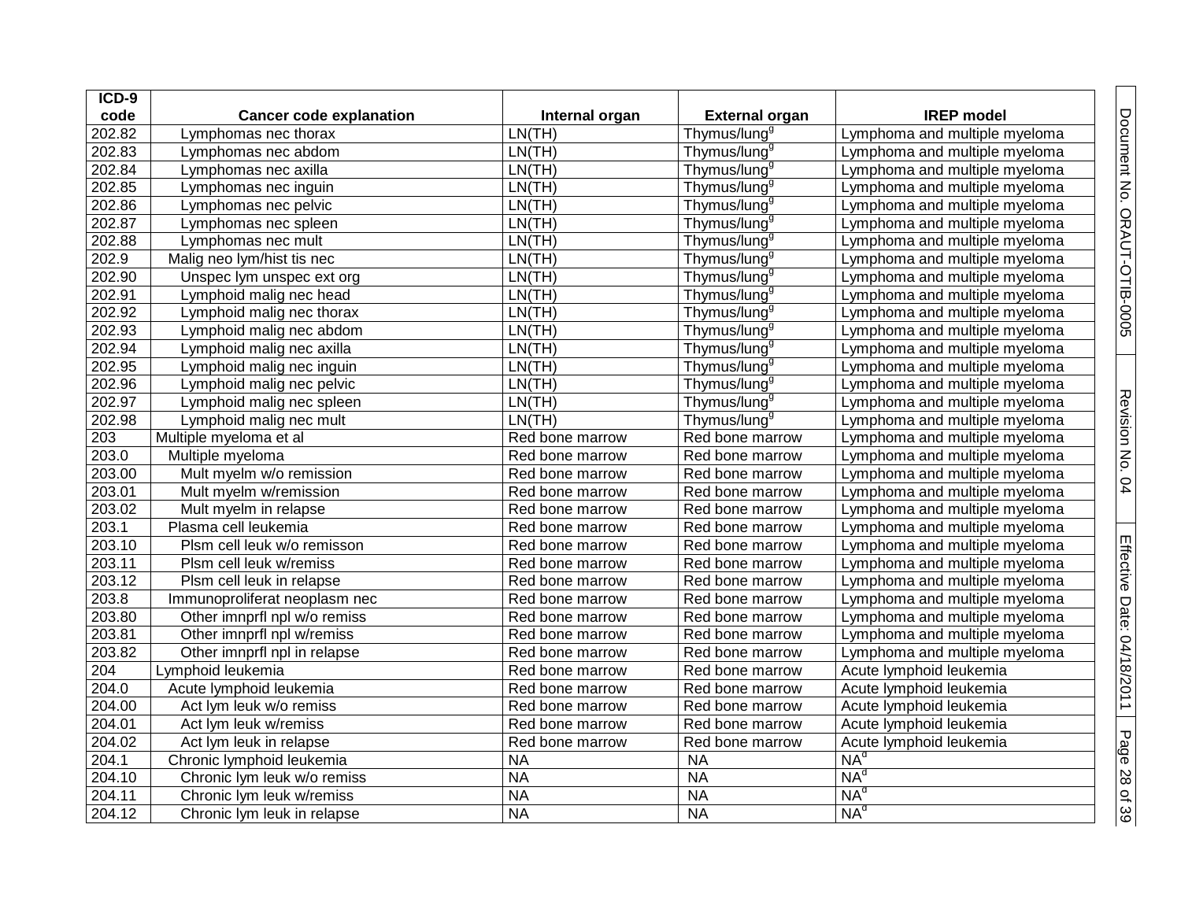| ICD-9 code | Cancer code explanation | Internal organ | External organ | IREP model |
|---|---|---|---|---|
| 202.82 | Lymphomas nec thorax | LN(TH) | Thymus/lung[g] | Lymphoma and multiple myeloma |
| 202.83 | Lymphomas nec abdom | LN(TH) | Thymus/lung[g] | Lymphoma and multiple myeloma |
| 202.84 | Lymphomas nec axilla | LN(TH) | Thymus/lung[g] | Lymphoma and multiple myeloma |
| 202.85 | Lymphomas nec inguin | LN(TH) | Thymus/lung[g] | Lymphoma and multiple myeloma |
| 202.86 | Lymphomas nec pelvic | LN(TH) | Thymus/lung[g] | Lymphoma and multiple myeloma |
| 202.87 | Lymphomas nec spleen | LN(TH) | Thymus/lung[g] | Lymphoma and multiple myeloma |
| 202.88 | Lymphomas nec mult | LN(TH) | Thymus/lung[g] | Lymphoma and multiple myeloma |
| 202.9 | Malig neo lym/hist tis nec | LN(TH) | Thymus/lung[g] | Lymphoma and multiple myeloma |
| 202.90 | Unspec lym unspec ext org | LN(TH) | Thymus/lung[g] | Lymphoma and multiple myeloma |
| 202.91 | Lymphoid malig nec head | LN(TH) | Thymus/lung[g] | Lymphoma and multiple myeloma |
| 202.92 | Lymphoid malig nec thorax | LN(TH) | Thymus/lung[g] | Lymphoma and multiple myeloma |
| 202.93 | Lymphoid malig nec abdom | LN(TH) | Thymus/lung[g] | Lymphoma and multiple myeloma |
| 202.94 | Lymphoid malig nec axilla | LN(TH) | Thymus/lung[g] | Lymphoma and multiple myeloma |
| 202.95 | Lymphoid malig nec inguin | LN(TH) | Thymus/lung[g] | Lymphoma and multiple myeloma |
| 202.96 | Lymphoid malig nec pelvic | LN(TH) | Thymus/lung[g] | Lymphoma and multiple myeloma |
| 202.97 | Lymphoid malig nec spleen | LN(TH) | Thymus/lung[g] | Lymphoma and multiple myeloma |
| 202.98 | Lymphoid malig nec mult | LN(TH) | Thymus/lung[g] | Lymphoma and multiple myeloma |
| 203 | Multiple myeloma et al | Red bone marrow | Red bone marrow | Lymphoma and multiple myeloma |
| 203.0 | Multiple myeloma | Red bone marrow | Red bone marrow | Lymphoma and multiple myeloma |
| 203.00 | Mult myelm w/o remission | Red bone marrow | Red bone marrow | Lymphoma and multiple myeloma |
| 203.01 | Mult myelm w/remission | Red bone marrow | Red bone marrow | Lymphoma and multiple myeloma |
| 203.02 | Mult myelm in relapse | Red bone marrow | Red bone marrow | Lymphoma and multiple myeloma |
| 203.1 | Plasma cell leukemia | Red bone marrow | Red bone marrow | Lymphoma and multiple myeloma |
| 203.10 | Plsm cell leuk w/o remisson | Red bone marrow | Red bone marrow | Lymphoma and multiple myeloma |
| 203.11 | Plsm cell leuk w/remiss | Red bone marrow | Red bone marrow | Lymphoma and multiple myeloma |
| 203.12 | Plsm cell leuk in relapse | Red bone marrow | Red bone marrow | Lymphoma and multiple myeloma |
| 203.8 | Immunoproliferat neoplasm nec | Red bone marrow | Red bone marrow | Lymphoma and multiple myeloma |
| 203.80 | Other imnprfl npl w/o remiss | Red bone marrow | Red bone marrow | Lymphoma and multiple myeloma |
| 203.81 | Other imnprfl npl w/remiss | Red bone marrow | Red bone marrow | Lymphoma and multiple myeloma |
| 203.82 | Other imnprfl npl in relapse | Red bone marrow | Red bone marrow | Lymphoma and multiple myeloma |
| 204 | Lymphoid leukemia | Red bone marrow | Red bone marrow | Acute lymphoid leukemia |
| 204.0 | Acute lymphoid leukemia | Red bone marrow | Red bone marrow | Acute lymphoid leukemia |
| 204.00 | Act lym leuk w/o remiss | Red bone marrow | Red bone marrow | Acute lymphoid leukemia |
| 204.01 | Act lym leuk w/remiss | Red bone marrow | Red bone marrow | Acute lymphoid leukemia |
| 204.02 | Act lym leuk in relapse | Red bone marrow | Red bone marrow | Acute lymphoid leukemia |
| 204.1 | Chronic lymphoid leukemia | NA | NA | NA[d] |
| 204.10 | Chronic lym leuk w/o remiss | NA | NA | NA[d] |
| 204.11 | Chronic lym leuk w/remiss | NA | NA | NA[d] |
| 204.12 | Chronic lym leuk in relapse | NA | NA | NA[d] |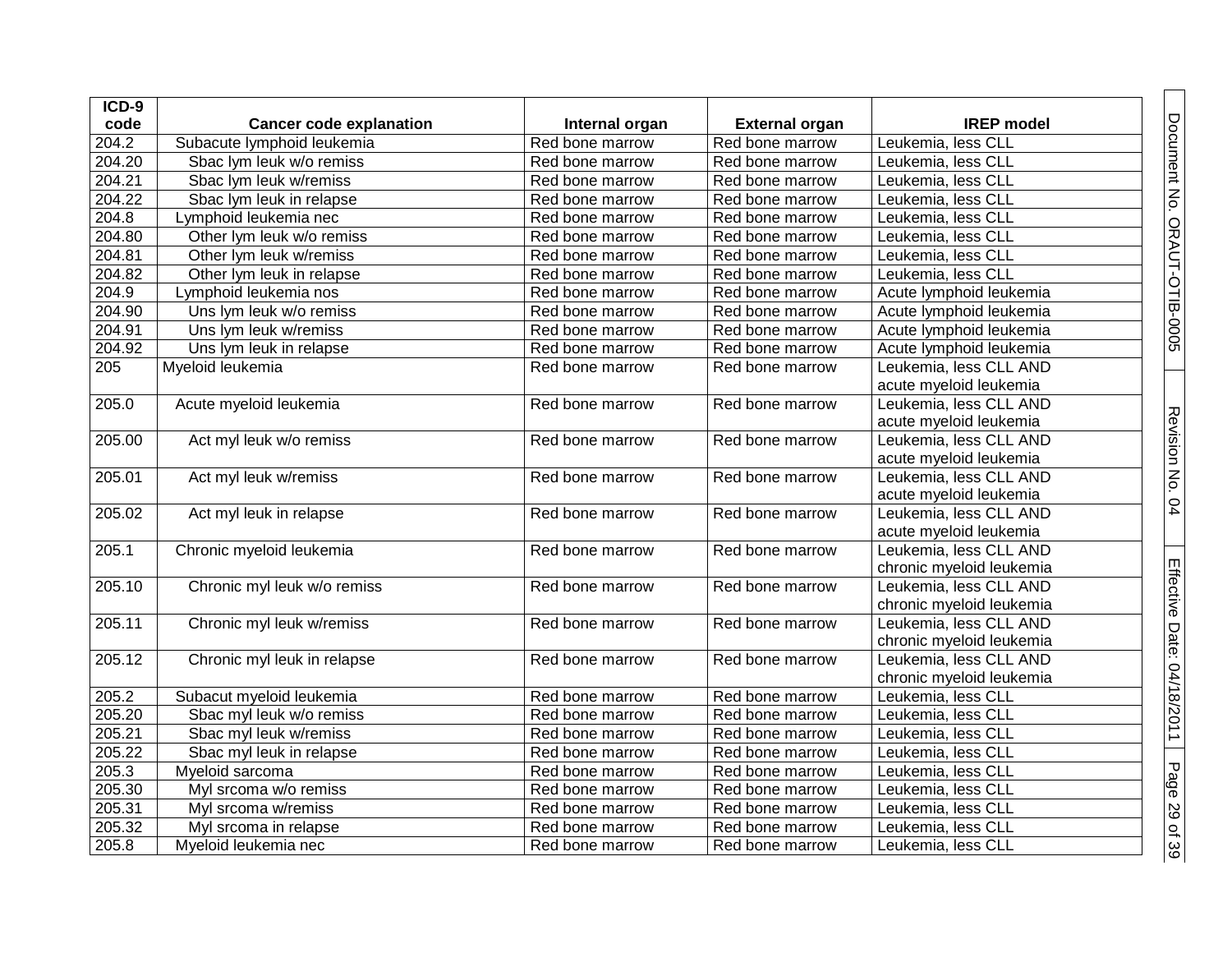| ICD-9 code | Cancer code explanation | Internal organ | External organ | IREP model |
|---|---|---|---|---|
| 204.2 | Subacute lymphoid leukemia | Red bone marrow | Red bone marrow | Leukemia, less CLL |
| 204.20 | Sbac lym leuk w/o remiss | Red bone marrow | Red bone marrow | Leukemia, less CLL |
| 204.21 | Sbac lym leuk w/remiss | Red bone marrow | Red bone marrow | Leukemia, less CLL |
| 204.22 | Sbac lym leuk in relapse | Red bone marrow | Red bone marrow | Leukemia, less CLL |
| 204.8 | Lymphoid leukemia nec | Red bone marrow | Red bone marrow | Leukemia, less CLL |
| 204.80 | Other lym leuk w/o remiss | Red bone marrow | Red bone marrow | Leukemia, less CLL |
| 204.81 | Other lym leuk w/remiss | Red bone marrow | Red bone marrow | Leukemia, less CLL |
| 204.82 | Other lym leuk in relapse | Red bone marrow | Red bone marrow | Leukemia, less CLL |
| 204.9 | Lymphoid leukemia nos | Red bone marrow | Red bone marrow | Acute lymphoid leukemia |
| 204.90 | Uns lym leuk w/o remiss | Red bone marrow | Red bone marrow | Acute lymphoid leukemia |
| 204.91 | Uns lym leuk w/remiss | Red bone marrow | Red bone marrow | Acute lymphoid leukemia |
| 204.92 | Uns lym leuk in relapse | Red bone marrow | Red bone marrow | Acute lymphoid leukemia |
| 205 | Myeloid leukemia | Red bone marrow | Red bone marrow | Leukemia, less CLL AND acute myeloid leukemia |
| 205.0 | Acute myeloid leukemia | Red bone marrow | Red bone marrow | Leukemia, less CLL AND acute myeloid leukemia |
| 205.00 | Act myl leuk w/o remiss | Red bone marrow | Red bone marrow | Leukemia, less CLL AND acute myeloid leukemia |
| 205.01 | Act myl leuk w/remiss | Red bone marrow | Red bone marrow | Leukemia, less CLL AND acute myeloid leukemia |
| 205.02 | Act myl leuk in relapse | Red bone marrow | Red bone marrow | Leukemia, less CLL AND acute myeloid leukemia |
| 205.1 | Chronic myeloid leukemia | Red bone marrow | Red bone marrow | Leukemia, less CLL AND chronic myeloid leukemia |
| 205.10 | Chronic myl leuk w/o remiss | Red bone marrow | Red bone marrow | Leukemia, less CLL AND chronic myeloid leukemia |
| 205.11 | Chronic myl leuk w/remiss | Red bone marrow | Red bone marrow | Leukemia, less CLL AND chronic myeloid leukemia |
| 205.12 | Chronic myl leuk in relapse | Red bone marrow | Red bone marrow | Leukemia, less CLL AND chronic myeloid leukemia |
| 205.2 | Subacut myeloid leukemia | Red bone marrow | Red bone marrow | Leukemia, less CLL |
| 205.20 | Sbac myl leuk w/o remiss | Red bone marrow | Red bone marrow | Leukemia, less CLL |
| 205.21 | Sbac myl leuk w/remiss | Red bone marrow | Red bone marrow | Leukemia, less CLL |
| 205.22 | Sbac myl leuk in relapse | Red bone marrow | Red bone marrow | Leukemia, less CLL |
| 205.3 | Myeloid sarcoma | Red bone marrow | Red bone marrow | Leukemia, less CLL |
| 205.30 | Myl srcoma w/o remiss | Red bone marrow | Red bone marrow | Leukemia, less CLL |
| 205.31 | Myl srcoma w/remiss | Red bone marrow | Red bone marrow | Leukemia, less CLL |
| 205.32 | Myl srcoma in relapse | Red bone marrow | Red bone marrow | Leukemia, less CLL |
| 205.8 | Myeloid leukemia nec | Red bone marrow | Red bone marrow | Leukemia, less CLL |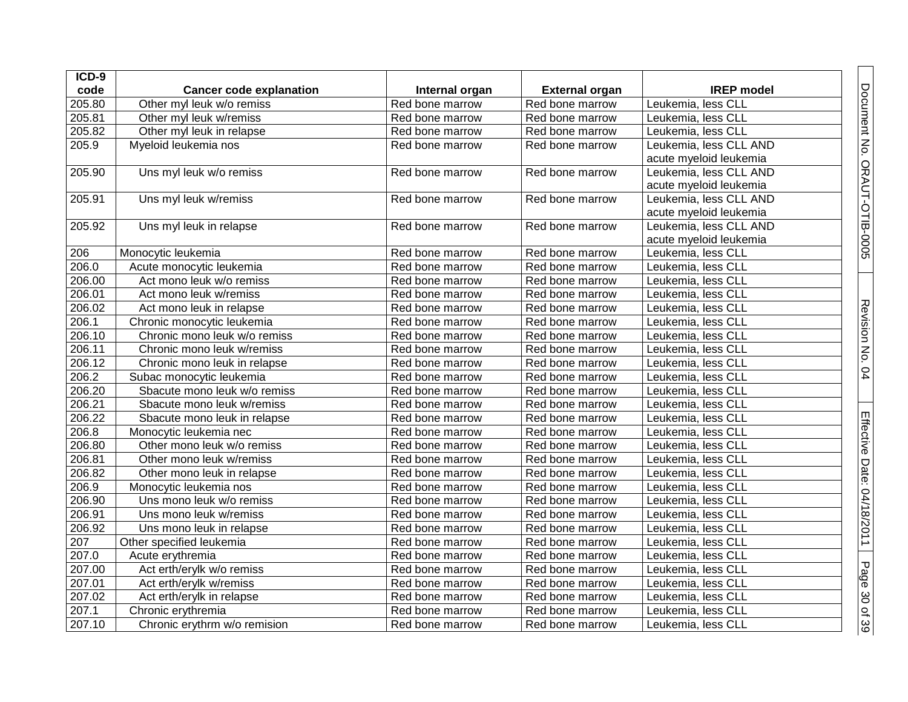| ICD-9 code | Cancer code explanation | Internal organ | External organ | IREP model |
|---|---|---|---|---|
| 205.80 | Other myl leuk w/o remiss | Red bone marrow | Red bone marrow | Leukemia, less CLL |
| 205.81 | Other myl leuk w/remiss | Red bone marrow | Red bone marrow | Leukemia, less CLL |
| 205.82 | Other myl leuk in relapse | Red bone marrow | Red bone marrow | Leukemia, less CLL |
| 205.9 | Myeloid leukemia nos | Red bone marrow | Red bone marrow | Leukemia, less CLL AND acute myeloid leukemia |
| 205.90 | Uns myl leuk w/o remiss | Red bone marrow | Red bone marrow | Leukemia, less CLL AND acute myeloid leukemia |
| 205.91 | Uns myl leuk w/remiss | Red bone marrow | Red bone marrow | Leukemia, less CLL AND acute myeloid leukemia |
| 205.92 | Uns myl leuk in relapse | Red bone marrow | Red bone marrow | Leukemia, less CLL AND acute myeloid leukemia |
| 206 | Monocytic leukemia | Red bone marrow | Red bone marrow | Leukemia, less CLL |
| 206.0 | Acute monocytic leukemia | Red bone marrow | Red bone marrow | Leukemia, less CLL |
| 206.00 | Act mono leuk w/o remiss | Red bone marrow | Red bone marrow | Leukemia, less CLL |
| 206.01 | Act mono leuk w/remiss | Red bone marrow | Red bone marrow | Leukemia, less CLL |
| 206.02 | Act mono leuk in relapse | Red bone marrow | Red bone marrow | Leukemia, less CLL |
| 206.1 | Chronic monocytic leukemia | Red bone marrow | Red bone marrow | Leukemia, less CLL |
| 206.10 | Chronic mono leuk w/o remiss | Red bone marrow | Red bone marrow | Leukemia, less CLL |
| 206.11 | Chronic mono leuk w/remiss | Red bone marrow | Red bone marrow | Leukemia, less CLL |
| 206.12 | Chronic mono leuk in relapse | Red bone marrow | Red bone marrow | Leukemia, less CLL |
| 206.2 | Subac monocytic leukemia | Red bone marrow | Red bone marrow | Leukemia, less CLL |
| 206.20 | Sbacute mono leuk w/o remiss | Red bone marrow | Red bone marrow | Leukemia, less CLL |
| 206.21 | Sbacute mono leuk w/remiss | Red bone marrow | Red bone marrow | Leukemia, less CLL |
| 206.22 | Sbacute mono leuk in relapse | Red bone marrow | Red bone marrow | Leukemia, less CLL |
| 206.8 | Monocytic leukemia nec | Red bone marrow | Red bone marrow | Leukemia, less CLL |
| 206.80 | Other mono leuk w/o remiss | Red bone marrow | Red bone marrow | Leukemia, less CLL |
| 206.81 | Other mono leuk w/remiss | Red bone marrow | Red bone marrow | Leukemia, less CLL |
| 206.82 | Other mono leuk in relapse | Red bone marrow | Red bone marrow | Leukemia, less CLL |
| 206.9 | Monocytic leukemia nos | Red bone marrow | Red bone marrow | Leukemia, less CLL |
| 206.90 | Uns mono leuk w/o remiss | Red bone marrow | Red bone marrow | Leukemia, less CLL |
| 206.91 | Uns mono leuk w/remiss | Red bone marrow | Red bone marrow | Leukemia, less CLL |
| 206.92 | Uns mono leuk in relapse | Red bone marrow | Red bone marrow | Leukemia, less CLL |
| 207 | Other specified leukemia | Red bone marrow | Red bone marrow | Leukemia, less CLL |
| 207.0 | Acute erythremia | Red bone marrow | Red bone marrow | Leukemia, less CLL |
| 207.00 | Act erth/erylk w/o remiss | Red bone marrow | Red bone marrow | Leukemia, less CLL |
| 207.01 | Act erth/erylk w/remiss | Red bone marrow | Red bone marrow | Leukemia, less CLL |
| 207.02 | Act erth/erylk in relapse | Red bone marrow | Red bone marrow | Leukemia, less CLL |
| 207.1 | Chronic erythremia | Red bone marrow | Red bone marrow | Leukemia, less CLL |
| 207.10 | Chronic erythrm w/o remision | Red bone marrow | Red bone marrow | Leukemia, less CLL |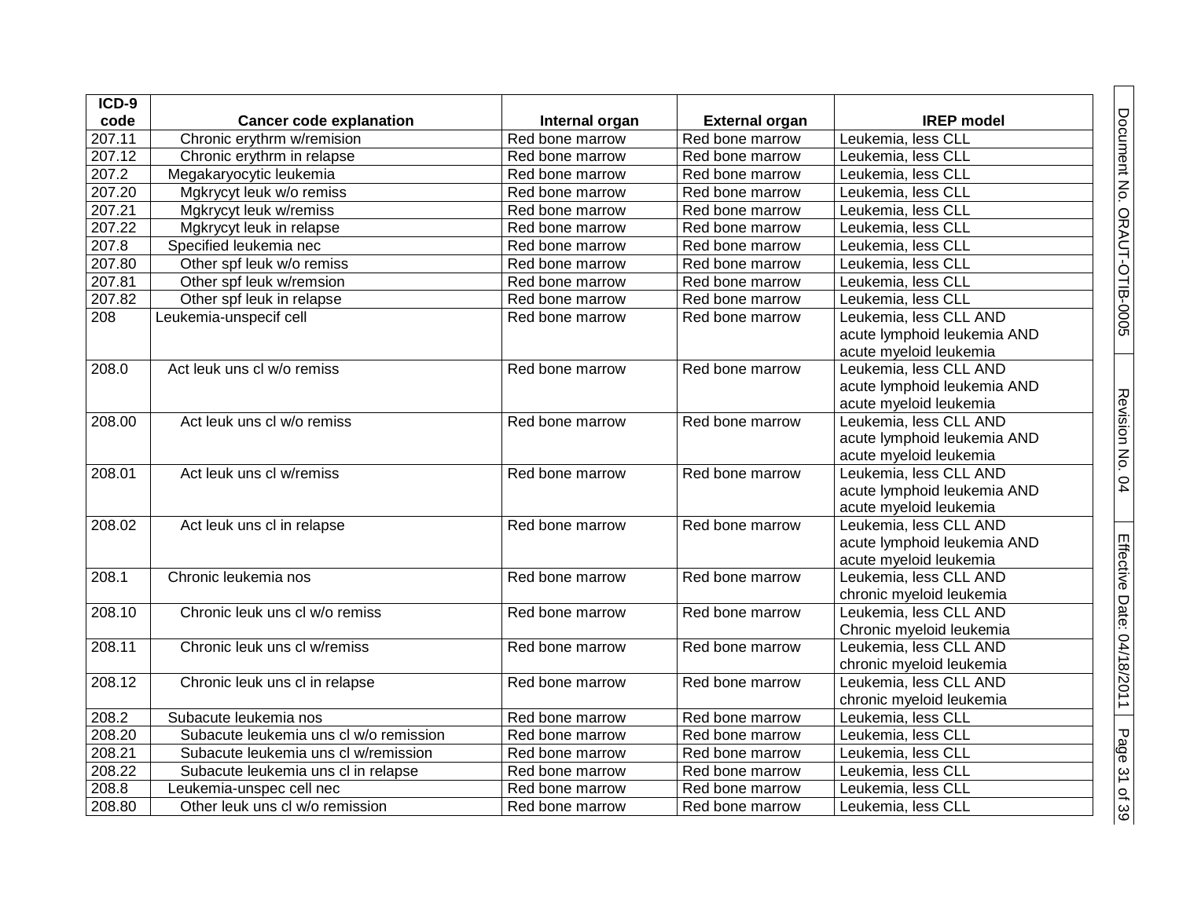| ICD-9 code | Cancer code explanation | Internal organ | External organ | IREP model |
|---|---|---|---|---|
| 207.11 | Chronic erythrm w/remision | Red bone marrow | Red bone marrow | Leukemia, less CLL |
| 207.12 | Chronic erythrm in relapse | Red bone marrow | Red bone marrow | Leukemia, less CLL |
| 207.2 | Megakaryocytic leukemia | Red bone marrow | Red bone marrow | Leukemia, less CLL |
| 207.20 | Mgkrycyt leuk w/o remiss | Red bone marrow | Red bone marrow | Leukemia, less CLL |
| 207.21 | Mgkrycyt leuk w/remiss | Red bone marrow | Red bone marrow | Leukemia, less CLL |
| 207.22 | Mgkrycyt leuk in relapse | Red bone marrow | Red bone marrow | Leukemia, less CLL |
| 207.8 | Specified leukemia nec | Red bone marrow | Red bone marrow | Leukemia, less CLL |
| 207.80 | Other spf leuk w/o remiss | Red bone marrow | Red bone marrow | Leukemia, less CLL |
| 207.81 | Other spf leuk w/remsion | Red bone marrow | Red bone marrow | Leukemia, less CLL |
| 207.82 | Other spf leuk in relapse | Red bone marrow | Red bone marrow | Leukemia, less CLL |
| 208 | Leukemia-unspecif cell | Red bone marrow | Red bone marrow | Leukemia, less CLL AND acute lymphoid leukemia AND acute myeloid leukemia |
| 208.0 | Act leuk uns cl w/o remiss | Red bone marrow | Red bone marrow | Leukemia, less CLL AND acute lymphoid leukemia AND acute myeloid leukemia |
| 208.00 | Act leuk uns cl w/o remiss | Red bone marrow | Red bone marrow | Leukemia, less CLL AND acute lymphoid leukemia AND acute myeloid leukemia |
| 208.01 | Act leuk uns cl w/remiss | Red bone marrow | Red bone marrow | Leukemia, less CLL AND acute lymphoid leukemia AND acute myeloid leukemia |
| 208.02 | Act leuk uns cl in relapse | Red bone marrow | Red bone marrow | Leukemia, less CLL AND acute lymphoid leukemia AND acute myeloid leukemia |
| 208.1 | Chronic leukemia nos | Red bone marrow | Red bone marrow | Leukemia, less CLL AND chronic myeloid leukemia |
| 208.10 | Chronic leuk uns cl w/o remiss | Red bone marrow | Red bone marrow | Leukemia, less CLL AND Chronic myeloid leukemia |
| 208.11 | Chronic leuk uns cl w/remiss | Red bone marrow | Red bone marrow | Leukemia, less CLL AND chronic myeloid leukemia |
| 208.12 | Chronic leuk uns cl in relapse | Red bone marrow | Red bone marrow | Leukemia, less CLL AND chronic myeloid leukemia |
| 208.2 | Subacute leukemia nos | Red bone marrow | Red bone marrow | Leukemia, less CLL |
| 208.20 | Subacute leukemia uns cl w/o remission | Red bone marrow | Red bone marrow | Leukemia, less CLL |
| 208.21 | Subacute leukemia uns cl w/remission | Red bone marrow | Red bone marrow | Leukemia, less CLL |
| 208.22 | Subacute leukemia uns cl in relapse | Red bone marrow | Red bone marrow | Leukemia, less CLL |
| 208.8 | Leukemia-unspec cell nec | Red bone marrow | Red bone marrow | Leukemia, less CLL |
| 208.80 | Other leuk uns cl w/o remission | Red bone marrow | Red bone marrow | Leukemia, less CLL |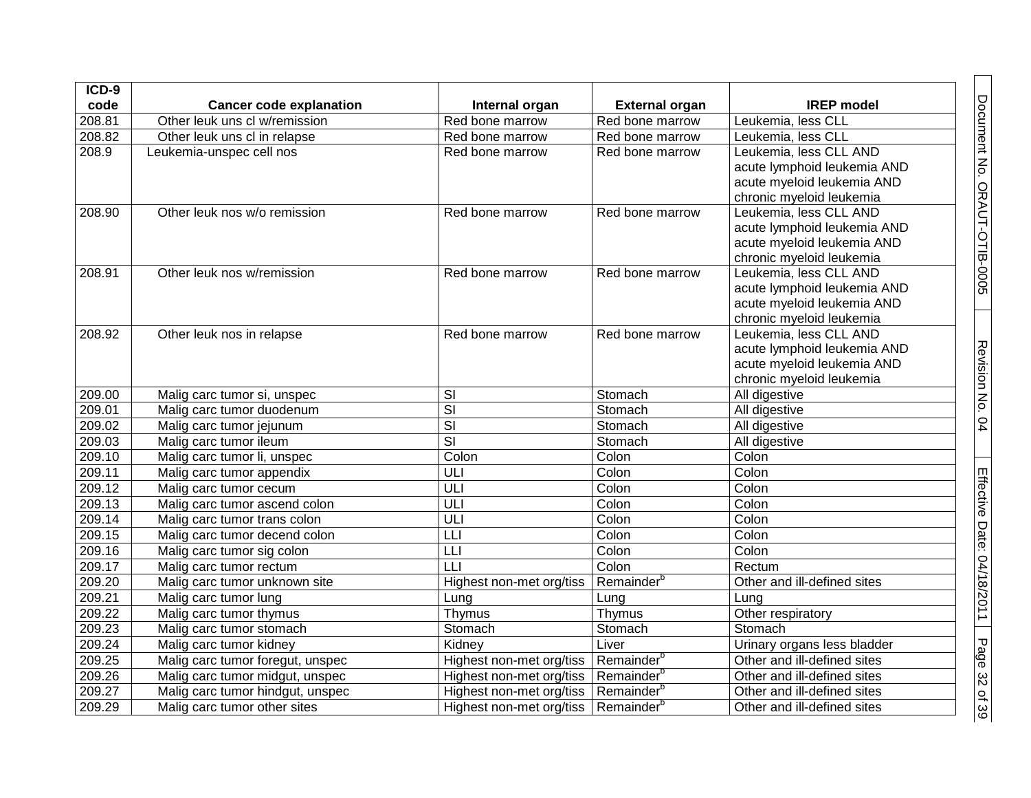| ICD-9 code | Cancer code explanation | Internal organ | External organ | IREP model |
|---|---|---|---|---|
| 208.81 | Other leuk uns cl w/remission | Red bone marrow | Red bone marrow | Leukemia, less CLL |
| 208.82 | Other leuk uns cl in relapse | Red bone marrow | Red bone marrow | Leukemia, less CLL |
| 208.9 | Leukemia-unspec cell nos | Red bone marrow | Red bone marrow | Leukemia, less CLL AND acute lymphoid leukemia AND acute myeloid leukemia AND chronic myeloid leukemia |
| 208.90 | Other leuk nos w/o remission | Red bone marrow | Red bone marrow | Leukemia, less CLL AND acute lymphoid leukemia AND acute myeloid leukemia AND chronic myeloid leukemia |
| 208.91 | Other leuk nos w/remission | Red bone marrow | Red bone marrow | Leukemia, less CLL AND acute lymphoid leukemia AND acute myeloid leukemia AND chronic myeloid leukemia |
| 208.92 | Other leuk nos in relapse | Red bone marrow | Red bone marrow | Leukemia, less CLL AND acute lymphoid leukemia AND acute myeloid leukemia AND chronic myeloid leukemia |
| 209.00 | Malig carc tumor si, unspec | SI | Stomach | All digestive |
| 209.01 | Malig carc tumor duodenum | SI | Stomach | All digestive |
| 209.02 | Malig carc tumor jejunum | SI | Stomach | All digestive |
| 209.03 | Malig carc tumor ileum | SI | Stomach | All digestive |
| 209.10 | Malig carc tumor li, unspec | Colon | Colon | Colon |
| 209.11 | Malig carc tumor appendix | ULI | Colon | Colon |
| 209.12 | Malig carc tumor cecum | ULI | Colon | Colon |
| 209.13 | Malig carc tumor ascend colon | ULI | Colon | Colon |
| 209.14 | Malig carc tumor trans colon | ULI | Colon | Colon |
| 209.15 | Malig carc tumor decend colon | LLI | Colon | Colon |
| 209.16 | Malig carc tumor sig colon | LLI | Colon | Colon |
| 209.17 | Malig carc tumor rectum | LLI | Colon | Rectum |
| 209.20 | Malig carc tumor unknown site | Highest non-met org/tiss | Remainder[b] | Other and ill-defined sites |
| 209.21 | Malig carc tumor lung | Lung | Lung | Lung |
| 209.22 | Malig carc tumor thymus | Thymus | Thymus | Other respiratory |
| 209.23 | Malig carc tumor stomach | Stomach | Stomach | Stomach |
| 209.24 | Malig carc tumor kidney | Kidney | Liver | Urinary organs less bladder |
| 209.25 | Malig carc tumor foregut, unspec | Highest non-met org/tiss | Remainder[b] | Other and ill-defined sites |
| 209.26 | Malig carc tumor midgut, unspec | Highest non-met org/tiss | Remainder[b] | Other and ill-defined sites |
| 209.27 | Malig carc tumor hindgut, unspec | Highest non-met org/tiss | Remainder[b] | Other and ill-defined sites |
| 209.29 | Malig carc tumor other sites | Highest non-met org/tiss | Remainder[b] | Other and ill-defined sites |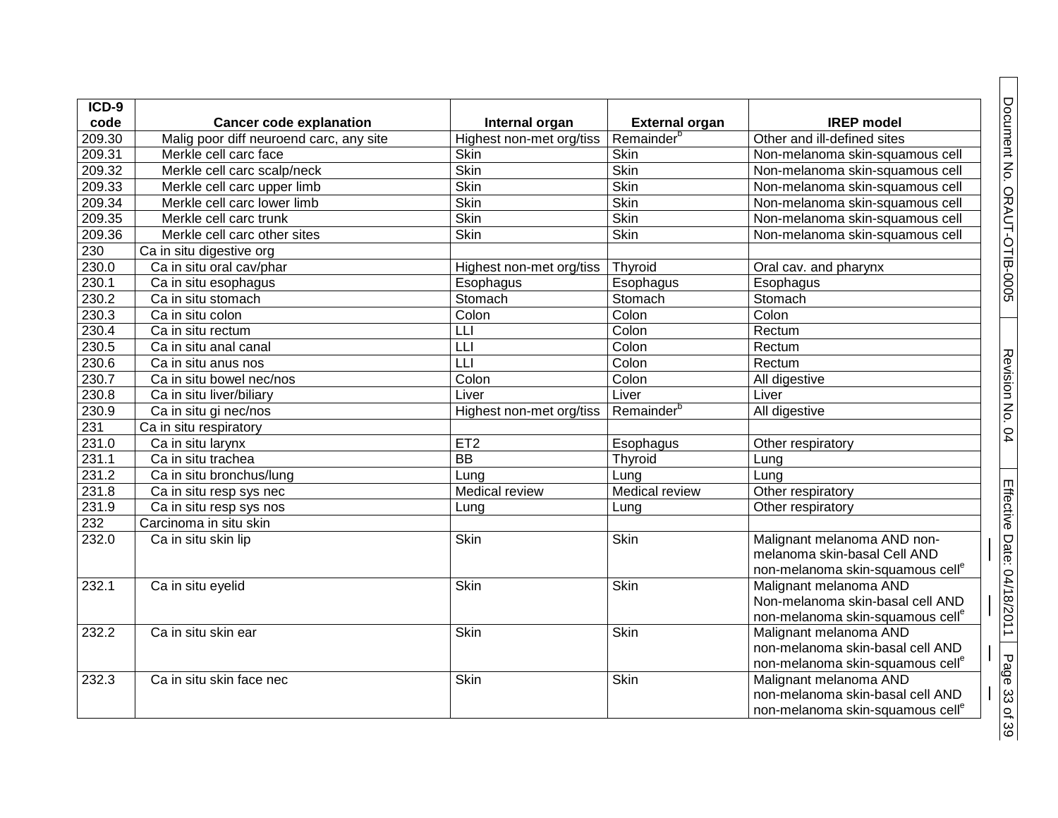| ICD-9 code | Cancer code explanation | Internal organ | External organ | IREP model |
|---|---|---|---|---|
| 209.30 | Malig poor diff neuroend carc, any site | Highest non-met org/tiss | Remainder[b] | Other and ill-defined sites |
| 209.31 | Merkle cell carc face | Skin | Skin | Non-melanoma skin-squamous cell |
| 209.32 | Merkle cell carc scalp/neck | Skin | Skin | Non-melanoma skin-squamous cell |
| 209.33 | Merkle cell carc upper limb | Skin | Skin | Non-melanoma skin-squamous cell |
| 209.34 | Merkle cell carc lower limb | Skin | Skin | Non-melanoma skin-squamous cell |
| 209.35 | Merkle cell carc trunk | Skin | Skin | Non-melanoma skin-squamous cell |
| 209.36 | Merkle cell carc other sites | Skin | Skin | Non-melanoma skin-squamous cell |
| 230 | Ca in situ digestive org | | | |
| 230.0 | Ca in situ oral cav/phar | Highest non-met org/tiss | Thyroid | Oral cav. and pharynx |
| 230.1 | Ca in situ esophagus | Esophagus | Esophagus | Esophagus |
| 230.2 | Ca in situ stomach | Stomach | Stomach | Stomach |
| 230.3 | Ca in situ colon | Colon | Colon | Colon |
| 230.4 | Ca in situ rectum | LLI | Colon | Rectum |
| 230.5 | Ca in situ anal canal | LLI | Colon | Rectum |
| 230.6 | Ca in situ anus nos | LLI | Colon | Rectum |
| 230.7 | Ca in situ bowel nec/nos | Colon | Colon | All digestive |
| 230.8 | Ca in situ liver/biliary | Liver | Liver | Liver |
| 230.9 | Ca in situ gi nec/nos | Highest non-met org/tiss | Remainder[b] | All digestive |
| 231 | Ca in situ respiratory | | | |
| 231.0 | Ca in situ larynx | ET2 | Esophagus | Other respiratory |
| 231.1 | Ca in situ trachea | BB | Thyroid | Lung |
| 231.2 | Ca in situ bronchus/lung | Lung | Lung | Lung |
| 231.8 | Ca in situ resp sys nec | Medical review | Medical review | Other respiratory |
| 231.9 | Ca in situ resp sys nos | Lung | Lung | Other respiratory |
| 232 | Carcinoma in situ skin | | | |
| 232.0 | Ca in situ skin lip | Skin | Skin | Malignant melanoma AND non-melanoma skin-basal Cell AND non-melanoma skin-squamous cell[e] |
| 232.1 | Ca in situ eyelid | Skin | Skin | Malignant melanoma AND Non-melanoma skin-basal cell AND non-melanoma skin-squamous cell[e] |
| 232.2 | Ca in situ skin ear | Skin | Skin | Malignant melanoma AND non-melanoma skin-basal cell AND non-melanoma skin-squamous cell[e] |
| 232.3 | Ca in situ skin face nec | Skin | Skin | Malignant melanoma AND non-melanoma skin-basal cell AND non-melanoma skin-squamous cell[e] |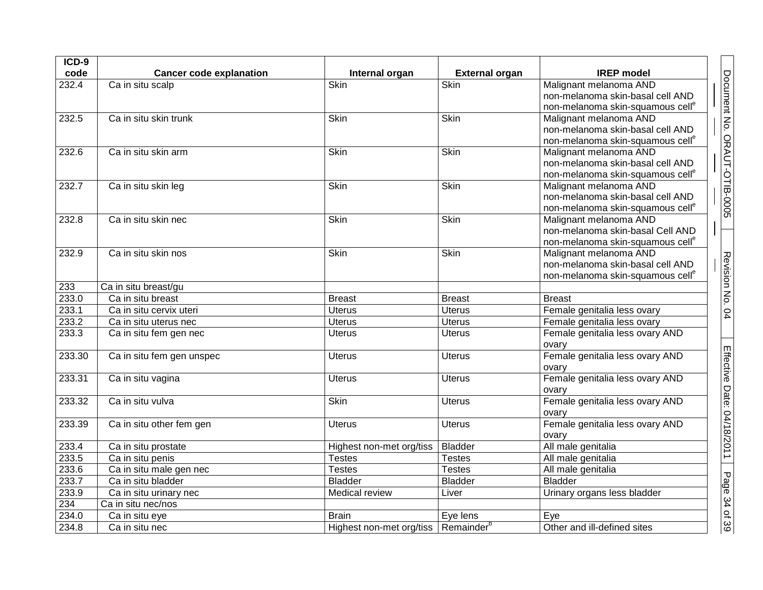| ICD-9 code | Cancer code explanation | Internal organ | External organ | IREP model |
|---|---|---|---|---|
| 232.4 | Ca in situ scalp | Skin | Skin | Malignant melanoma AND non-melanoma skin-basal cell AND non-melanoma skin-squamous cell[e] |
| 232.5 | Ca in situ skin trunk | Skin | Skin | Malignant melanoma AND non-melanoma skin-basal cell AND non-melanoma skin-squamous cell[e] |
| 232.6 | Ca in situ skin arm | Skin | Skin | Malignant melanoma AND non-melanoma skin-basal cell AND non-melanoma skin-squamous cell[e] |
| 232.7 | Ca in situ skin leg | Skin | Skin | Malignant melanoma AND non-melanoma skin-basal cell AND non-melanoma skin-squamous cell[e] |
| 232.8 | Ca in situ skin nec | Skin | Skin | Malignant melanoma AND non-melanoma skin-basal Cell AND non-melanoma skin-squamous cell[e] |
| 232.9 | Ca in situ skin nos | Skin | Skin | Malignant melanoma AND non-melanoma skin-basal cell AND non-melanoma skin-squamous cell[e] |
| 233 | Ca in situ breast/gu | | | |
| 233.0 | Ca in situ breast | Breast | Breast | Breast |
| 233.1 | Ca in situ cervix uteri | Uterus | Uterus | Female genitalia less ovary |
| 233.2 | Ca in situ uterus nec | Uterus | Uterus | Female genitalia less ovary |
| 233.3 | Ca in situ fem gen nec | Uterus | Uterus | Female genitalia less ovary AND ovary |
| 233.30 | Ca in situ fem gen unspec | Uterus | Uterus | Female genitalia less ovary AND ovary |
| 233.31 | Ca in situ vagina | Uterus | Uterus | Female genitalia less ovary AND ovary |
| 233.32 | Ca in situ vulva | Skin | Uterus | Female genitalia less ovary AND ovary |
| 233.39 | Ca in situ other fem gen | Uterus | Uterus | Female genitalia less ovary AND ovary |
| 233.4 | Ca in situ prostate | Highest non-met org/tiss | Bladder | All male genitalia |
| 233.5 | Ca in situ penis | Testes | Testes | All male genitalia |
| 233.6 | Ca in situ male gen nec | Testes | Testes | All male genitalia |
| 233.7 | Ca in situ bladder | Bladder | Bladder | Bladder |
| 233.9 | Ca in situ urinary nec | Medical review | Liver | Urinary organs less bladder |
| 234 | Ca in situ nec/nos | | | |
| 234.0 | Ca in situ eye | Brain | Eye lens | Eye |
| 234.8 | Ca in situ nec | Highest non-met org/tiss | Remainder[b] | Other and ill-defined sites |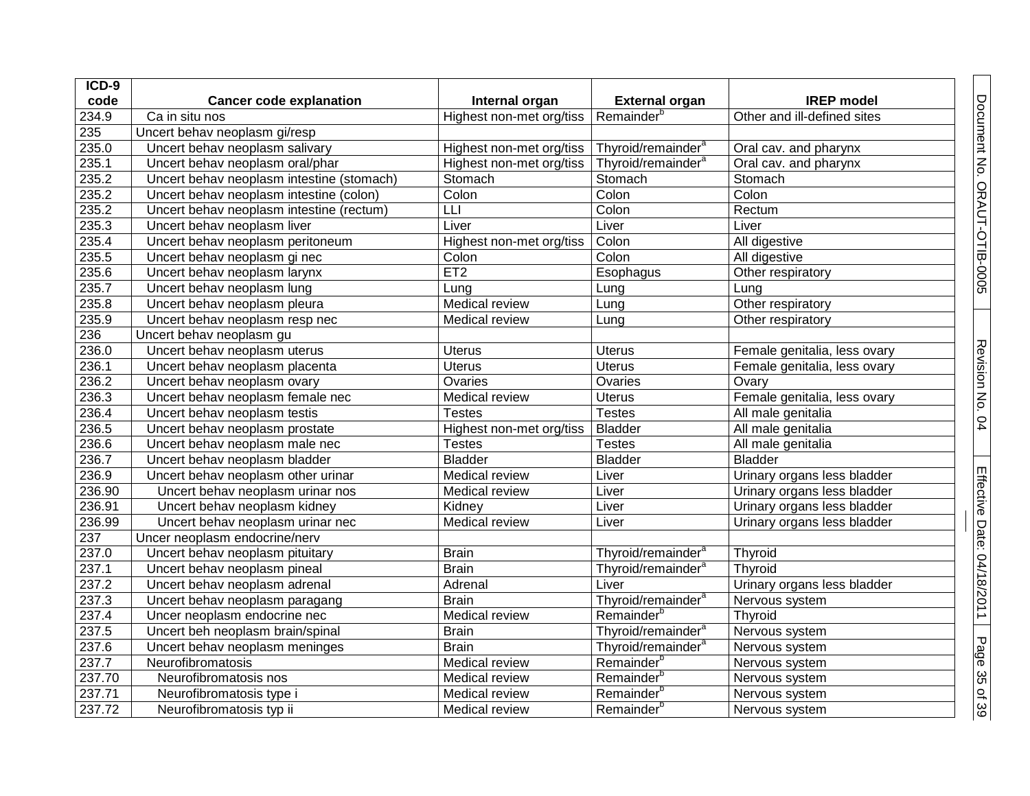| ICD-9 code | Cancer code explanation | Internal organ | External organ | IREP model |
|---|---|---|---|---|
| 234.9 | Ca in situ nos | Highest non-met org/tiss | Remainder[b] | Other and ill-defined sites |
| 235 | Uncert behav neoplasm gi/resp | | | |
| 235.0 | Uncert behav neoplasm salivary | Highest non-met org/tiss | Thyroid/remainder[a] | Oral cav. and pharynx |
| 235.1 | Uncert behav neoplasm oral/phar | Highest non-met org/tiss | Thyroid/remainder[a] | Oral cav. and pharynx |
| 235.2 | Uncert behav neoplasm intestine (stomach) | Stomach | Stomach | Stomach |
| 235.2 | Uncert behav neoplasm intestine (colon) | Colon | Colon | Colon |
| 235.2 | Uncert behav neoplasm intestine (rectum) | LLI | Colon | Rectum |
| 235.3 | Uncert behav neoplasm liver | Liver | Liver | Liver |
| 235.4 | Uncert behav neoplasm peritoneum | Highest non-met org/tiss | Colon | All digestive |
| 235.5 | Uncert behav neoplasm gi nec | Colon | Colon | All digestive |
| 235.6 | Uncert behav neoplasm larynx | ET2 | Esophagus | Other respiratory |
| 235.7 | Uncert behav neoplasm lung | Lung | Lung | Lung |
| 235.8 | Uncert behav neoplasm pleura | Medical review | Lung | Other respiratory |
| 235.9 | Uncert behav neoplasm resp nec | Medical review | Lung | Other respiratory |
| 236 | Uncert behav neoplasm gu | | | |
| 236.0 | Uncert behav neoplasm uterus | Uterus | Uterus | Female genitalia, less ovary |
| 236.1 | Uncert behav neoplasm placenta | Uterus | Uterus | Female genitalia, less ovary |
| 236.2 | Uncert behav neoplasm ovary | Ovaries | Ovaries | Ovary |
| 236.3 | Uncert behav neoplasm female nec | Medical review | Uterus | Female genitalia, less ovary |
| 236.4 | Uncert behav neoplasm testis | Testes | Testes | All male genitalia |
| 236.5 | Uncert behav neoplasm prostate | Highest non-met org/tiss | Bladder | All male genitalia |
| 236.6 | Uncert behav neoplasm male nec | Testes | Testes | All male genitalia |
| 236.7 | Uncert behav neoplasm bladder | Bladder | Bladder | Bladder |
| 236.9 | Uncert behav neoplasm other urinar | Medical review | Liver | Urinary organs less bladder |
| 236.90 | Uncert behav neoplasm urinar nos | Medical review | Liver | Urinary organs less bladder |
| 236.91 | Uncert behav neoplasm kidney | Kidney | Liver | Urinary organs less bladder |
| 236.99 | Uncert behav neoplasm urinar nec | Medical review | Liver | Urinary organs less bladder |
| 237 | Uncer neoplasm endocrine/nerv | | | |
| 237.0 | Uncert behav neoplasm pituitary | Brain | Thyroid/remainder[a] | Thyroid |
| 237.1 | Uncert behav neoplasm pineal | Brain | Thyroid/remainder[a] | Thyroid |
| 237.2 | Uncert behav neoplasm adrenal | Adrenal | Liver | Urinary organs less bladder |
| 237.3 | Uncert behav neoplasm paragang | Brain | Thyroid/remainder[a] | Nervous system |
| 237.4 | Uncer neoplasm endocrine nec | Medical review | Remainder[b] | Thyroid |
| 237.5 | Uncert beh neoplasm brain/spinal | Brain | Thyroid/remainder[a] | Nervous system |
| 237.6 | Uncert behav neoplasm meninges | Brain | Thyroid/remainder[a] | Nervous system |
| 237.7 | Neurofibromatosis | Medical review | Remainder[b] | Nervous system |
| 237.70 | Neurofibromatosis nos | Medical review | Remainder[b] | Nervous system |
| 237.71 | Neurofibromatosis type i | Medical review | Remainder[b] | Nervous system |
| 237.72 | Neurofibromatosis typ ii | Medical review | Remainder[b] | Nervous system |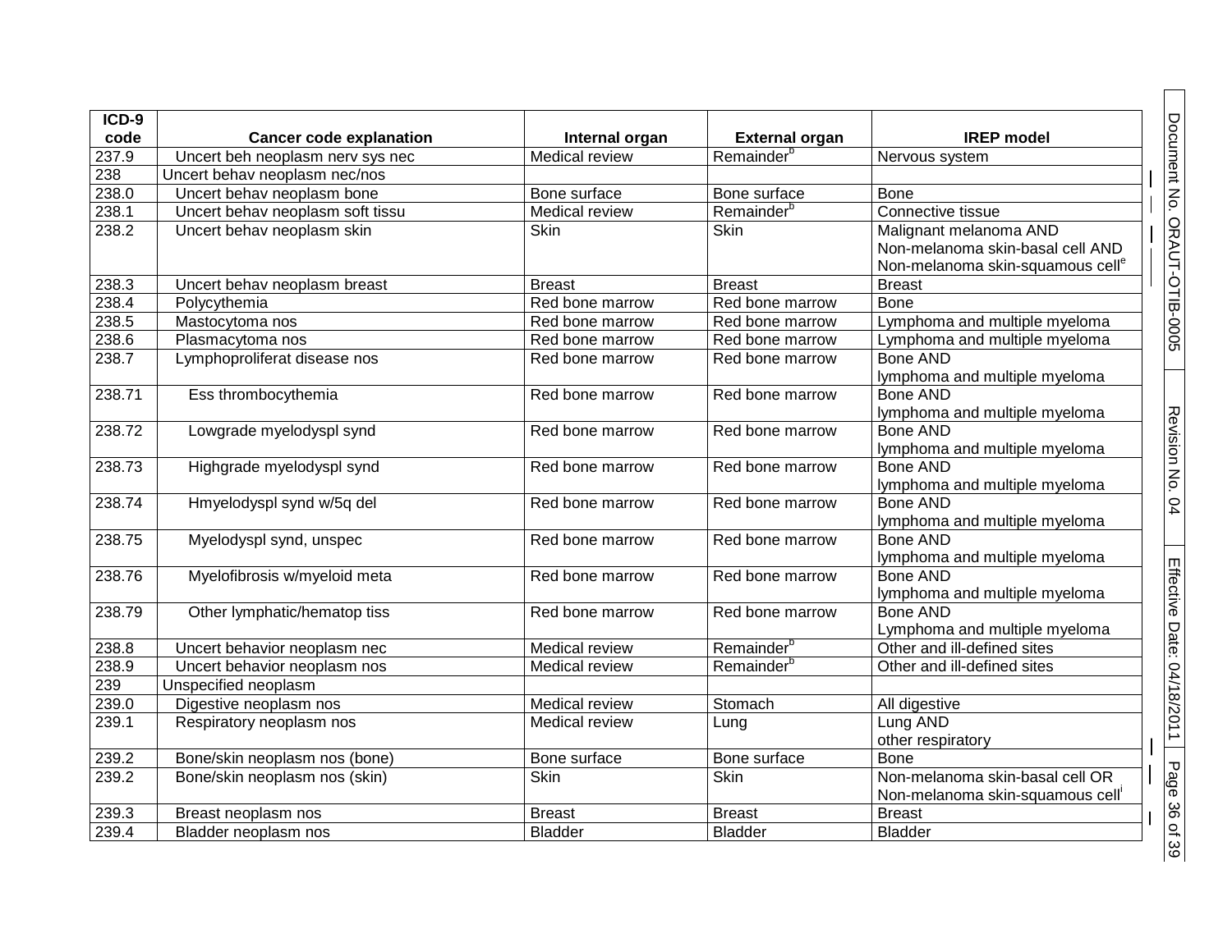| ICD-9 code | Cancer code explanation | Internal organ | External organ | IREP model |
|---|---|---|---|---|
| 237.9 | Uncert beh neoplasm nerv sys nec | Medical review | Remainder[b] | Nervous system |
| 238 | Uncert behav neoplasm nec/nos | | | |
| 238.0 | Uncert behav neoplasm bone | Bone surface | Bone surface | Bone |
| 238.1 | Uncert behav neoplasm soft tissu | Medical review | Remainder[b] | Connective tissue |
| 238.2 | Uncert behav neoplasm skin | Skin | Skin | Malignant melanoma AND Non-melanoma skin-basal cell AND Non-melanoma skin-squamous cell[e] |
| 238.3 | Uncert behav neoplasm breast | Breast | Breast | Breast |
| 238.4 | Polycythemia | Red bone marrow | Red bone marrow | Bone |
| 238.5 | Mastocytoma nos | Red bone marrow | Red bone marrow | Lymphoma and multiple myeloma |
| 238.6 | Plasmacytoma nos | Red bone marrow | Red bone marrow | Lymphoma and multiple myeloma |
| 238.7 | Lymphoproliferat disease nos | Red bone marrow | Red bone marrow | Bone AND lymphoma and multiple myeloma |
| 238.71 | Ess thrombocythemia | Red bone marrow | Red bone marrow | Bone AND lymphoma and multiple myeloma |
| 238.72 | Lowgrade myelodyspl synd | Red bone marrow | Red bone marrow | Bone AND lymphoma and multiple myeloma |
| 238.73 | Highgrade myelodyspl synd | Red bone marrow | Red bone marrow | Bone AND lymphoma and multiple myeloma |
| 238.74 | Hmyelodyspl synd w/5q del | Red bone marrow | Red bone marrow | Bone AND lymphoma and multiple myeloma |
| 238.75 | Myelodyspl synd, unspec | Red bone marrow | Red bone marrow | Bone AND lymphoma and multiple myeloma |
| 238.76 | Myelofibrosis w/myeloid meta | Red bone marrow | Red bone marrow | Bone AND lymphoma and multiple myeloma |
| 238.79 | Other lymphatic/hematop tiss | Red bone marrow | Red bone marrow | Bone AND Lymphoma and multiple myeloma |
| 238.8 | Uncert behavior neoplasm nec | Medical review | Remainder[b] | Other and ill-defined sites |
| 238.9 | Uncert behavior neoplasm nos | Medical review | Remainder[b] | Other and ill-defined sites |
| 239 | Unspecified neoplasm | | | |
| 239.0 | Digestive neoplasm nos | Medical review | Stomach | All digestive |
| 239.1 | Respiratory neoplasm nos | Medical review | Lung | Lung AND other respiratory |
| 239.2 | Bone/skin neoplasm nos (bone) | Bone surface | Bone surface | Bone |
| 239.2 | Bone/skin neoplasm nos (skin) | Skin | Skin | Non-melanoma skin-basal cell OR Non-melanoma skin-squamous cell[i] |
| 239.3 | Breast neoplasm nos | Breast | Breast | Breast |
| 239.4 | Bladder neoplasm nos | Bladder | Bladder | Bladder |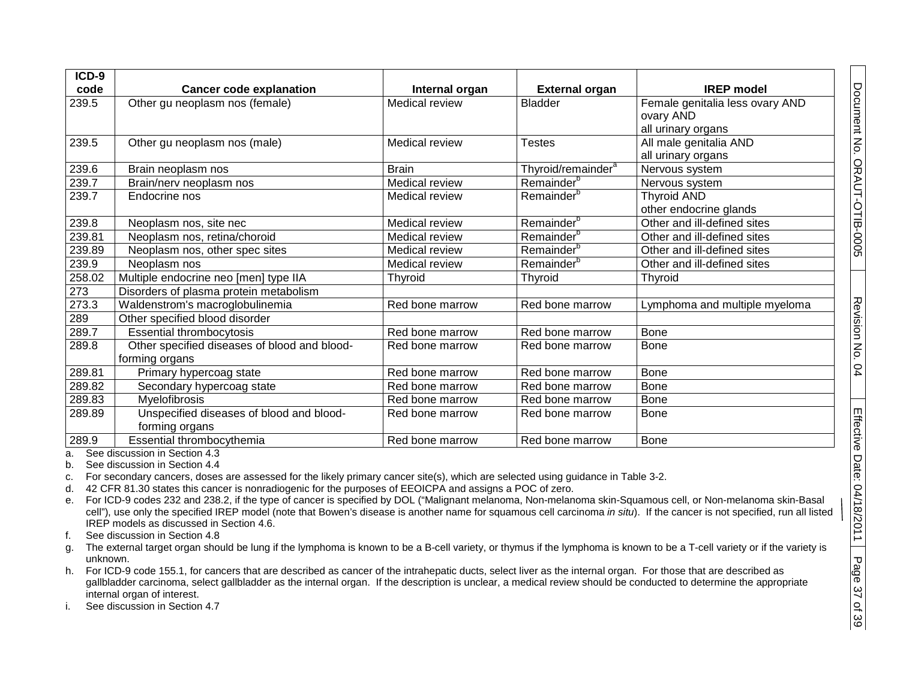| ICD-9 code | Cancer code explanation | Internal organ | External organ | IREP model |
|---|---|---|---|---|
| 239.5 | Other gu neoplasm nos (female) | Medical review | Bladder | Female genitalia less ovary AND ovary AND all urinary organs |
| 239.5 | Other gu neoplasm nos (male) | Medical review | Testes | All male genitalia AND all urinary organs |
| 239.6 | Brain neoplasm nos | Brain | Thyroid/remainder[a] | Nervous system |
| 239.7 | Brain/nerv neoplasm nos | Medical review | Remainder[b] | Nervous system |
| 239.7 | Endocrine nos | Medical review | Remainder[b] | Thyroid AND other endocrine glands |
| 239.8 | Neoplasm nos, site nec | Medical review | Remainder[b] | Other and ill-defined sites |
| 239.81 | Neoplasm nos, retina/choroid | Medical review | Remainder[b] | Other and ill-defined sites |
| 239.89 | Neoplasm nos, other spec sites | Medical review | Remainder[b] | Other and ill-defined sites |
| 239.9 | Neoplasm nos | Medical review | Remainder[b] | Other and ill-defined sites |
| 258.02 | Multiple endocrine neo [men] type IIA | Thyroid | Thyroid | Thyroid |
| 273 | Disorders of plasma protein metabolism | | | |
| 273.3 | Waldenstrom's macroglobulinemia | Red bone marrow | Red bone marrow | Lymphoma and multiple myeloma |
| 289 | Other specified blood disorder | | | |
| 289.7 | Essential thrombocytosis | Red bone marrow | Red bone marrow | Bone |
| 289.8 | Other specified diseases of blood and blood-forming organs | Red bone marrow | Red bone marrow | Bone |
| 289.81 | Primary hypercoag state | Red bone marrow | Red bone marrow | Bone |
| 289.82 | Secondary hypercoag state | Red bone marrow | Red bone marrow | Bone |
| 289.83 | Myelofibrosis | Red bone marrow | Red bone marrow | Bone |
| 289.89 | Unspecified diseases of blood and blood-forming organs | Red bone marrow | Red bone marrow | Bone |
| 289.9 | Essential thrombocythemia | Red bone marrow | Red bone marrow | Bone |

a. See discussion in Section 4.3

b. See discussion in Section 4.4

c. For secondary cancers, doses are assessed for the likely primary cancer site(s), which are selected using guidance in Table 3-2.

d. 42 CFR 81.30 states this cancer is nonradiogenic for the purposes of EEOICPA and assigns a POC of zero.

e. For ICD-9 codes 232 and 238.2, if the type of cancer is specified by DOL ("Malignant melanoma, Non-melanoma skin-Squamous cell, or Non-melanoma skin-Basal cell"), use only the specified IREP model (note that Bowen's disease is another name for squamous cell carcinoma *in situ*). If the cancer is not specified, run all listed IREP models as discussed in Section 4.6.

f. See discussion in Section 4.8

g. The external target organ should be lung if the lymphoma is known to be a B-cell variety, or thymus if the lymphoma is known to be a T-cell variety or if the variety is unknown.

h. For ICD-9 code 155.1, for cancers that are described as cancer of the intrahepatic ducts, select liver as the internal organ. For those that are described as gallbladder carcinoma, select gallbladder as the internal organ. If the description is unclear, a medical review should be conducted to determine the appropriate internal organ of interest.

i. See discussion in Section 4.7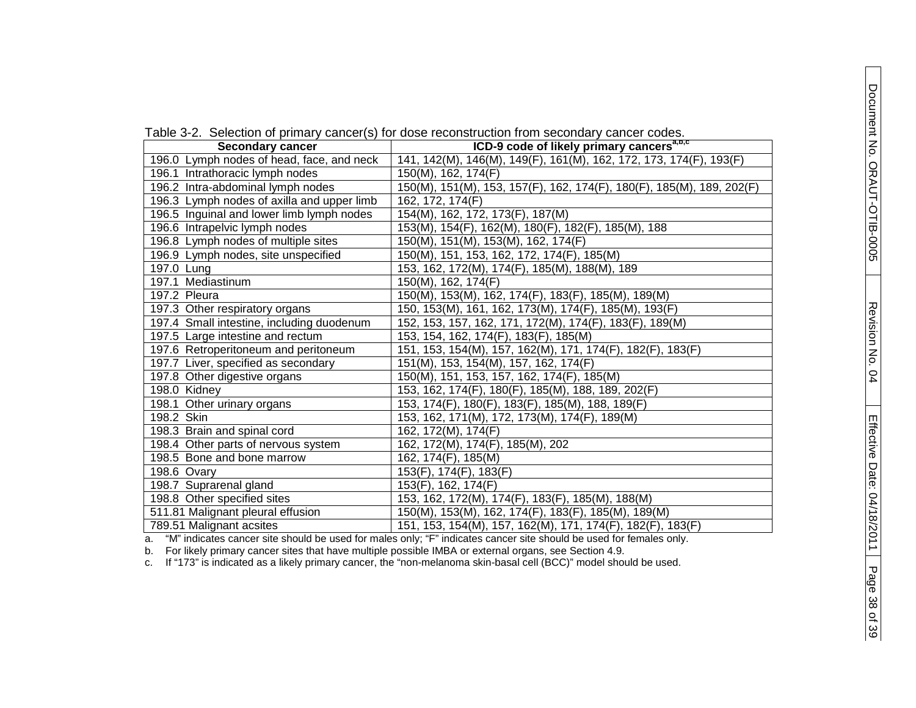Table 3-2. Selection of primary cancer(s) for dose reconstruction from secondary cancer codes.

| Secondary cancer | ICD-9 code of likely primary cancers[a,b,c] |
|---|---|
| 196.0 Lymph nodes of head, face, and neck | 141, 142(M), 146(M), 149(F), 161(M), 162, 172, 173, 174(F), 193(F) |
| 196.1 Intrathoracic lymph nodes | 150(M), 162, 174(F) |
| 196.2 Intra-abdominal lymph nodes | 150(M), 151(M), 153, 157(F), 162, 174(F), 180(F), 185(M), 189, 202(F) |
| 196.3 Lymph nodes of axilla and upper limb | 162, 172, 174(F) |
| 196.5 Inguinal and lower limb lymph nodes | 154(M), 162, 172, 173(F), 187(M) |
| 196.6 Intrapelvic lymph nodes | 153(M), 154(F), 162(M), 180(F), 182(F), 185(M), 188 |
| 196.8 Lymph nodes of multiple sites | 150(M), 151(M), 153(M), 162, 174(F) |
| 196.9 Lymph nodes, site unspecified | 150(M), 151, 153, 162, 172, 174(F), 185(M) |
| 197.0 Lung | 153, 162, 172(M), 174(F), 185(M), 188(M), 189 |
| 197.1 Mediastinum | 150(M), 162, 174(F) |
| 197.2 Pleura | 150(M), 153(M), 162, 174(F), 183(F), 185(M), 189(M) |
| 197.3 Other respiratory organs | 150, 153(M), 161, 162, 173(M), 174(F), 185(M), 193(F) |
| 197.4 Small intestine, including duodenum | 152, 153, 157, 162, 171, 172(M), 174(F), 183(F), 189(M) |
| 197.5 Large intestine and rectum | 153, 154, 162, 174(F), 183(F), 185(M) |
| 197.6 Retroperitoneum and peritoneum | 151, 153, 154(M), 157, 162(M), 171, 174(F), 182(F), 183(F) |
| 197.7 Liver, specified as secondary | 151(M), 153, 154(M), 157, 162, 174(F) |
| 197.8 Other digestive organs | 150(M), 151, 153, 157, 162, 174(F), 185(M) |
| 198.0 Kidney | 153, 162, 174(F), 180(F), 185(M), 188, 189, 202(F) |
| 198.1 Other urinary organs | 153, 174(F), 180(F), 183(F), 185(M), 188, 189(F) |
| 198.2 Skin | 153, 162, 171(M), 172, 173(M), 174(F), 189(M) |
| 198.3 Brain and spinal cord | 162, 172(M), 174(F) |
| 198.4 Other parts of nervous system | 162, 172(M), 174(F), 185(M), 202 |
| 198.5 Bone and bone marrow | 162, 174(F), 185(M) |
| 198.6 Ovary | 153(F), 174(F), 183(F) |
| 198.7 Suprarenal gland | 153(F), 162, 174(F) |
| 198.8 Other specified sites | 153, 162, 172(M), 174(F), 183(F), 185(M), 188(M) |
| 511.81 Malignant pleural effusion | 150(M), 153(M), 162, 174(F), 183(F), 185(M), 189(M) |
| 789.51 Malignant acsites | 151, 153, 154(M), 157, 162(M), 171, 174(F), 182(F), 183(F) |

a. "M" indicates cancer site should be used for males only; "F" indicates cancer site should be used for females only.

b. For likely primary cancer sites that have multiple possible IMBA or external organs, see Section 4.9.

c. If "173" is indicated as a likely primary cancer, the "non-melanoma skin-basal cell (BCC)" model should be used.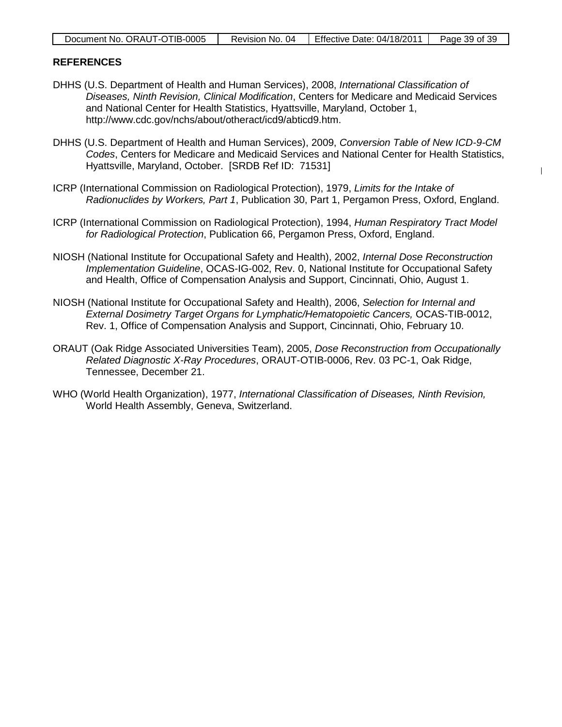## REFERENCES

DHHS (U.S. Department of Health and Human Services), 2008, *International Classification of Diseases, Ninth Revision, Clinical Modification*, Centers for Medicare and Medicaid Services and National Center for Health Statistics, Hyattsville, Maryland, October 1, http://www.cdc.gov/nchs/about/otheract/icd9/abticd9.htm.

DHHS (U.S. Department of Health and Human Services), 2009, *Conversion Table of New ICD-9-CM Codes*, Centers for Medicare and Medicaid Services and National Center for Health Statistics, Hyattsville, Maryland, October. [SRDB Ref ID: 71531]

ICRP (International Commission on Radiological Protection), 1979, *Limits for the Intake of Radionuclides by Workers, Part 1*, Publication 30, Part 1, Pergamon Press, Oxford, England.

ICRP (International Commission on Radiological Protection), 1994, *Human Respiratory Tract Model for Radiological Protection*, Publication 66, Pergamon Press, Oxford, England.

NIOSH (National Institute for Occupational Safety and Health), 2002, *Internal Dose Reconstruction Implementation Guideline*, OCAS-IG-002, Rev. 0, National Institute for Occupational Safety and Health, Office of Compensation Analysis and Support, Cincinnati, Ohio, August 1.

NIOSH (National Institute for Occupational Safety and Health), 2006, *Selection for Internal and External Dosimetry Target Organs for Lymphatic/Hematopoietic Cancers,* OCAS-TIB-0012, Rev. 1, Office of Compensation Analysis and Support, Cincinnati, Ohio, February 10.

ORAUT (Oak Ridge Associated Universities Team), 2005, *Dose Reconstruction from Occupationally Related Diagnostic X-Ray Procedures*, ORAUT-OTIB-0006, Rev. 03 PC-1, Oak Ridge, Tennessee, December 21.

WHO (World Health Organization), 1977, *International Classification of Diseases, Ninth Revision,* World Health Assembly, Geneva, Switzerland.